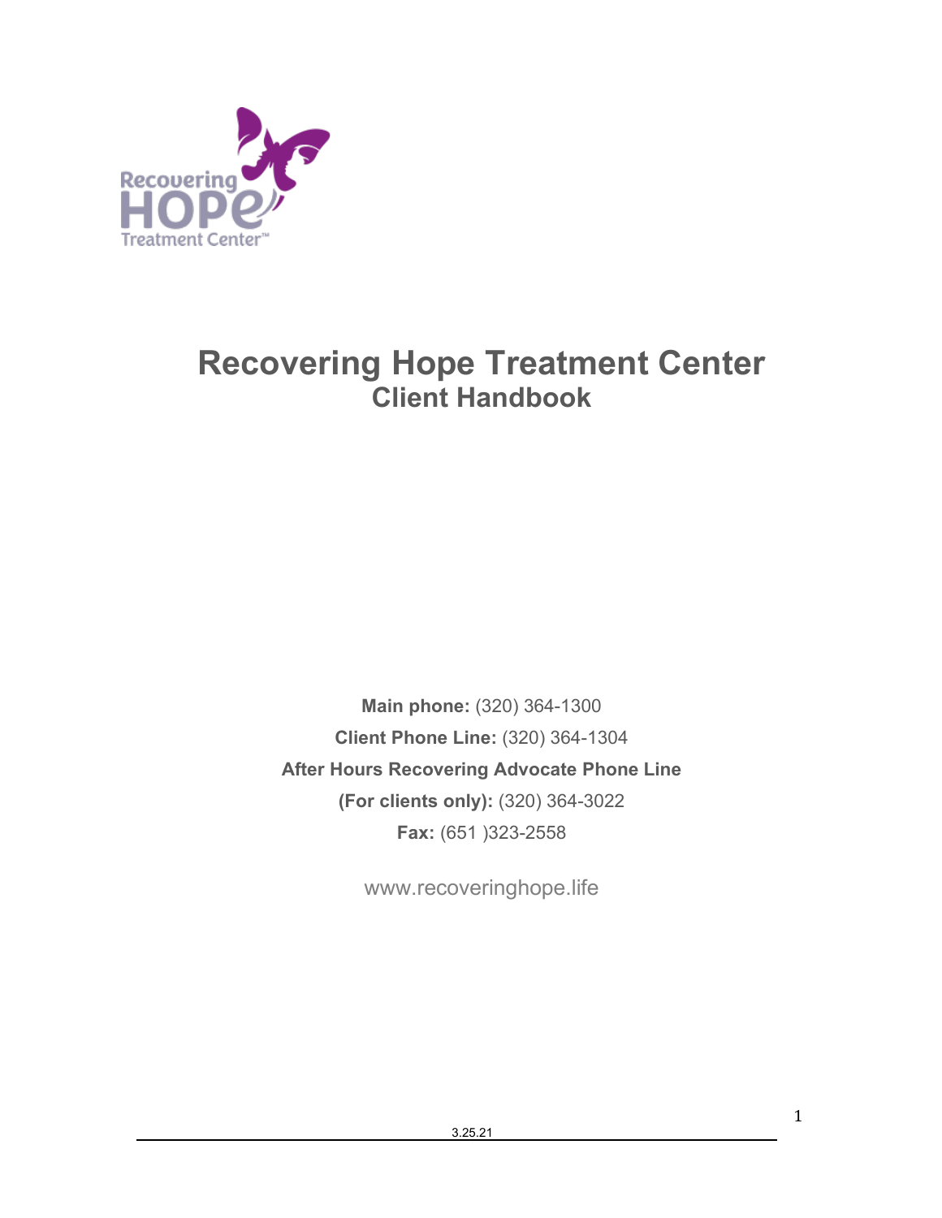# Recovering Hope Treatment Center

## Client Handbook

**Main phone:** (320) 364-1300

**Client Phone Line:** (320) 364-1304

**After Hours Recovering Advocate Phone Line**

**(For clients only):** (320) 364-3022

**Fax:** (651 )323-2558

www.recoveringhope.life

3.25.21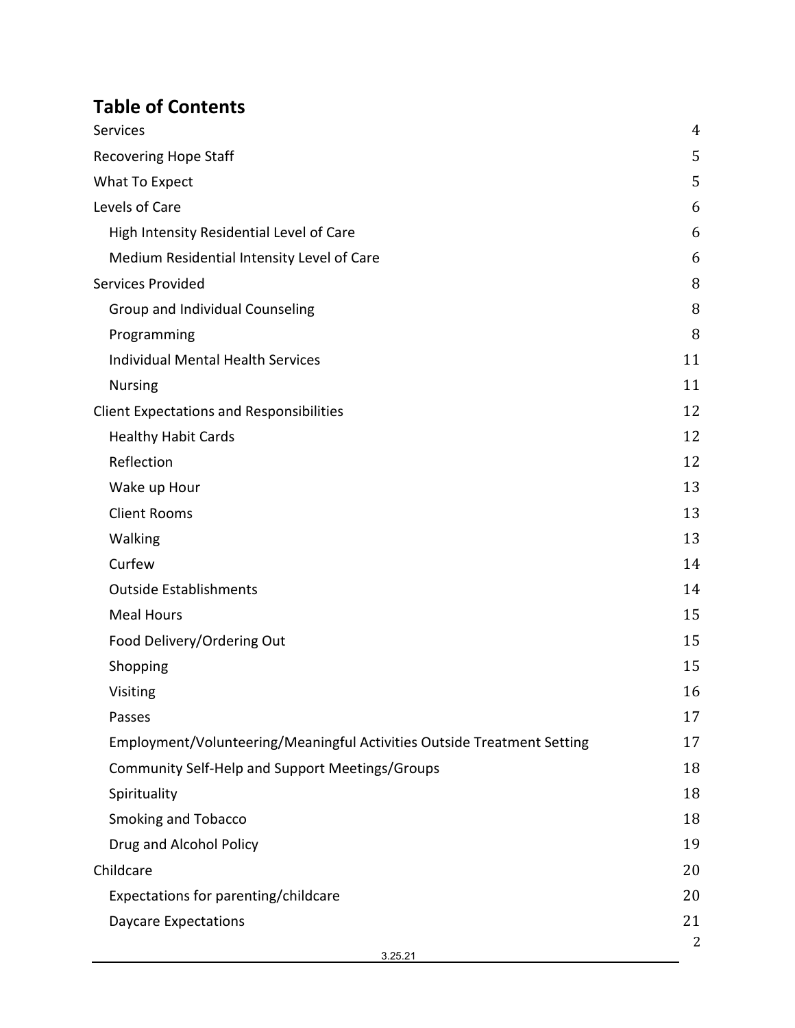## Table of Contents

| | |
|---|---|
| Services | 4 |
| Recovering Hope Staff | 5 |
| What To Expect | 5 |
| Levels of Care | 6 |
| High Intensity Residential Level of Care | 6 |
| Medium Residential Intensity Level of Care | 6 |
| Services Provided | 8 |
| Group and Individual Counseling | 8 |
| Programming | 8 |
| Individual Mental Health Services | 11 |
| Nursing | 11 |
| Client Expectations and Responsibilities | 12 |
| Healthy Habit Cards | 12 |
| Reflection | 12 |
| Wake up Hour | 13 |
| Client Rooms | 13 |
| Walking | 13 |
| Curfew | 14 |
| Outside Establishments | 14 |
| Meal Hours | 15 |
| Food Delivery/Ordering Out | 15 |
| Shopping | 15 |
| Visiting | 16 |
| Passes | 17 |
| Employment/Volunteering/Meaningful Activities Outside Treatment Setting | 17 |
| Community Self-Help and Support Meetings/Groups | 18 |
| Spirituality | 18 |
| Smoking and Tobacco | 18 |
| Drug and Alcohol Policy | 19 |
| Childcare | 20 |
| Expectations for parenting/childcare | 20 |
| Daycare Expectations | 21 |

3.25.21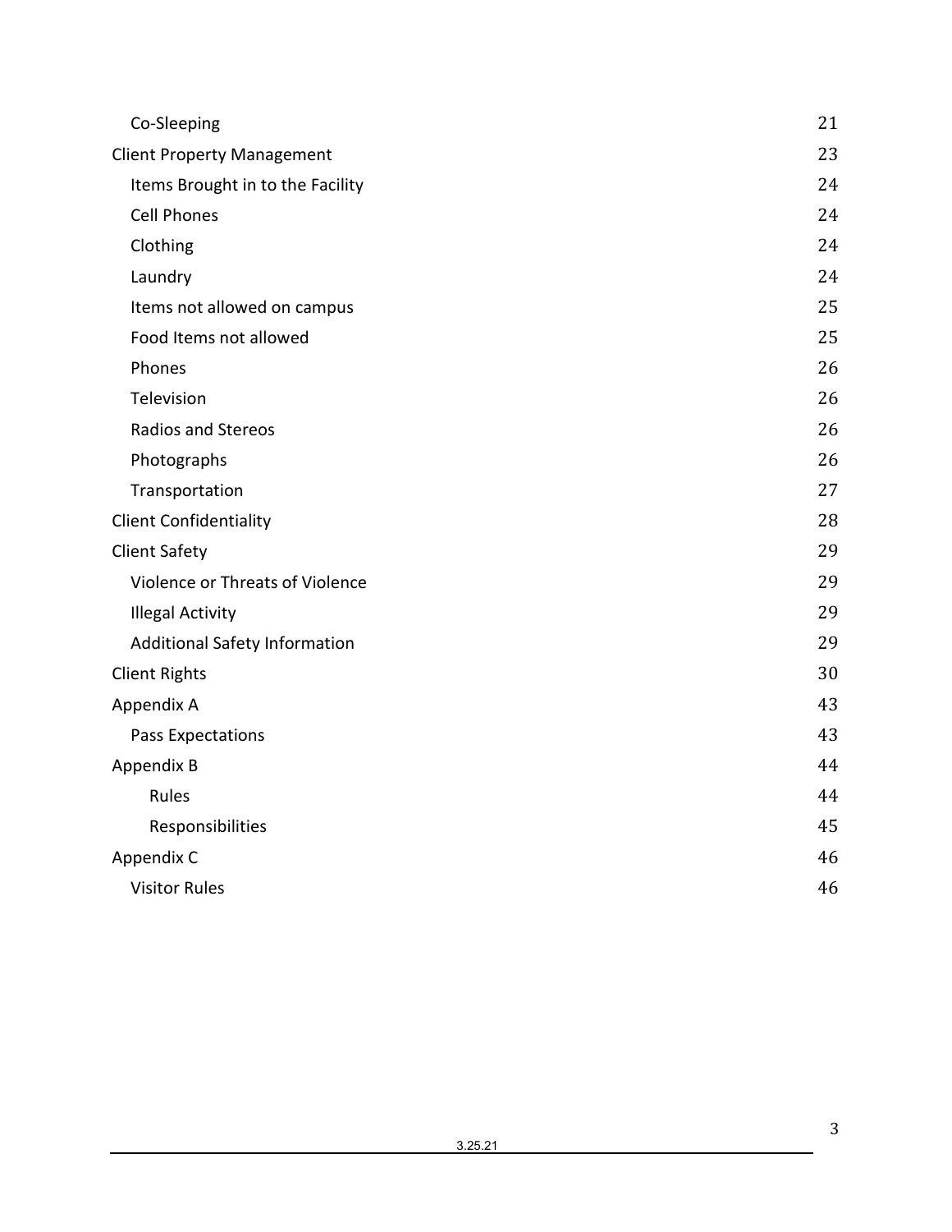| | |
|---|---|
| Co-Sleeping | 21 |
| Client Property Management | 23 |
| Items Brought in to the Facility | 24 |
| Cell Phones | 24 |
| Clothing | 24 |
| Laundry | 24 |
| Items not allowed on campus | 25 |
| Food Items not allowed | 25 |
| Phones | 26 |
| Television | 26 |
| Radios and Stereos | 26 |
| Photographs | 26 |
| Transportation | 27 |
| Client Confidentiality | 28 |
| Client Safety | 29 |
| Violence or Threats of Violence | 29 |
| Illegal Activity | 29 |
| Additional Safety Information | 29 |
| Client Rights | 30 |
| Appendix A | 43 |
| Pass Expectations | 43 |
| Appendix B | 44 |
| Rules | 44 |
| Responsibilities | 45 |
| Appendix C | 46 |
| Visitor Rules | 46 |

3.25.21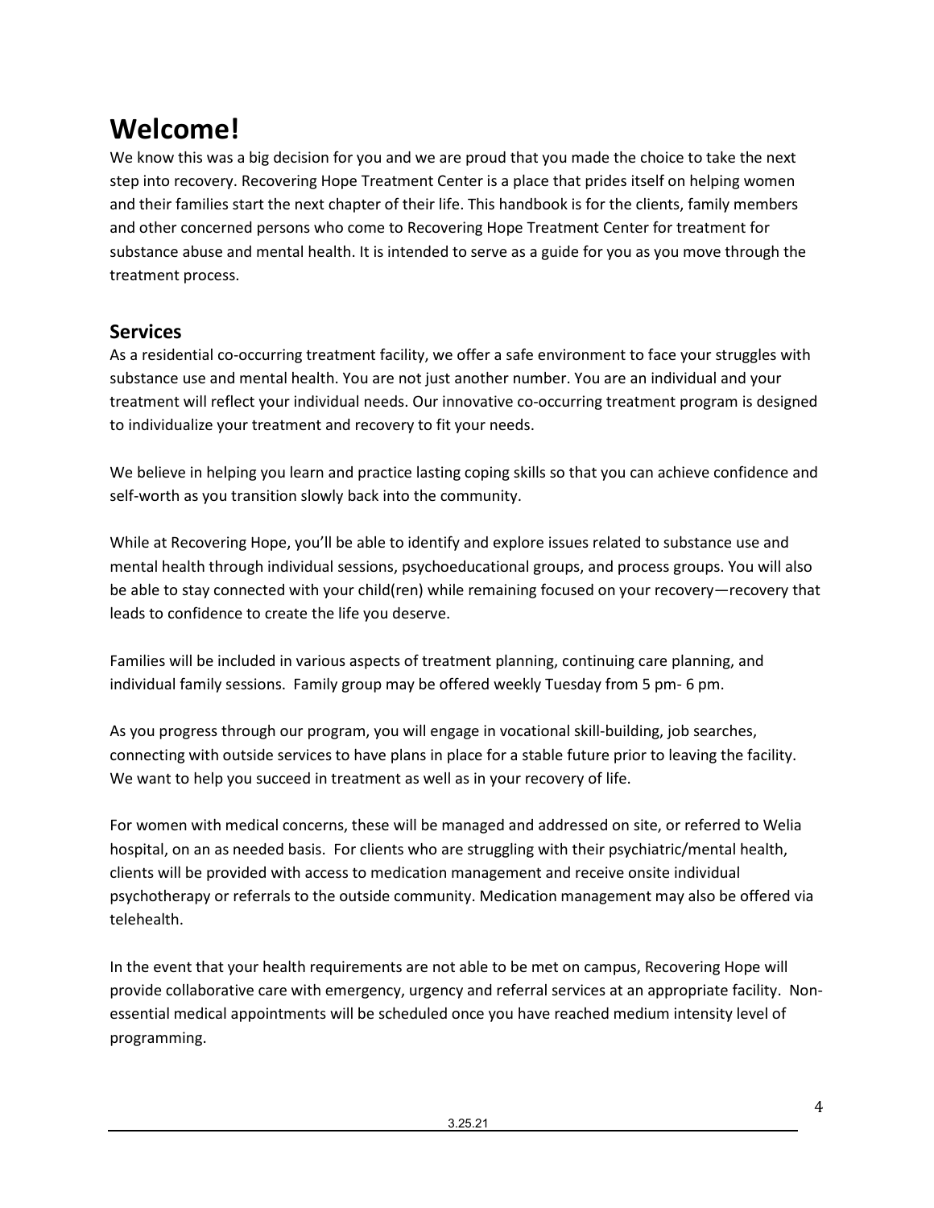# Welcome!

We know this was a big decision for you and we are proud that you made the choice to take the next step into recovery. Recovering Hope Treatment Center is a place that prides itself on helping women and their families start the next chapter of their life. This handbook is for the clients, family members and other concerned persons who come to Recovering Hope Treatment Center for treatment for substance abuse and mental health. It is intended to serve as a guide for you as you move through the treatment process.

## Services

As a residential co-occurring treatment facility, we offer a safe environment to face your struggles with substance use and mental health. You are not just another number. You are an individual and your treatment will reflect your individual needs. Our innovative co-occurring treatment program is designed to individualize your treatment and recovery to fit your needs.

We believe in helping you learn and practice lasting coping skills so that you can achieve confidence and self-worth as you transition slowly back into the community.

While at Recovering Hope, you'll be able to identify and explore issues related to substance use and mental health through individual sessions, psychoeducational groups, and process groups. You will also be able to stay connected with your child(ren) while remaining focused on your recovery—recovery that leads to confidence to create the life you deserve.

Families will be included in various aspects of treatment planning, continuing care planning, and individual family sessions. Family group may be offered weekly Tuesday from 5 pm- 6 pm.

As you progress through our program, you will engage in vocational skill-building, job searches, connecting with outside services to have plans in place for a stable future prior to leaving the facility. We want to help you succeed in treatment as well as in your recovery of life.

For women with medical concerns, these will be managed and addressed on site, or referred to Welia hospital, on an as needed basis. For clients who are struggling with their psychiatric/mental health, clients will be provided with access to medication management and receive onsite individual psychotherapy or referrals to the outside community. Medication management may also be offered via telehealth.

In the event that your health requirements are not able to be met on campus, Recovering Hope will provide collaborative care with emergency, urgency and referral services at an appropriate facility. Non-essential medical appointments will be scheduled once you have reached medium intensity level of programming.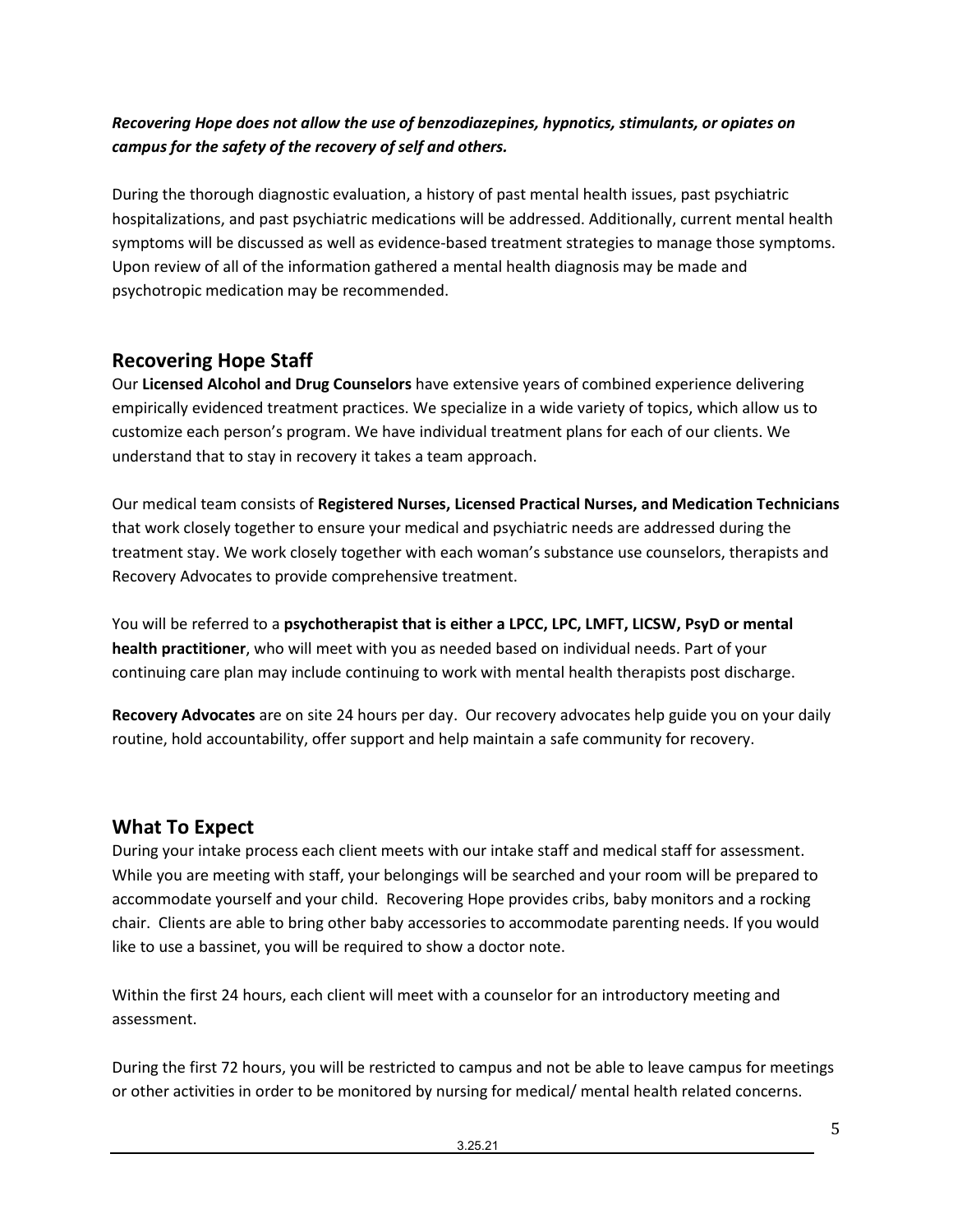***Recovering Hope does not allow the use of benzodiazepines, hypnotics, stimulants, or opiates on campus for the safety of the recovery of self and others.***

During the thorough diagnostic evaluation, a history of past mental health issues, past psychiatric hospitalizations, and past psychiatric medications will be addressed. Additionally, current mental health symptoms will be discussed as well as evidence-based treatment strategies to manage those symptoms. Upon review of all of the information gathered a mental health diagnosis may be made and psychotropic medication may be recommended.

## Recovering Hope Staff

Our **Licensed Alcohol and Drug Counselors** have extensive years of combined experience delivering empirically evidenced treatment practices. We specialize in a wide variety of topics, which allow us to customize each person's program. We have individual treatment plans for each of our clients. We understand that to stay in recovery it takes a team approach.

Our medical team consists of **Registered Nurses, Licensed Practical Nurses, and Medication Technicians** that work closely together to ensure your medical and psychiatric needs are addressed during the treatment stay. We work closely together with each woman's substance use counselors, therapists and Recovery Advocates to provide comprehensive treatment.

You will be referred to a **psychotherapist that is either a LPCC, LPC, LMFT, LICSW, PsyD or mental health practitioner**, who will meet with you as needed based on individual needs. Part of your continuing care plan may include continuing to work with mental health therapists post discharge.

**Recovery Advocates** are on site 24 hours per day. Our recovery advocates help guide you on your daily routine, hold accountability, offer support and help maintain a safe community for recovery.

## What To Expect

During your intake process each client meets with our intake staff and medical staff for assessment. While you are meeting with staff, your belongings will be searched and your room will be prepared to accommodate yourself and your child. Recovering Hope provides cribs, baby monitors and a rocking chair. Clients are able to bring other baby accessories to accommodate parenting needs. If you would like to use a bassinet, you will be required to show a doctor note.

Within the first 24 hours, each client will meet with a counselor for an introductory meeting and assessment.

During the first 72 hours, you will be restricted to campus and not be able to leave campus for meetings or other activities in order to be monitored by nursing for medical/ mental health related concerns.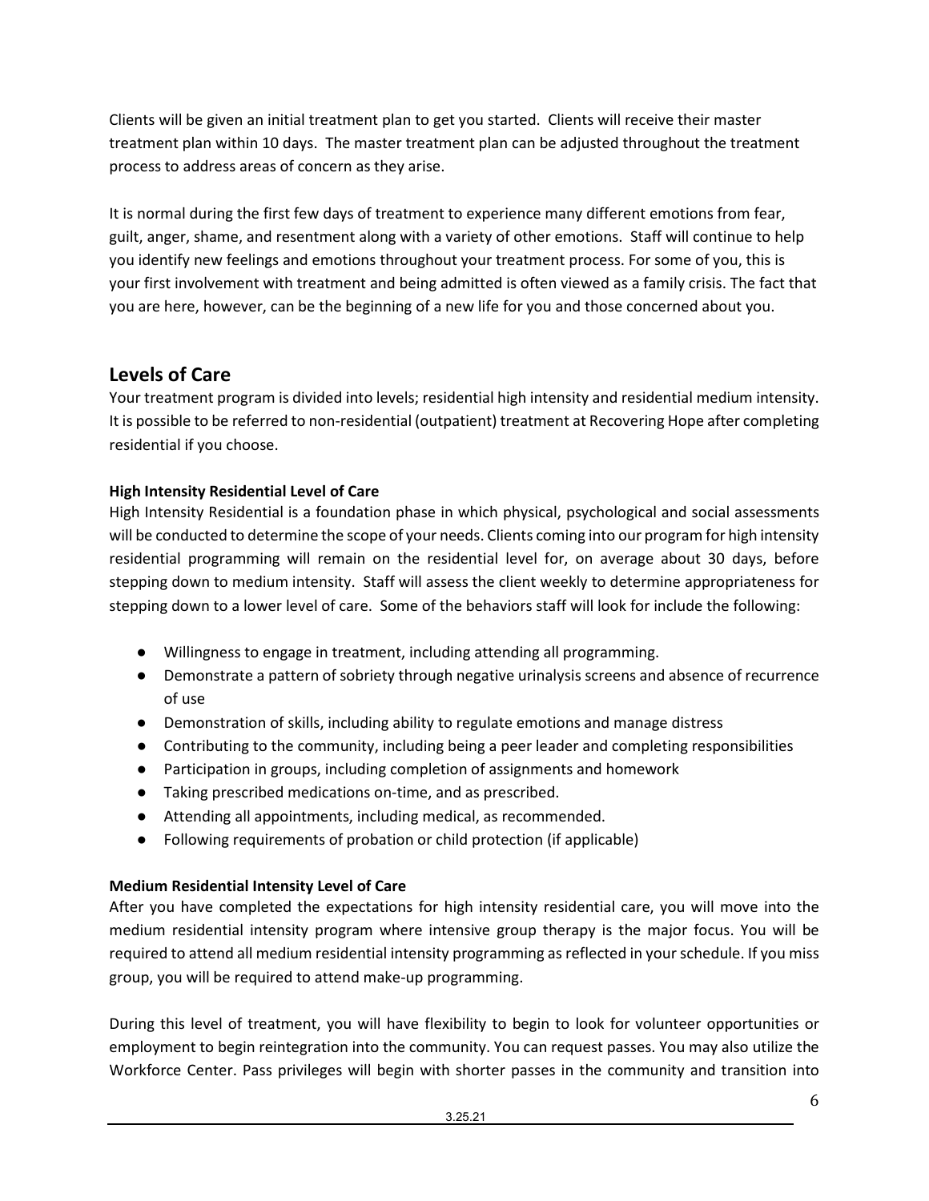Clients will be given an initial treatment plan to get you started. Clients will receive their master treatment plan within 10 days. The master treatment plan can be adjusted throughout the treatment process to address areas of concern as they arise.

It is normal during the first few days of treatment to experience many different emotions from fear, guilt, anger, shame, and resentment along with a variety of other emotions. Staff will continue to help you identify new feelings and emotions throughout your treatment process. For some of you, this is your first involvement with treatment and being admitted is often viewed as a family crisis. The fact that you are here, however, can be the beginning of a new life for you and those concerned about you.

## Levels of Care

Your treatment program is divided into levels; residential high intensity and residential medium intensity. It is possible to be referred to non-residential (outpatient) treatment at Recovering Hope after completing residential if you choose.

**High Intensity Residential Level of Care**

High Intensity Residential is a foundation phase in which physical, psychological and social assessments will be conducted to determine the scope of your needs. Clients coming into our program for high intensity residential programming will remain on the residential level for, on average about 30 days, before stepping down to medium intensity. Staff will assess the client weekly to determine appropriateness for stepping down to a lower level of care. Some of the behaviors staff will look for include the following:

- Willingness to engage in treatment, including attending all programming.
- Demonstrate a pattern of sobriety through negative urinalysis screens and absence of recurrence of use
- Demonstration of skills, including ability to regulate emotions and manage distress
- Contributing to the community, including being a peer leader and completing responsibilities
- Participation in groups, including completion of assignments and homework
- Taking prescribed medications on-time, and as prescribed.
- Attending all appointments, including medical, as recommended.
- Following requirements of probation or child protection (if applicable)

**Medium Residential Intensity Level of Care**

After you have completed the expectations for high intensity residential care, you will move into the medium residential intensity program where intensive group therapy is the major focus. You will be required to attend all medium residential intensity programming as reflected in your schedule. If you miss group, you will be required to attend make-up programming.

During this level of treatment, you will have flexibility to begin to look for volunteer opportunities or employment to begin reintegration into the community. You can request passes. You may also utilize the Workforce Center. Pass privileges will begin with shorter passes in the community and transition into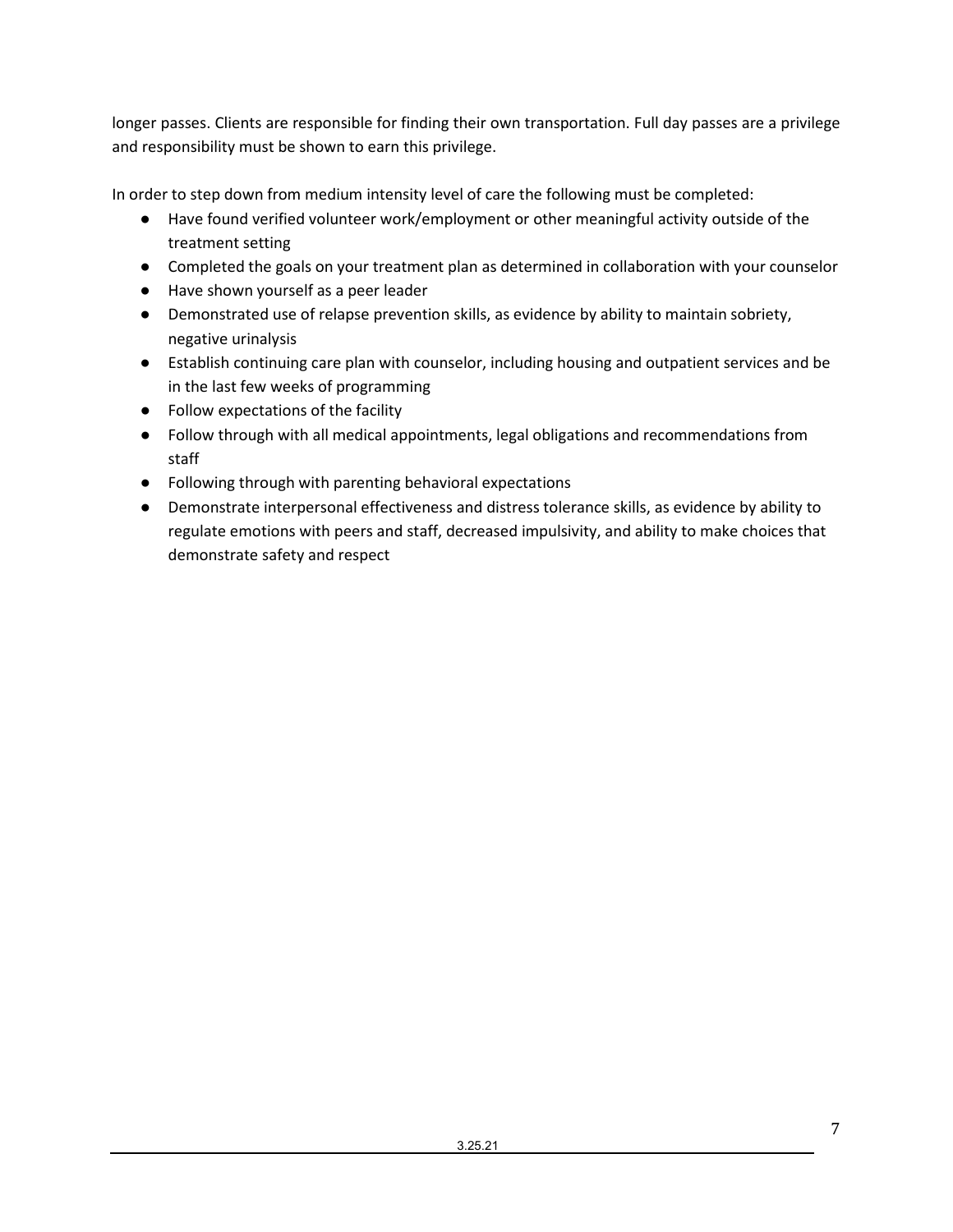longer passes. Clients are responsible for finding their own transportation. Full day passes are a privilege and responsibility must be shown to earn this privilege.

In order to step down from medium intensity level of care the following must be completed:

- Have found verified volunteer work/employment or other meaningful activity outside of the treatment setting
- Completed the goals on your treatment plan as determined in collaboration with your counselor
- Have shown yourself as a peer leader
- Demonstrated use of relapse prevention skills, as evidence by ability to maintain sobriety, negative urinalysis
- Establish continuing care plan with counselor, including housing and outpatient services and be in the last few weeks of programming
- Follow expectations of the facility
- Follow through with all medical appointments, legal obligations and recommendations from staff
- Following through with parenting behavioral expectations
- Demonstrate interpersonal effectiveness and distress tolerance skills, as evidence by ability to regulate emotions with peers and staff, decreased impulsivity, and ability to make choices that demonstrate safety and respect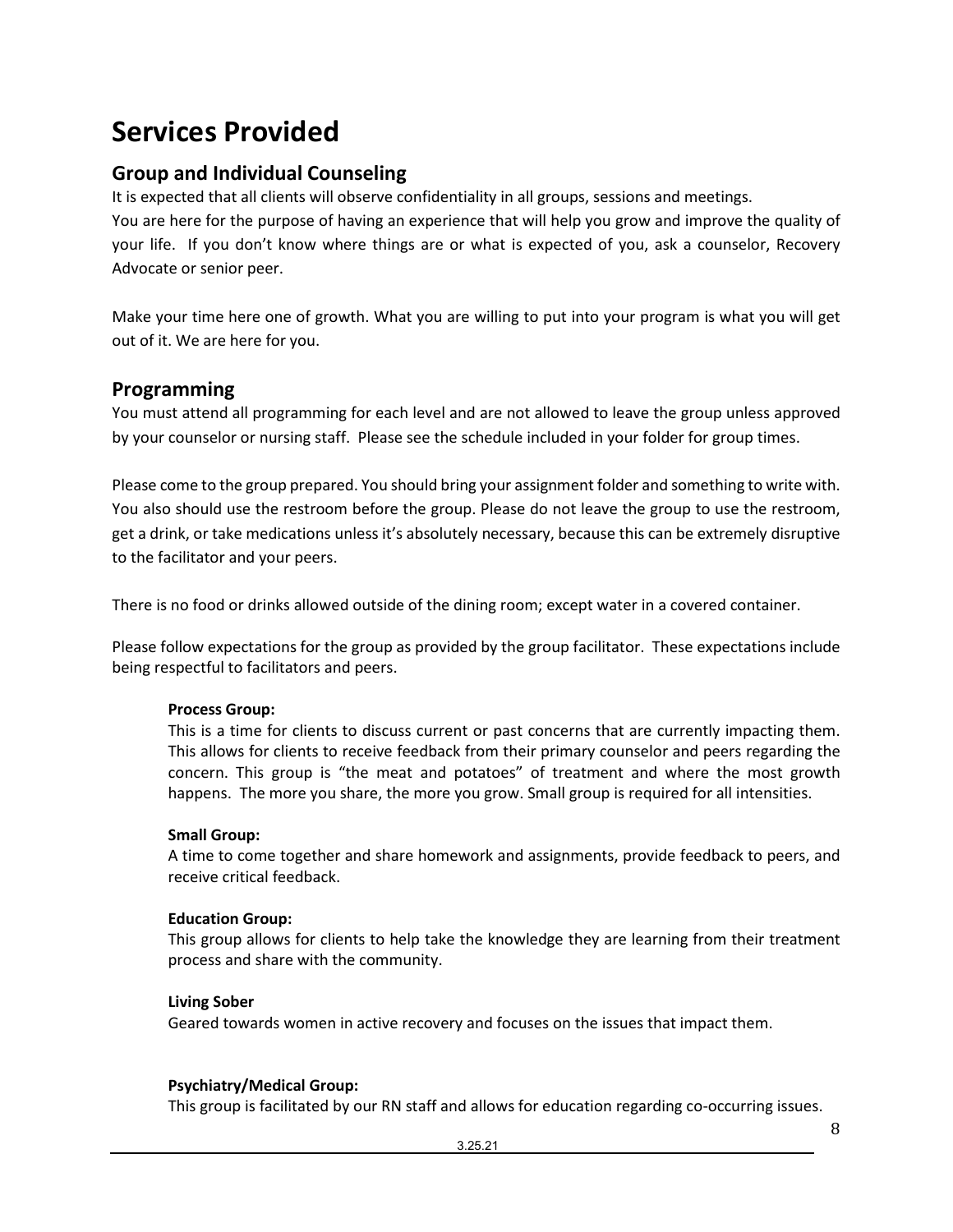# Services Provided

## Group and Individual Counseling

It is expected that all clients will observe confidentiality in all groups, sessions and meetings.
You are here for the purpose of having an experience that will help you grow and improve the quality of your life. If you don't know where things are or what is expected of you, ask a counselor, Recovery Advocate or senior peer.

Make your time here one of growth. What you are willing to put into your program is what you will get out of it. We are here for you.

## Programming

You must attend all programming for each level and are not allowed to leave the group unless approved by your counselor or nursing staff. Please see the schedule included in your folder for group times.

Please come to the group prepared. You should bring your assignment folder and something to write with. You also should use the restroom before the group. Please do not leave the group to use the restroom, get a drink, or take medications unless it's absolutely necessary, because this can be extremely disruptive to the facilitator and your peers.

There is no food or drinks allowed outside of the dining room; except water in a covered container.

Please follow expectations for the group as provided by the group facilitator. These expectations include being respectful to facilitators and peers.

**Process Group:**
This is a time for clients to discuss current or past concerns that are currently impacting them. This allows for clients to receive feedback from their primary counselor and peers regarding the concern. This group is "the meat and potatoes" of treatment and where the most growth happens. The more you share, the more you grow. Small group is required for all intensities.

**Small Group:**
A time to come together and share homework and assignments, provide feedback to peers, and receive critical feedback.

**Education Group:**
This group allows for clients to help take the knowledge they are learning from their treatment process and share with the community.

**Living Sober**
Geared towards women in active recovery and focuses on the issues that impact them.

**Psychiatry/Medical Group:**
This group is facilitated by our RN staff and allows for education regarding co-occurring issues.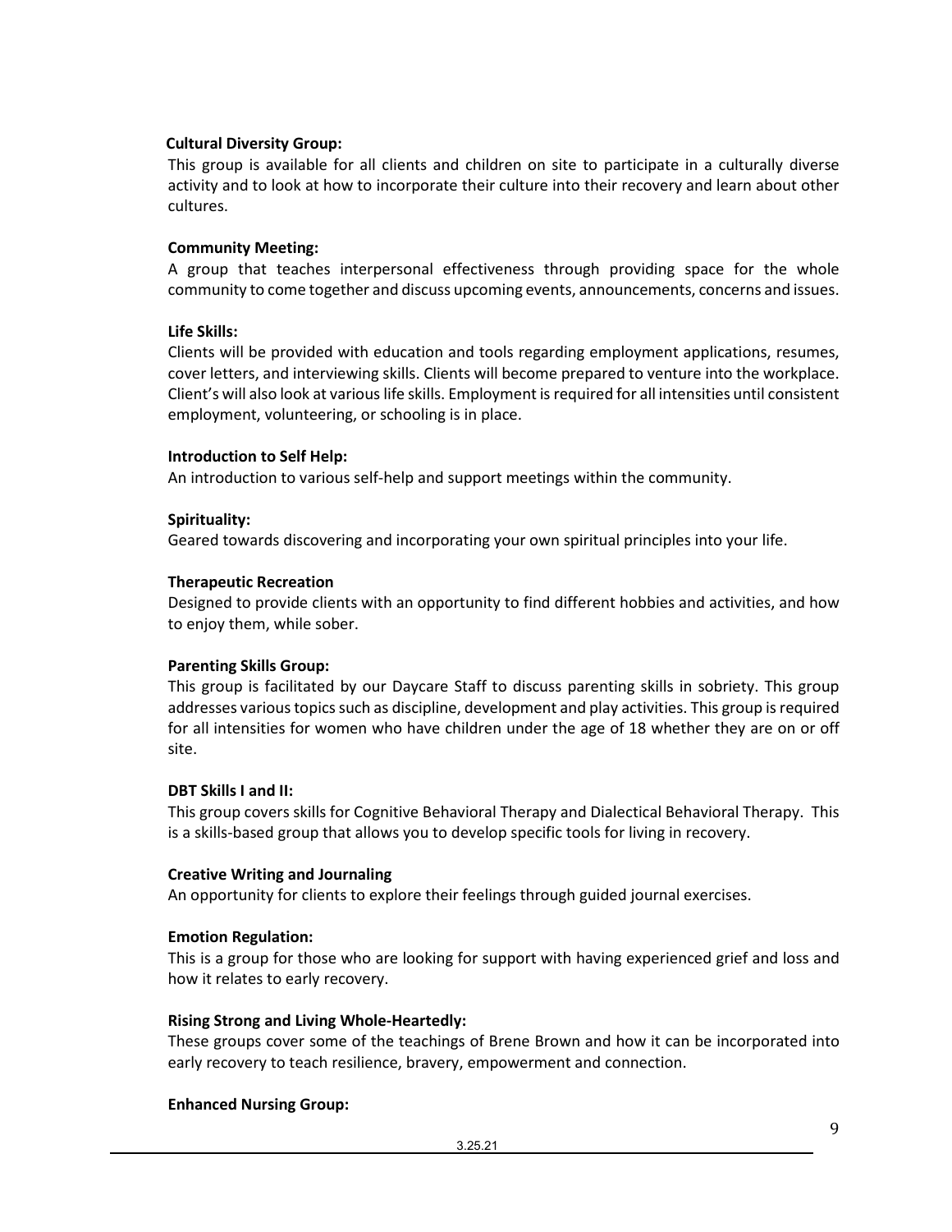**Cultural Diversity Group:**

This group is available for all clients and children on site to participate in a culturally diverse activity and to look at how to incorporate their culture into their recovery and learn about other cultures.

**Community Meeting:**

A group that teaches interpersonal effectiveness through providing space for the whole community to come together and discuss upcoming events, announcements, concerns and issues.

**Life Skills:**

Clients will be provided with education and tools regarding employment applications, resumes, cover letters, and interviewing skills. Clients will become prepared to venture into the workplace. Client's will also look at various life skills. Employment is required for all intensities until consistent employment, volunteering, or schooling is in place.

**Introduction to Self Help:**

An introduction to various self-help and support meetings within the community.

**Spirituality:**

Geared towards discovering and incorporating your own spiritual principles into your life.

**Therapeutic Recreation**

Designed to provide clients with an opportunity to find different hobbies and activities, and how to enjoy them, while sober.

**Parenting Skills Group:**

This group is facilitated by our Daycare Staff to discuss parenting skills in sobriety. This group addresses various topics such as discipline, development and play activities. This group is required for all intensities for women who have children under the age of 18 whether they are on or off site.

**DBT Skills I and II:**

This group covers skills for Cognitive Behavioral Therapy and Dialectical Behavioral Therapy. This is a skills-based group that allows you to develop specific tools for living in recovery.

**Creative Writing and Journaling**

An opportunity for clients to explore their feelings through guided journal exercises.

**Emotion Regulation:**

This is a group for those who are looking for support with having experienced grief and loss and how it relates to early recovery.

**Rising Strong and Living Whole-Heartedly:**

These groups cover some of the teachings of Brene Brown and how it can be incorporated into early recovery to teach resilience, bravery, empowerment and connection.

**Enhanced Nursing Group:**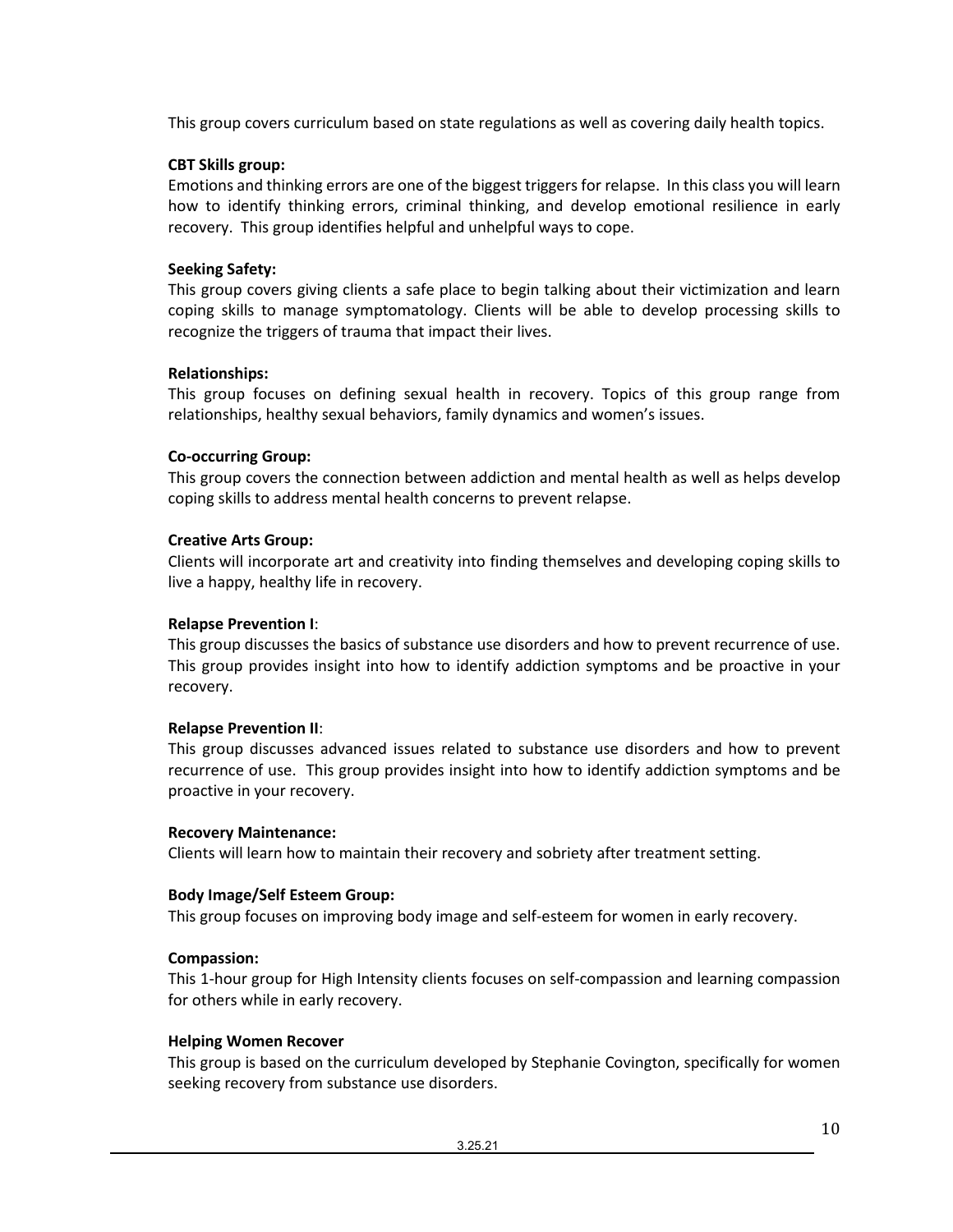This group covers curriculum based on state regulations as well as covering daily health topics.

**CBT Skills group:**
Emotions and thinking errors are one of the biggest triggers for relapse. In this class you will learn how to identify thinking errors, criminal thinking, and develop emotional resilience in early recovery. This group identifies helpful and unhelpful ways to cope.

**Seeking Safety:**
This group covers giving clients a safe place to begin talking about their victimization and learn coping skills to manage symptomatology. Clients will be able to develop processing skills to recognize the triggers of trauma that impact their lives.

**Relationships:**
This group focuses on defining sexual health in recovery. Topics of this group range from relationships, healthy sexual behaviors, family dynamics and women's issues.

**Co-occurring Group:**
This group covers the connection between addiction and mental health as well as helps develop coping skills to address mental health concerns to prevent relapse.

**Creative Arts Group:**
Clients will incorporate art and creativity into finding themselves and developing coping skills to live a happy, healthy life in recovery.

**Relapse Prevention I**:
This group discusses the basics of substance use disorders and how to prevent recurrence of use. This group provides insight into how to identify addiction symptoms and be proactive in your recovery.

**Relapse Prevention II**:
This group discusses advanced issues related to substance use disorders and how to prevent recurrence of use. This group provides insight into how to identify addiction symptoms and be proactive in your recovery.

**Recovery Maintenance:**
Clients will learn how to maintain their recovery and sobriety after treatment setting.

**Body Image/Self Esteem Group:**
This group focuses on improving body image and self-esteem for women in early recovery.

**Compassion:**
This 1-hour group for High Intensity clients focuses on self-compassion and learning compassion for others while in early recovery.

**Helping Women Recover**
This group is based on the curriculum developed by Stephanie Covington, specifically for women seeking recovery from substance use disorders.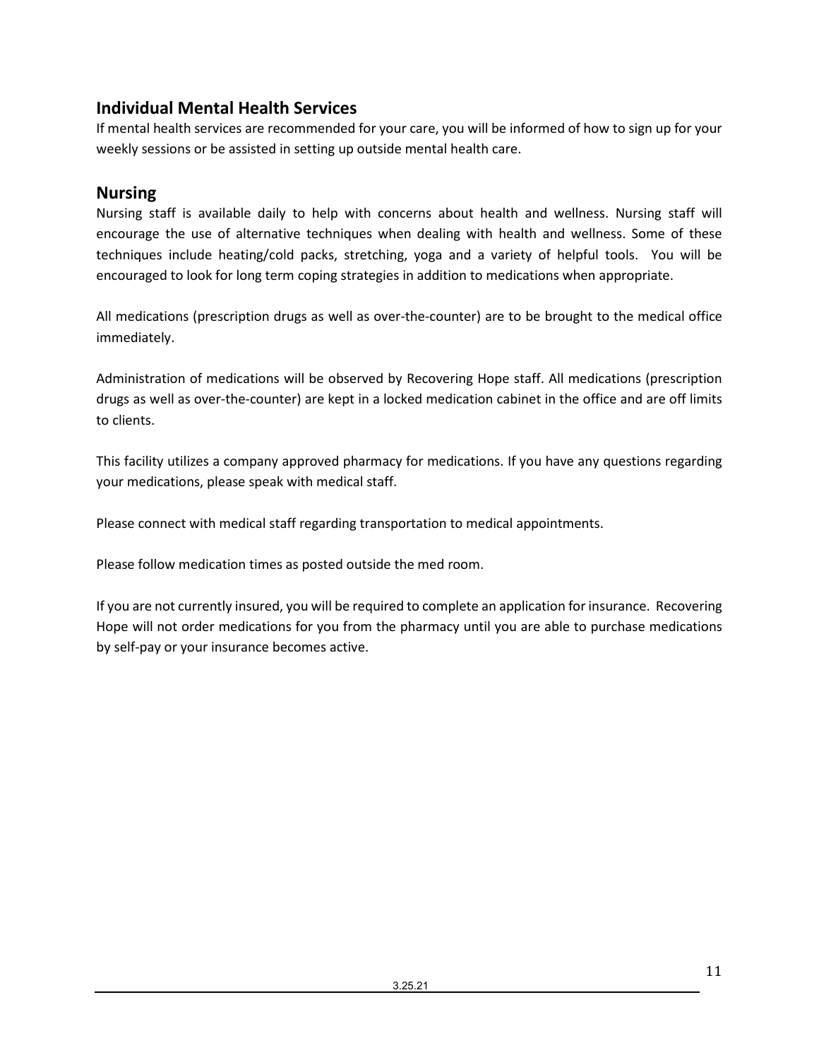## Individual Mental Health Services

If mental health services are recommended for your care, you will be informed of how to sign up for your weekly sessions or be assisted in setting up outside mental health care.

## Nursing

Nursing staff is available daily to help with concerns about health and wellness. Nursing staff will encourage the use of alternative techniques when dealing with health and wellness. Some of these techniques include heating/cold packs, stretching, yoga and a variety of helpful tools. You will be encouraged to look for long term coping strategies in addition to medications when appropriate.

All medications (prescription drugs as well as over-the-counter) are to be brought to the medical office immediately.

Administration of medications will be observed by Recovering Hope staff. All medications (prescription drugs as well as over-the-counter) are kept in a locked medication cabinet in the office and are off limits to clients.

This facility utilizes a company approved pharmacy for medications. If you have any questions regarding your medications, please speak with medical staff.

Please connect with medical staff regarding transportation to medical appointments.

Please follow medication times as posted outside the med room.

If you are not currently insured, you will be required to complete an application for insurance. Recovering Hope will not order medications for you from the pharmacy until you are able to purchase medications by self-pay or your insurance becomes active.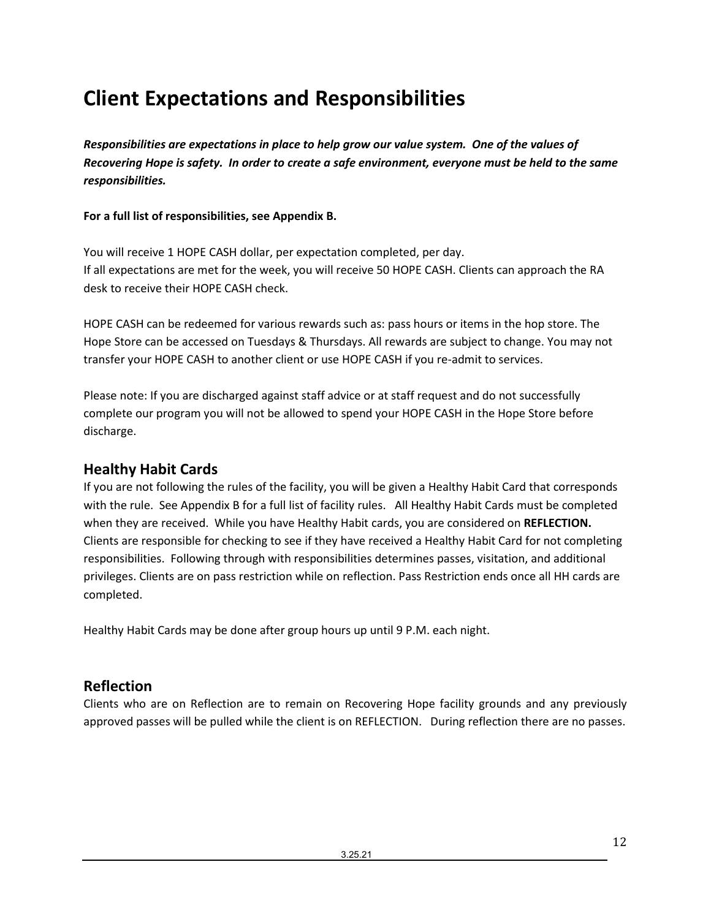# Client Expectations and Responsibilities

***Responsibilities are expectations in place to help grow our value system. One of the values of Recovering Hope is safety. In order to create a safe environment, everyone must be held to the same responsibilities.***

**For a full list of responsibilities, see Appendix B.**

You will receive 1 HOPE CASH dollar, per expectation completed, per day.
If all expectations are met for the week, you will receive 50 HOPE CASH. Clients can approach the RA desk to receive their HOPE CASH check.

HOPE CASH can be redeemed for various rewards such as: pass hours or items in the hop store. The Hope Store can be accessed on Tuesdays & Thursdays. All rewards are subject to change. You may not transfer your HOPE CASH to another client or use HOPE CASH if you re-admit to services.

Please note: If you are discharged against staff advice or at staff request and do not successfully complete our program you will not be allowed to spend your HOPE CASH in the Hope Store before discharge.

## Healthy Habit Cards

If you are not following the rules of the facility, you will be given a Healthy Habit Card that corresponds with the rule. See Appendix B for a full list of facility rules. All Healthy Habit Cards must be completed when they are received. While you have Healthy Habit cards, you are considered on **REFLECTION.** Clients are responsible for checking to see if they have received a Healthy Habit Card for not completing responsibilities. Following through with responsibilities determines passes, visitation, and additional privileges. Clients are on pass restriction while on reflection. Pass Restriction ends once all HH cards are completed.

Healthy Habit Cards may be done after group hours up until 9 P.M. each night.

## Reflection

Clients who are on Reflection are to remain on Recovering Hope facility grounds and any previously approved passes will be pulled while the client is on REFLECTION. During reflection there are no passes.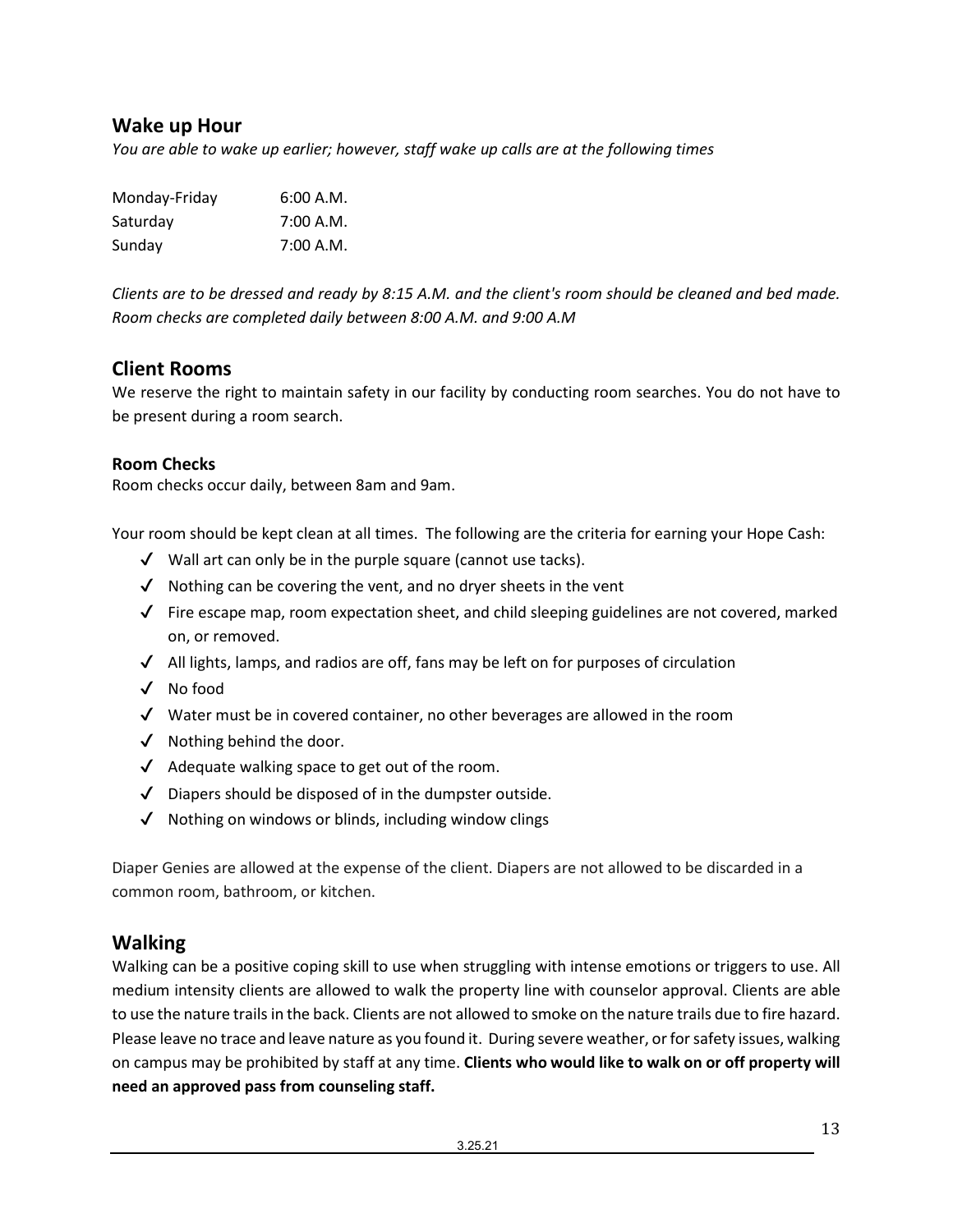## Wake up Hour

*You are able to wake up earlier; however, staff wake up calls are at the following times*

| Monday-Friday | 6:00 A.M. |
|---|---|
| Saturday | 7:00 A.M. |
| Sunday | 7:00 A.M. |

*Clients are to be dressed and ready by 8:15 A.M. and the client's room should be cleaned and bed made. Room checks are completed daily between 8:00 A.M. and 9:00 A.M*

## Client Rooms

We reserve the right to maintain safety in our facility by conducting room searches. You do not have to be present during a room search.

### Room Checks

Room checks occur daily, between 8am and 9am.

Your room should be kept clean at all times. The following are the criteria for earning your Hope Cash:

- ✓ Wall art can only be in the purple square (cannot use tacks).
- ✓ Nothing can be covering the vent, and no dryer sheets in the vent
- ✓ Fire escape map, room expectation sheet, and child sleeping guidelines are not covered, marked on, or removed.
- ✓ All lights, lamps, and radios are off, fans may be left on for purposes of circulation
- ✓ No food
- ✓ Water must be in covered container, no other beverages are allowed in the room
- ✓ Nothing behind the door.
- ✓ Adequate walking space to get out of the room.
- ✓ Diapers should be disposed of in the dumpster outside.
- ✓ Nothing on windows or blinds, including window clings

Diaper Genies are allowed at the expense of the client. Diapers are not allowed to be discarded in a common room, bathroom, or kitchen.

## Walking

Walking can be a positive coping skill to use when struggling with intense emotions or triggers to use. All medium intensity clients are allowed to walk the property line with counselor approval. Clients are able to use the nature trails in the back. Clients are not allowed to smoke on the nature trails due to fire hazard. Please leave no trace and leave nature as you found it. During severe weather, or for safety issues, walking on campus may be prohibited by staff at any time. **Clients who would like to walk on or off property will need an approved pass from counseling staff.**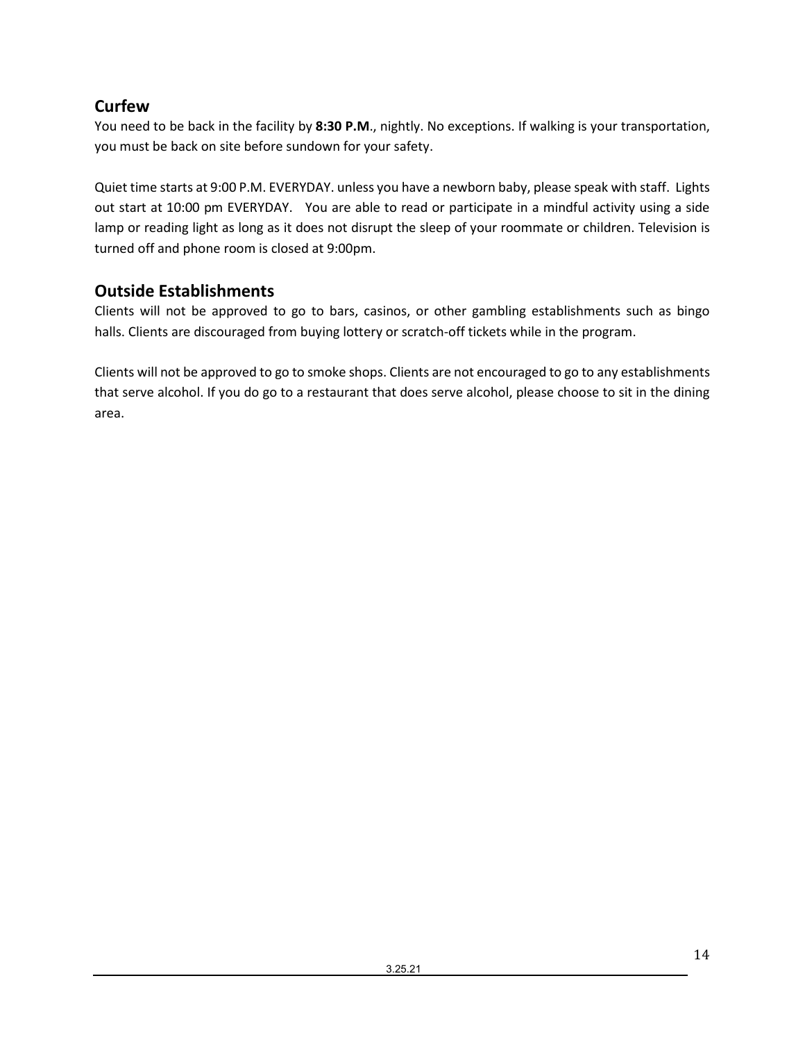## Curfew

You need to be back in the facility by **8:30 P.M**., nightly. No exceptions. If walking is your transportation, you must be back on site before sundown for your safety.

Quiet time starts at 9:00 P.M. EVERYDAY. unless you have a newborn baby, please speak with staff. Lights out start at 10:00 pm EVERYDAY. You are able to read or participate in a mindful activity using a side lamp or reading light as long as it does not disrupt the sleep of your roommate or children. Television is turned off and phone room is closed at 9:00pm.

## Outside Establishments

Clients will not be approved to go to bars, casinos, or other gambling establishments such as bingo halls. Clients are discouraged from buying lottery or scratch-off tickets while in the program.

Clients will not be approved to go to smoke shops. Clients are not encouraged to go to any establishments that serve alcohol. If you do go to a restaurant that does serve alcohol, please choose to sit in the dining area.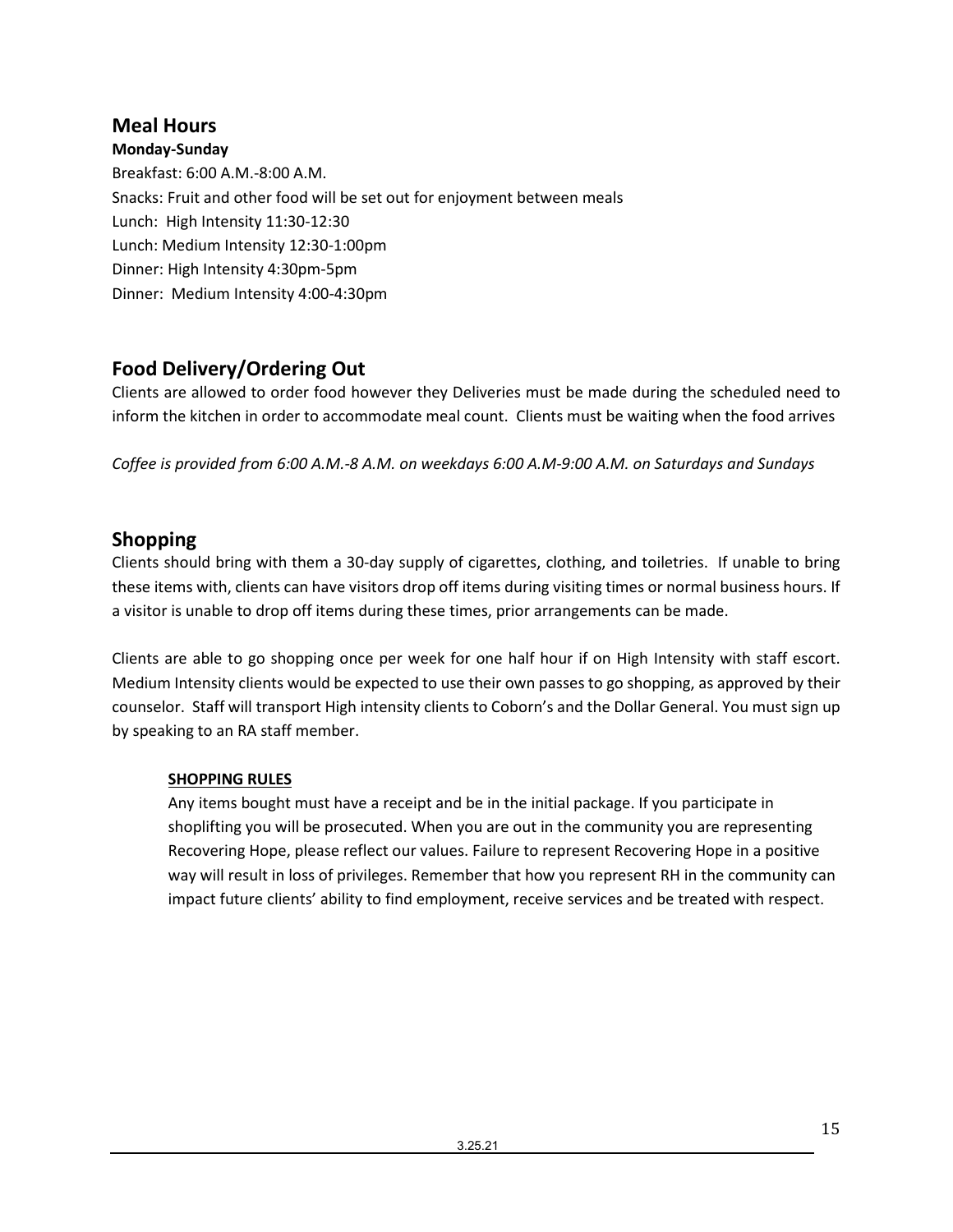## Meal Hours

**Monday-Sunday**

Breakfast: 6:00 A.M.-8:00 A.M.
Snacks: Fruit and other food will be set out for enjoyment between meals
Lunch: High Intensity 11:30-12:30
Lunch: Medium Intensity 12:30-1:00pm
Dinner: High Intensity 4:30pm-5pm
Dinner: Medium Intensity 4:00-4:30pm

## Food Delivery/Ordering Out

Clients are allowed to order food however they Deliveries must be made during the scheduled need to inform the kitchen in order to accommodate meal count. Clients must be waiting when the food arrives

*Coffee is provided from 6:00 A.M.-8 A.M. on weekdays 6:00 A.M-9:00 A.M. on Saturdays and Sundays*

## Shopping

Clients should bring with them a 30-day supply of cigarettes, clothing, and toiletries. If unable to bring these items with, clients can have visitors drop off items during visiting times or normal business hours. If a visitor is unable to drop off items during these times, prior arrangements can be made.

Clients are able to go shopping once per week for one half hour if on High Intensity with staff escort. Medium Intensity clients would be expected to use their own passes to go shopping, as approved by their counselor. Staff will transport High intensity clients to Coborn's and the Dollar General. You must sign up by speaking to an RA staff member.

**<u>SHOPPING RULES</u>**

Any items bought must have a receipt and be in the initial package. If you participate in shoplifting you will be prosecuted. When you are out in the community you are representing Recovering Hope, please reflect our values. Failure to represent Recovering Hope in a positive way will result in loss of privileges. Remember that how you represent RH in the community can impact future clients' ability to find employment, receive services and be treated with respect.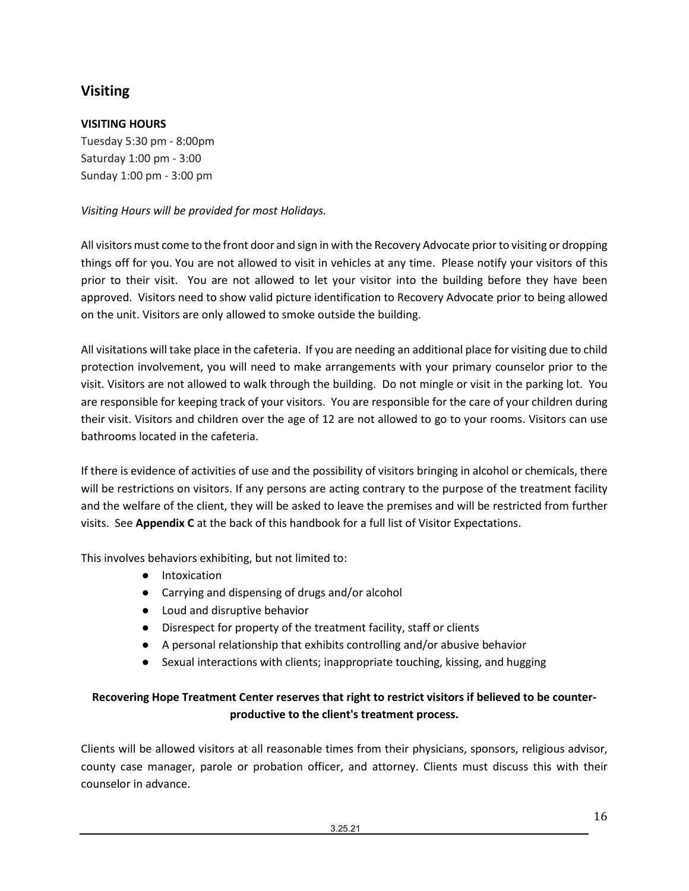## Visiting

**VISITING HOURS**

Tuesday 5:30 pm - 8:00pm
Saturday 1:00 pm - 3:00
Sunday 1:00 pm - 3:00 pm

*Visiting Hours will be provided for most Holidays.*

All visitors must come to the front door and sign in with the Recovery Advocate prior to visiting or dropping things off for you. You are not allowed to visit in vehicles at any time. Please notify your visitors of this prior to their visit. You are not allowed to let your visitor into the building before they have been approved. Visitors need to show valid picture identification to Recovery Advocate prior to being allowed on the unit. Visitors are only allowed to smoke outside the building.

All visitations will take place in the cafeteria. If you are needing an additional place for visiting due to child protection involvement, you will need to make arrangements with your primary counselor prior to the visit. Visitors are not allowed to walk through the building. Do not mingle or visit in the parking lot. You are responsible for keeping track of your visitors. You are responsible for the care of your children during their visit. Visitors and children over the age of 12 are not allowed to go to your rooms. Visitors can use bathrooms located in the cafeteria.

If there is evidence of activities of use and the possibility of visitors bringing in alcohol or chemicals, there will be restrictions on visitors. If any persons are acting contrary to the purpose of the treatment facility and the welfare of the client, they will be asked to leave the premises and will be restricted from further visits. See **Appendix C** at the back of this handbook for a full list of Visitor Expectations.

This involves behaviors exhibiting, but not limited to:

- Intoxication
- Carrying and dispensing of drugs and/or alcohol
- Loud and disruptive behavior
- Disrespect for property of the treatment facility, staff or clients
- A personal relationship that exhibits controlling and/or abusive behavior
- Sexual interactions with clients; inappropriate touching, kissing, and hugging

**Recovering Hope Treatment Center reserves that right to restrict visitors if believed to be counter-productive to the client's treatment process.**

Clients will be allowed visitors at all reasonable times from their physicians, sponsors, religious advisor, county case manager, parole or probation officer, and attorney. Clients must discuss this with their counselor in advance.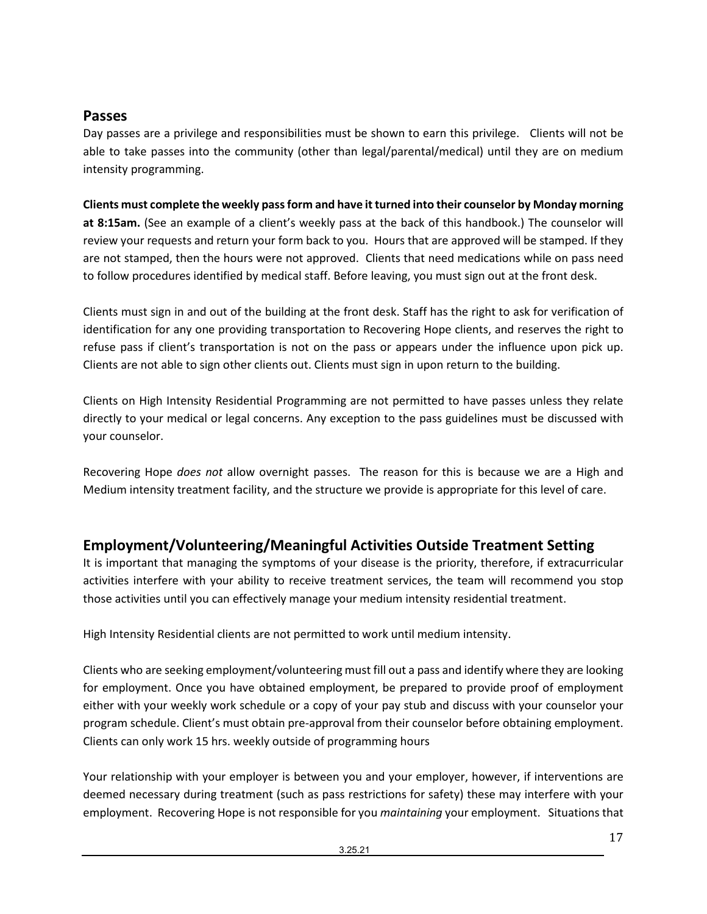## Passes

Day passes are a privilege and responsibilities must be shown to earn this privilege. Clients will not be able to take passes into the community (other than legal/parental/medical) until they are on medium intensity programming.

**Clients must complete the weekly pass form and have it turned into their counselor by Monday morning at 8:15am.** (See an example of a client's weekly pass at the back of this handbook.) The counselor will review your requests and return your form back to you. Hours that are approved will be stamped. If they are not stamped, then the hours were not approved. Clients that need medications while on pass need to follow procedures identified by medical staff. Before leaving, you must sign out at the front desk.

Clients must sign in and out of the building at the front desk. Staff has the right to ask for verification of identification for any one providing transportation to Recovering Hope clients, and reserves the right to refuse pass if client's transportation is not on the pass or appears under the influence upon pick up. Clients are not able to sign other clients out. Clients must sign in upon return to the building.

Clients on High Intensity Residential Programming are not permitted to have passes unless they relate directly to your medical or legal concerns. Any exception to the pass guidelines must be discussed with your counselor.

Recovering Hope *does not* allow overnight passes. The reason for this is because we are a High and Medium intensity treatment facility, and the structure we provide is appropriate for this level of care.

## Employment/Volunteering/Meaningful Activities Outside Treatment Setting

It is important that managing the symptoms of your disease is the priority, therefore, if extracurricular activities interfere with your ability to receive treatment services, the team will recommend you stop those activities until you can effectively manage your medium intensity residential treatment.

High Intensity Residential clients are not permitted to work until medium intensity.

Clients who are seeking employment/volunteering must fill out a pass and identify where they are looking for employment. Once you have obtained employment, be prepared to provide proof of employment either with your weekly work schedule or a copy of your pay stub and discuss with your counselor your program schedule. Client's must obtain pre-approval from their counselor before obtaining employment. Clients can only work 15 hrs. weekly outside of programming hours

Your relationship with your employer is between you and your employer, however, if interventions are deemed necessary during treatment (such as pass restrictions for safety) these may interfere with your employment. Recovering Hope is not responsible for you *maintaining* your employment. Situations that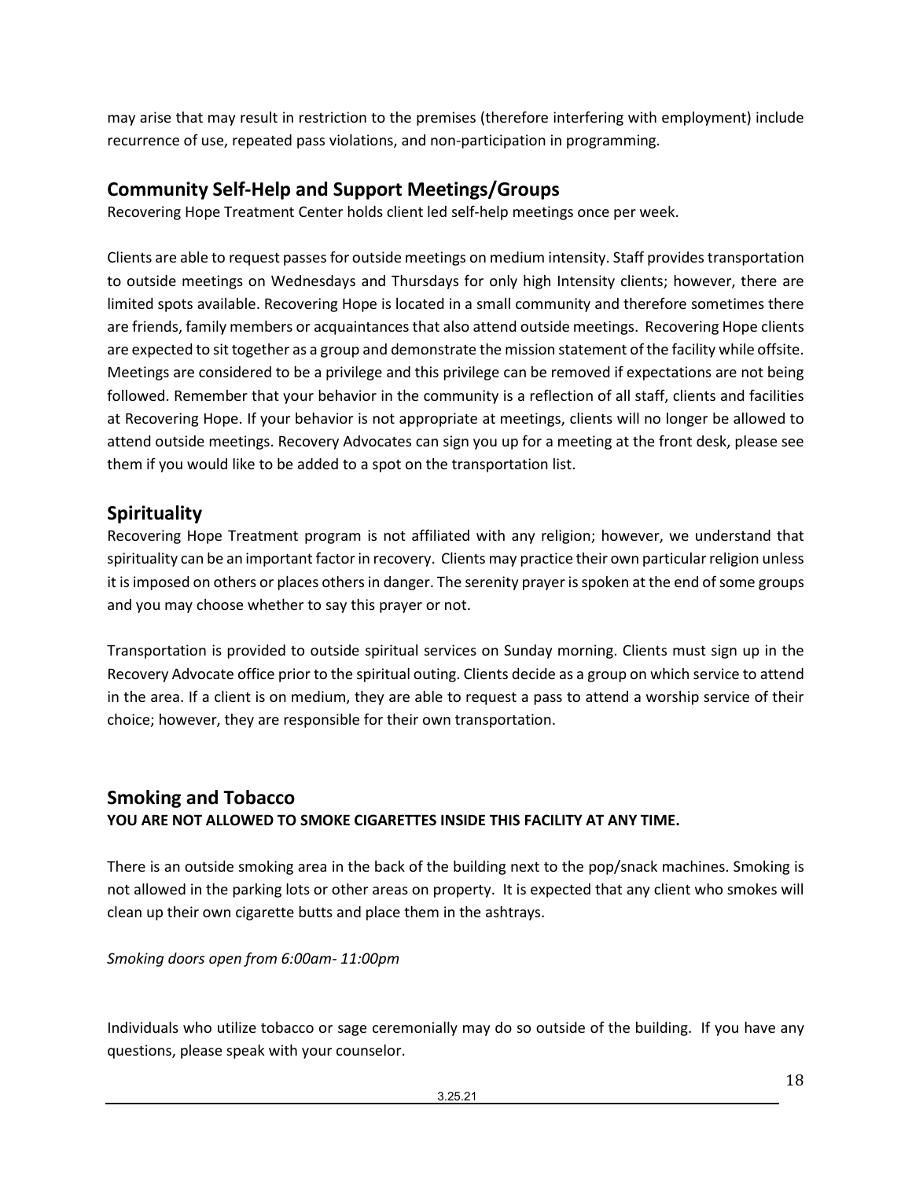may arise that may result in restriction to the premises (therefore interfering with employment) include recurrence of use, repeated pass violations, and non-participation in programming.

## Community Self-Help and Support Meetings/Groups

Recovering Hope Treatment Center holds client led self-help meetings once per week.

Clients are able to request passes for outside meetings on medium intensity. Staff provides transportation to outside meetings on Wednesdays and Thursdays for only high Intensity clients; however, there are limited spots available. Recovering Hope is located in a small community and therefore sometimes there are friends, family members or acquaintances that also attend outside meetings. Recovering Hope clients are expected to sit together as a group and demonstrate the mission statement of the facility while offsite. Meetings are considered to be a privilege and this privilege can be removed if expectations are not being followed. Remember that your behavior in the community is a reflection of all staff, clients and facilities at Recovering Hope. If your behavior is not appropriate at meetings, clients will no longer be allowed to attend outside meetings. Recovery Advocates can sign you up for a meeting at the front desk, please see them if you would like to be added to a spot on the transportation list.

## Spirituality

Recovering Hope Treatment program is not affiliated with any religion; however, we understand that spirituality can be an important factor in recovery. Clients may practice their own particular religion unless it is imposed on others or places others in danger. The serenity prayer is spoken at the end of some groups and you may choose whether to say this prayer or not.

Transportation is provided to outside spiritual services on Sunday morning. Clients must sign up in the Recovery Advocate office prior to the spiritual outing. Clients decide as a group on which service to attend in the area. If a client is on medium, they are able to request a pass to attend a worship service of their choice; however, they are responsible for their own transportation.

## Smoking and Tobacco

**YOU ARE NOT ALLOWED TO SMOKE CIGARETTES INSIDE THIS FACILITY AT ANY TIME.**

There is an outside smoking area in the back of the building next to the pop/snack machines. Smoking is not allowed in the parking lots or other areas on property. It is expected that any client who smokes will clean up their own cigarette butts and place them in the ashtrays.

*Smoking doors open from 6:00am- 11:00pm*

Individuals who utilize tobacco or sage ceremonially may do so outside of the building. If you have any questions, please speak with your counselor.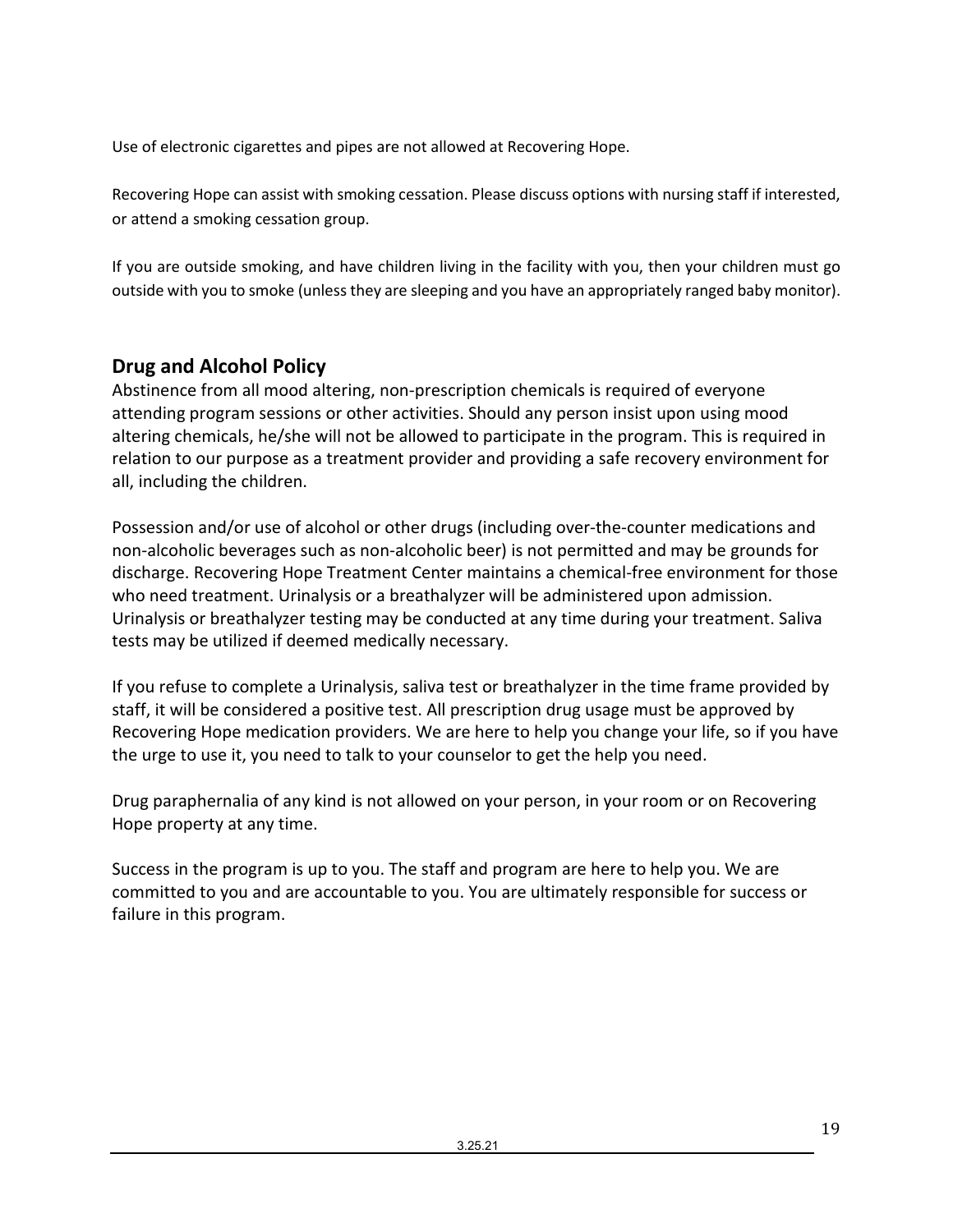Use of electronic cigarettes and pipes are not allowed at Recovering Hope.

Recovering Hope can assist with smoking cessation. Please discuss options with nursing staff if interested, or attend a smoking cessation group.

If you are outside smoking, and have children living in the facility with you, then your children must go outside with you to smoke (unless they are sleeping and you have an appropriately ranged baby monitor).

## Drug and Alcohol Policy

Abstinence from all mood altering, non-prescription chemicals is required of everyone attending program sessions or other activities. Should any person insist upon using mood altering chemicals, he/she will not be allowed to participate in the program. This is required in relation to our purpose as a treatment provider and providing a safe recovery environment for all, including the children.

Possession and/or use of alcohol or other drugs (including over-the-counter medications and non-alcoholic beverages such as non-alcoholic beer) is not permitted and may be grounds for discharge. Recovering Hope Treatment Center maintains a chemical-free environment for those who need treatment. Urinalysis or a breathalyzer will be administered upon admission. Urinalysis or breathalyzer testing may be conducted at any time during your treatment. Saliva tests may be utilized if deemed medically necessary.

If you refuse to complete a Urinalysis, saliva test or breathalyzer in the time frame provided by staff, it will be considered a positive test. All prescription drug usage must be approved by Recovering Hope medication providers. We are here to help you change your life, so if you have the urge to use it, you need to talk to your counselor to get the help you need.

Drug paraphernalia of any kind is not allowed on your person, in your room or on Recovering Hope property at any time.

Success in the program is up to you. The staff and program are here to help you. We are committed to you and are accountable to you. You are ultimately responsible for success or failure in this program.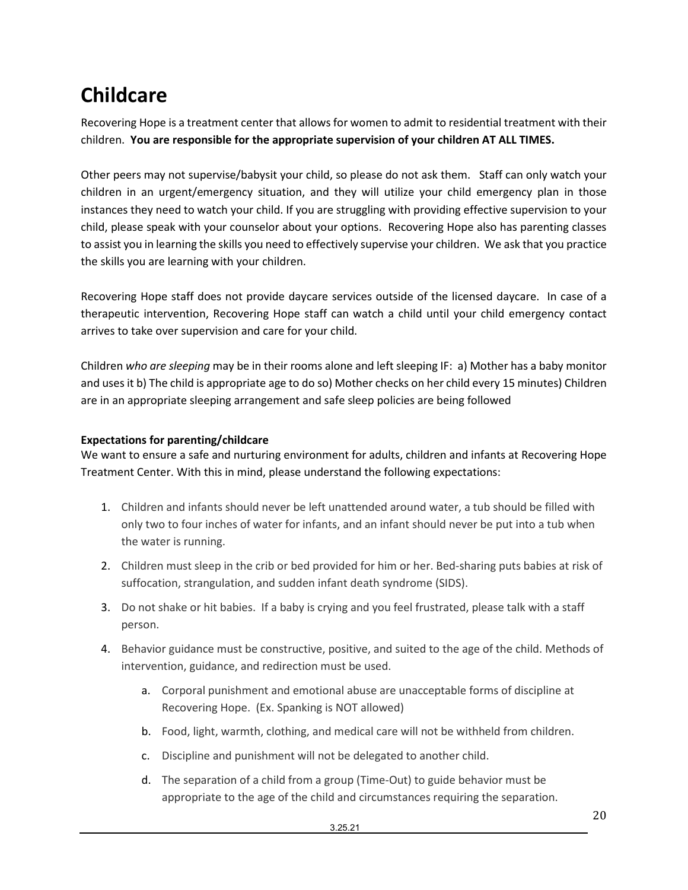# Childcare

Recovering Hope is a treatment center that allows for women to admit to residential treatment with their children. **You are responsible for the appropriate supervision of your children AT ALL TIMES.**

Other peers may not supervise/babysit your child, so please do not ask them. Staff can only watch your children in an urgent/emergency situation, and they will utilize your child emergency plan in those instances they need to watch your child. If you are struggling with providing effective supervision to your child, please speak with your counselor about your options. Recovering Hope also has parenting classes to assist you in learning the skills you need to effectively supervise your children. We ask that you practice the skills you are learning with your children.

Recovering Hope staff does not provide daycare services outside of the licensed daycare. In case of a therapeutic intervention, Recovering Hope staff can watch a child until your child emergency contact arrives to take over supervision and care for your child.

Children *who are sleeping* may be in their rooms alone and left sleeping IF: a) Mother has a baby monitor and uses it b) The child is appropriate age to do so) Mother checks on her child every 15 minutes) Children are in an appropriate sleeping arrangement and safe sleep policies are being followed

**Expectations for parenting/childcare**

We want to ensure a safe and nurturing environment for adults, children and infants at Recovering Hope Treatment Center. With this in mind, please understand the following expectations:

1. Children and infants should never be left unattended around water, a tub should be filled with only two to four inches of water for infants, and an infant should never be put into a tub when the water is running.
2. Children must sleep in the crib or bed provided for him or her. Bed-sharing puts babies at risk of suffocation, strangulation, and sudden infant death syndrome (SIDS).
3. Do not shake or hit babies. If a baby is crying and you feel frustrated, please talk with a staff person.
4. Behavior guidance must be constructive, positive, and suited to the age of the child. Methods of intervention, guidance, and redirection must be used.
   a. Corporal punishment and emotional abuse are unacceptable forms of discipline at Recovering Hope. (Ex. Spanking is NOT allowed)
   b. Food, light, warmth, clothing, and medical care will not be withheld from children.
   c. Discipline and punishment will not be delegated to another child.
   d. The separation of a child from a group (Time-Out) to guide behavior must be appropriate to the age of the child and circumstances requiring the separation.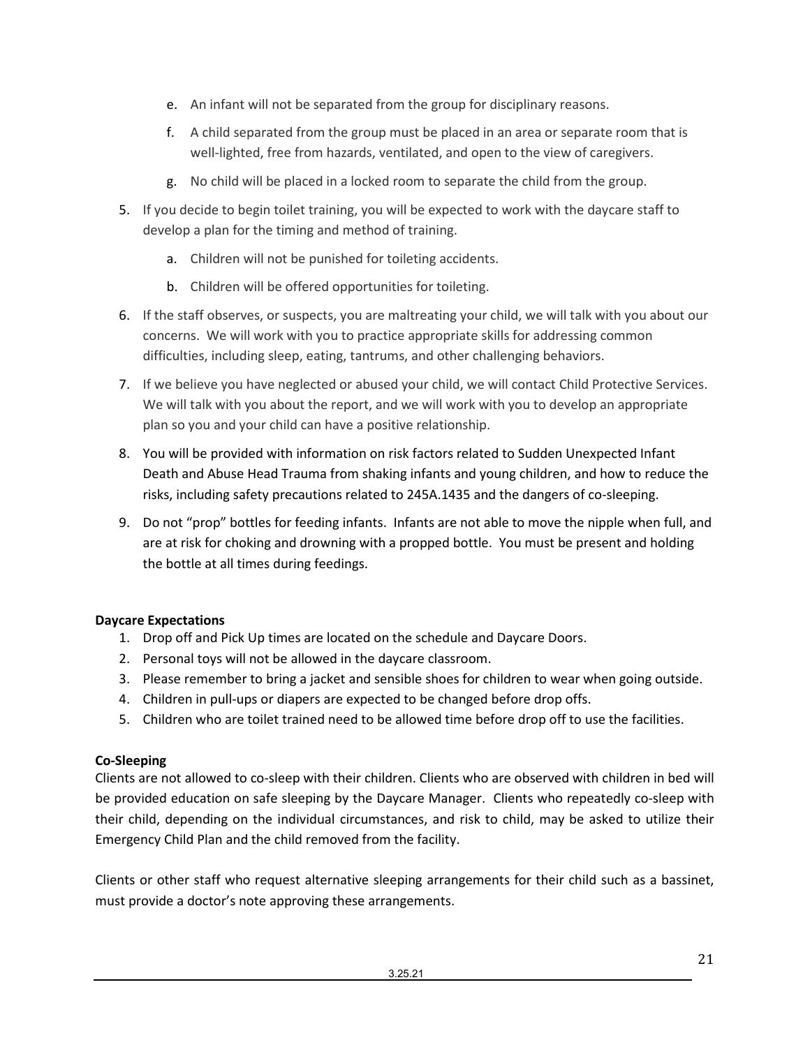e. An infant will not be separated from the group for disciplinary reasons.

   f. A child separated from the group must be placed in an area or separate room that is well-lighted, free from hazards, ventilated, and open to the view of caregivers.

   g. No child will be placed in a locked room to separate the child from the group.

5. If you decide to begin toilet training, you will be expected to work with the daycare staff to develop a plan for the timing and method of training.

   a. Children will not be punished for toileting accidents.

   b. Children will be offered opportunities for toileting.

6. If the staff observes, or suspects, you are maltreating your child, we will talk with you about our concerns. We will work with you to practice appropriate skills for addressing common difficulties, including sleep, eating, tantrums, and other challenging behaviors.

7. If we believe you have neglected or abused your child, we will contact Child Protective Services. We will talk with you about the report, and we will work with you to develop an appropriate plan so you and your child can have a positive relationship.

8. You will be provided with information on risk factors related to Sudden Unexpected Infant Death and Abuse Head Trauma from shaking infants and young children, and how to reduce the risks, including safety precautions related to 245A.1435 and the dangers of co-sleeping.

9. Do not "prop" bottles for feeding infants. Infants are not able to move the nipple when full, and are at risk for choking and drowning with a propped bottle. You must be present and holding the bottle at all times during feedings.

**Daycare Expectations**

1. Drop off and Pick Up times are located on the schedule and Daycare Doors.
2. Personal toys will not be allowed in the daycare classroom.
3. Please remember to bring a jacket and sensible shoes for children to wear when going outside.
4. Children in pull-ups or diapers are expected to be changed before drop offs.
5. Children who are toilet trained need to be allowed time before drop off to use the facilities.

**Co-Sleeping**

Clients are not allowed to co-sleep with their children. Clients who are observed with children in bed will be provided education on safe sleeping by the Daycare Manager. Clients who repeatedly co-sleep with their child, depending on the individual circumstances, and risk to child, may be asked to utilize their Emergency Child Plan and the child removed from the facility.

Clients or other staff who request alternative sleeping arrangements for their child such as a bassinet, must provide a doctor's note approving these arrangements.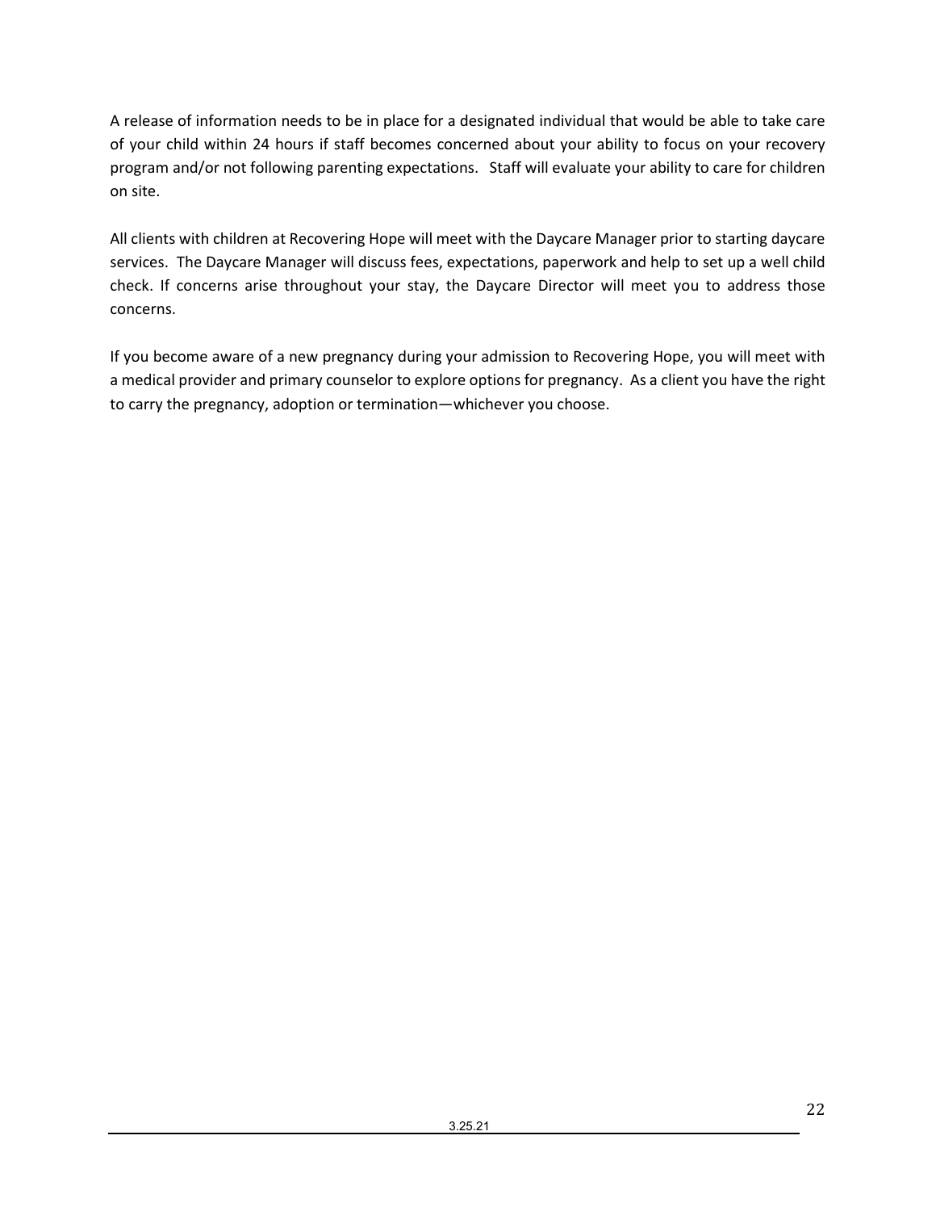A release of information needs to be in place for a designated individual that would be able to take care of your child within 24 hours if staff becomes concerned about your ability to focus on your recovery program and/or not following parenting expectations. Staff will evaluate your ability to care for children on site.

All clients with children at Recovering Hope will meet with the Daycare Manager prior to starting daycare services. The Daycare Manager will discuss fees, expectations, paperwork and help to set up a well child check. If concerns arise throughout your stay, the Daycare Director will meet you to address those concerns.

If you become aware of a new pregnancy during your admission to Recovering Hope, you will meet with a medical provider and primary counselor to explore options for pregnancy. As a client you have the right to carry the pregnancy, adoption or termination—whichever you choose.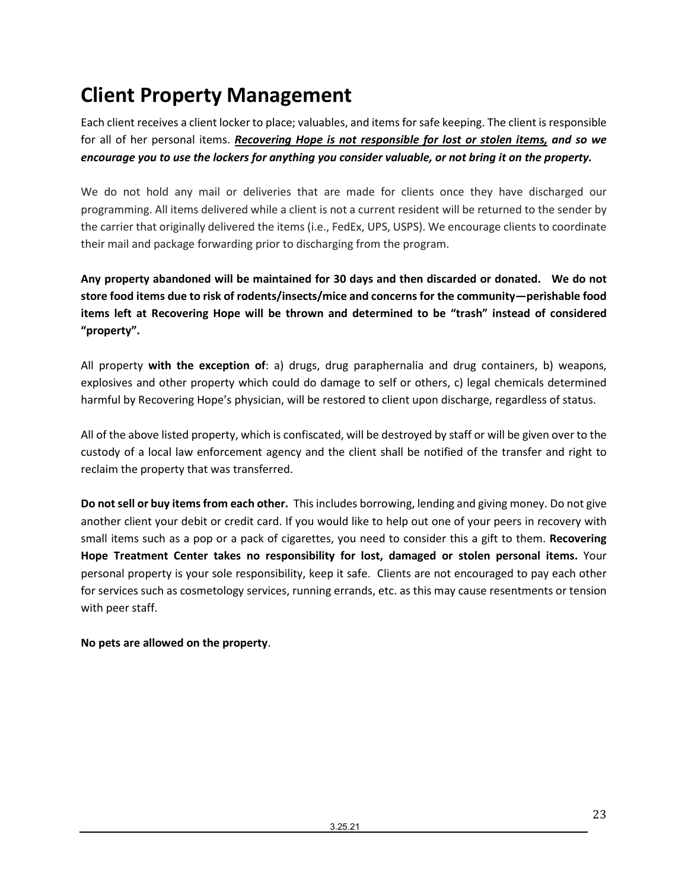# Client Property Management

Each client receives a client locker to place; valuables, and items for safe keeping. The client is responsible for all of her personal items. ***<u>Recovering Hope is not responsible for lost or stolen items,</u> and so we encourage you to use the lockers for anything you consider valuable, or not bring it on the property.***

We do not hold any mail or deliveries that are made for clients once they have discharged our programming. All items delivered while a client is not a current resident will be returned to the sender by the carrier that originally delivered the items (i.e., FedEx, UPS, USPS). We encourage clients to coordinate their mail and package forwarding prior to discharging from the program.

**Any property abandoned will be maintained for 30 days and then discarded or donated. We do not store food items due to risk of rodents/insects/mice and concerns for the community—perishable food items left at Recovering Hope will be thrown and determined to be "trash" instead of considered "property".**

All property **with the exception of**: a) drugs, drug paraphernalia and drug containers, b) weapons, explosives and other property which could do damage to self or others, c) legal chemicals determined harmful by Recovering Hope's physician, will be restored to client upon discharge, regardless of status.

All of the above listed property, which is confiscated, will be destroyed by staff or will be given over to the custody of a local law enforcement agency and the client shall be notified of the transfer and right to reclaim the property that was transferred.

**Do not sell or buy items from each other.** This includes borrowing, lending and giving money. Do not give another client your debit or credit card. If you would like to help out one of your peers in recovery with small items such as a pop or a pack of cigarettes, you need to consider this a gift to them. **Recovering Hope Treatment Center takes no responsibility for lost, damaged or stolen personal items.** Your personal property is your sole responsibility, keep it safe. Clients are not encouraged to pay each other for services such as cosmetology services, running errands, etc. as this may cause resentments or tension with peer staff.

**No pets are allowed on the property**.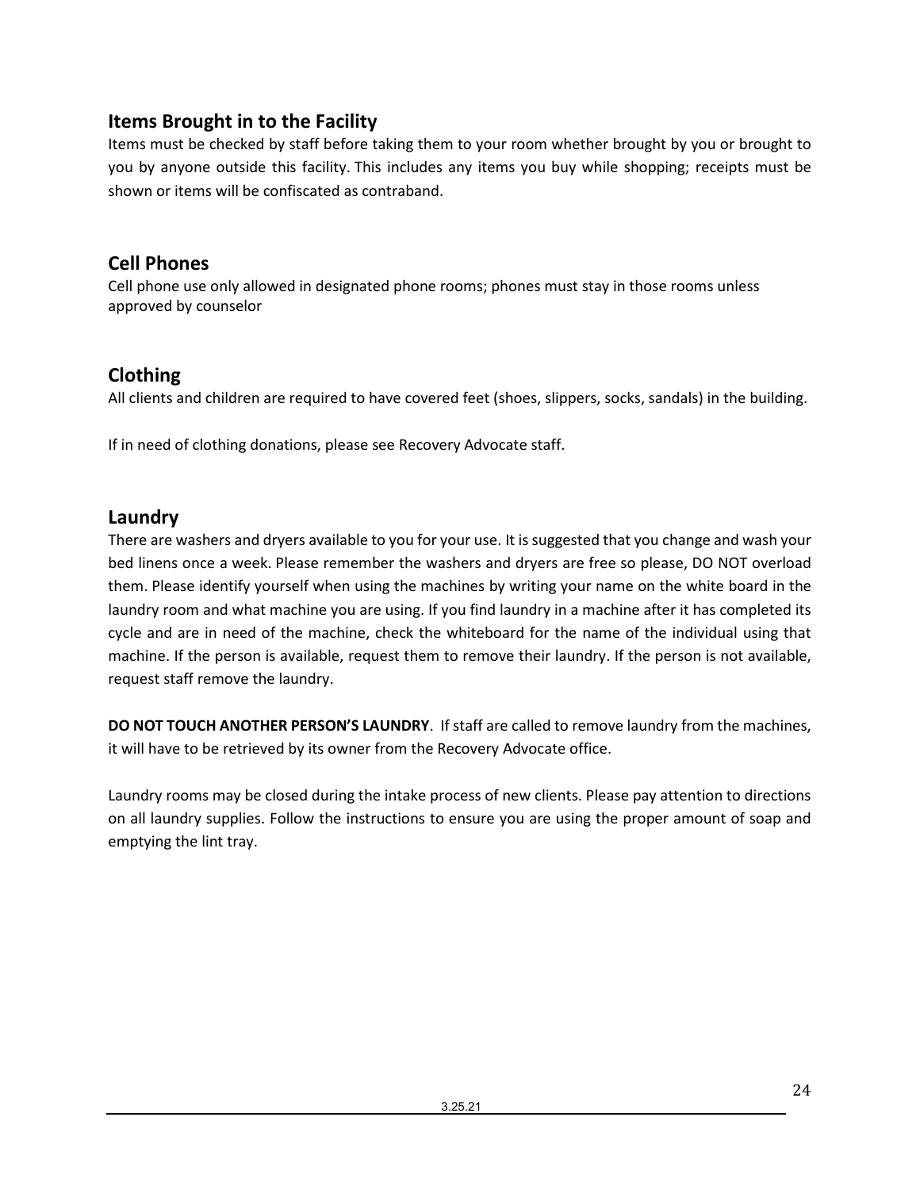## Items Brought in to the Facility

Items must be checked by staff before taking them to your room whether brought by you or brought to you by anyone outside this facility. This includes any items you buy while shopping; receipts must be shown or items will be confiscated as contraband.

## Cell Phones

Cell phone use only allowed in designated phone rooms; phones must stay in those rooms unless approved by counselor

## Clothing

All clients and children are required to have covered feet (shoes, slippers, socks, sandals) in the building.

If in need of clothing donations, please see Recovery Advocate staff.

## Laundry

There are washers and dryers available to you for your use. It is suggested that you change and wash your bed linens once a week. Please remember the washers and dryers are free so please, DO NOT overload them. Please identify yourself when using the machines by writing your name on the white board in the laundry room and what machine you are using. If you find laundry in a machine after it has completed its cycle and are in need of the machine, check the whiteboard for the name of the individual using that machine. If the person is available, request them to remove their laundry. If the person is not available, request staff remove the laundry.

**DO NOT TOUCH ANOTHER PERSON'S LAUNDRY**. If staff are called to remove laundry from the machines, it will have to be retrieved by its owner from the Recovery Advocate office.

Laundry rooms may be closed during the intake process of new clients. Please pay attention to directions on all laundry supplies. Follow the instructions to ensure you are using the proper amount of soap and emptying the lint tray.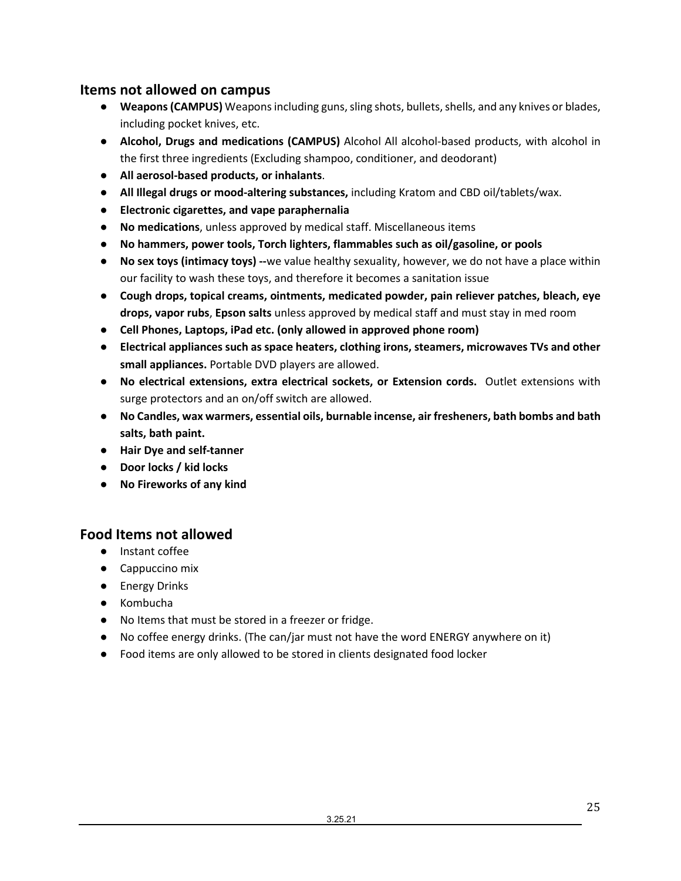## Items not allowed on campus

- **Weapons (CAMPUS)** Weapons including guns, sling shots, bullets, shells, and any knives or blades, including pocket knives, etc.
- **Alcohol, Drugs and medications (CAMPUS)** Alcohol All alcohol-based products, with alcohol in the first three ingredients (Excluding shampoo, conditioner, and deodorant)
- **All aerosol-based products, or inhalants**.
- **All Illegal drugs or mood-altering substances,** including Kratom and CBD oil/tablets/wax.
- **Electronic cigarettes, and vape paraphernalia**
- **No medications**, unless approved by medical staff. Miscellaneous items
- **No hammers, power tools, Torch lighters, flammables such as oil/gasoline, or pools**
- **No sex toys (intimacy toys) --**we value healthy sexuality, however, we do not have a place within our facility to wash these toys, and therefore it becomes a sanitation issue
- **Cough drops, topical creams, ointments, medicated powder, pain reliever patches, bleach, eye drops, vapor rubs**, **Epson salts** unless approved by medical staff and must stay in med room
- **Cell Phones, Laptops, iPad etc. (only allowed in approved phone room)**
- **Electrical appliances such as space heaters, clothing irons, steamers, microwaves TVs and other small appliances.** Portable DVD players are allowed.
- **No electrical extensions, extra electrical sockets, or Extension cords.** Outlet extensions with surge protectors and an on/off switch are allowed.
- **No Candles, wax warmers, essential oils, burnable incense, air fresheners, bath bombs and bath salts, bath paint.**
- **Hair Dye and self-tanner**
- **Door locks / kid locks**
- **No Fireworks of any kind**

## Food Items not allowed

- Instant coffee
- Cappuccino mix
- Energy Drinks
- Kombucha
- No Items that must be stored in a freezer or fridge.
- No coffee energy drinks. (The can/jar must not have the word ENERGY anywhere on it)
- Food items are only allowed to be stored in clients designated food locker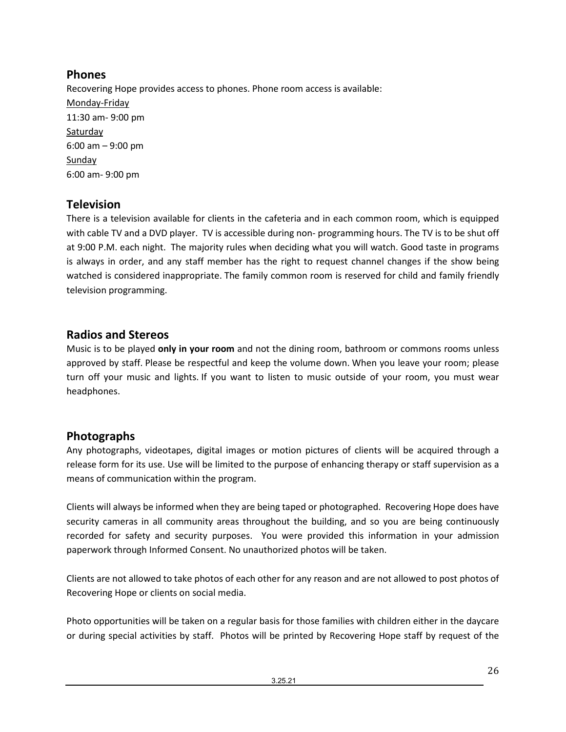## Phones

Recovering Hope provides access to phones. Phone room access is available:

Monday-Friday

11:30 am- 9:00 pm

Saturday

6:00 am – 9:00 pm

Sunday

6:00 am- 9:00 pm

## Television

There is a television available for clients in the cafeteria and in each common room, which is equipped with cable TV and a DVD player. TV is accessible during non- programming hours. The TV is to be shut off at 9:00 P.M. each night. The majority rules when deciding what you will watch. Good taste in programs is always in order, and any staff member has the right to request channel changes if the show being watched is considered inappropriate. The family common room is reserved for child and family friendly television programming.

## Radios and Stereos

Music is to be played **only in your room** and not the dining room, bathroom or commons rooms unless approved by staff. Please be respectful and keep the volume down. When you leave your room; please turn off your music and lights. If you want to listen to music outside of your room, you must wear headphones.

## Photographs

Any photographs, videotapes, digital images or motion pictures of clients will be acquired through a release form for its use. Use will be limited to the purpose of enhancing therapy or staff supervision as a means of communication within the program.

Clients will always be informed when they are being taped or photographed. Recovering Hope does have security cameras in all community areas throughout the building, and so you are being continuously recorded for safety and security purposes. You were provided this information in your admission paperwork through Informed Consent. No unauthorized photos will be taken.

Clients are not allowed to take photos of each other for any reason and are not allowed to post photos of Recovering Hope or clients on social media.

Photo opportunities will be taken on a regular basis for those families with children either in the daycare or during special activities by staff. Photos will be printed by Recovering Hope staff by request of the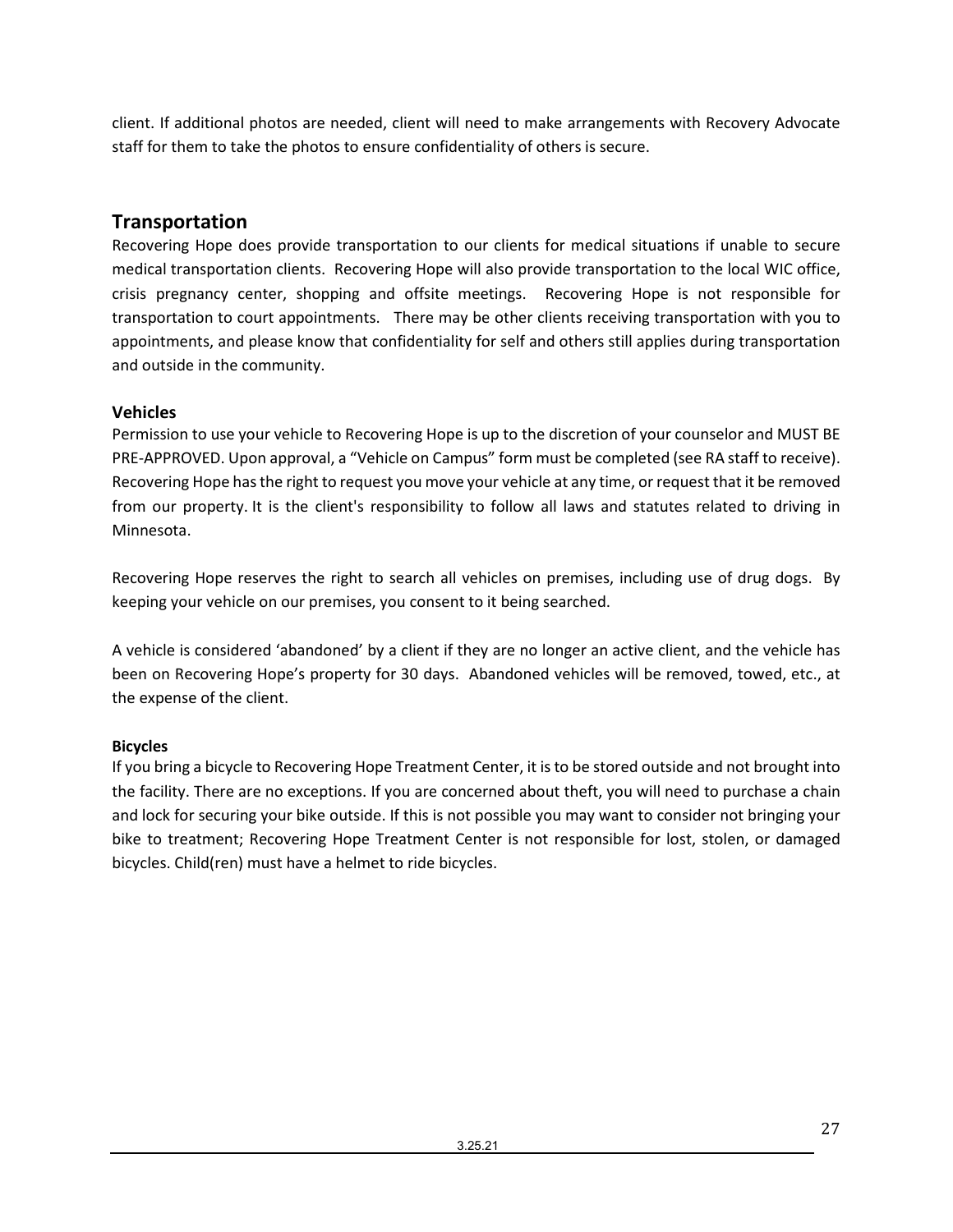client. If additional photos are needed, client will need to make arrangements with Recovery Advocate staff for them to take the photos to ensure confidentiality of others is secure.

## Transportation

Recovering Hope does provide transportation to our clients for medical situations if unable to secure medical transportation clients. Recovering Hope will also provide transportation to the local WIC office, crisis pregnancy center, shopping and offsite meetings. Recovering Hope is not responsible for transportation to court appointments. There may be other clients receiving transportation with you to appointments, and please know that confidentiality for self and others still applies during transportation and outside in the community.

### Vehicles

Permission to use your vehicle to Recovering Hope is up to the discretion of your counselor and MUST BE PRE-APPROVED. Upon approval, a "Vehicle on Campus" form must be completed (see RA staff to receive). Recovering Hope has the right to request you move your vehicle at any time, or request that it be removed from our property. It is the client's responsibility to follow all laws and statutes related to driving in Minnesota.

Recovering Hope reserves the right to search all vehicles on premises, including use of drug dogs. By keeping your vehicle on our premises, you consent to it being searched.

A vehicle is considered 'abandoned' by a client if they are no longer an active client, and the vehicle has been on Recovering Hope's property for 30 days. Abandoned vehicles will be removed, towed, etc., at the expense of the client.

#### Bicycles

If you bring a bicycle to Recovering Hope Treatment Center, it is to be stored outside and not brought into the facility. There are no exceptions. If you are concerned about theft, you will need to purchase a chain and lock for securing your bike outside. If this is not possible you may want to consider not bringing your bike to treatment; Recovering Hope Treatment Center is not responsible for lost, stolen, or damaged bicycles. Child(ren) must have a helmet to ride bicycles.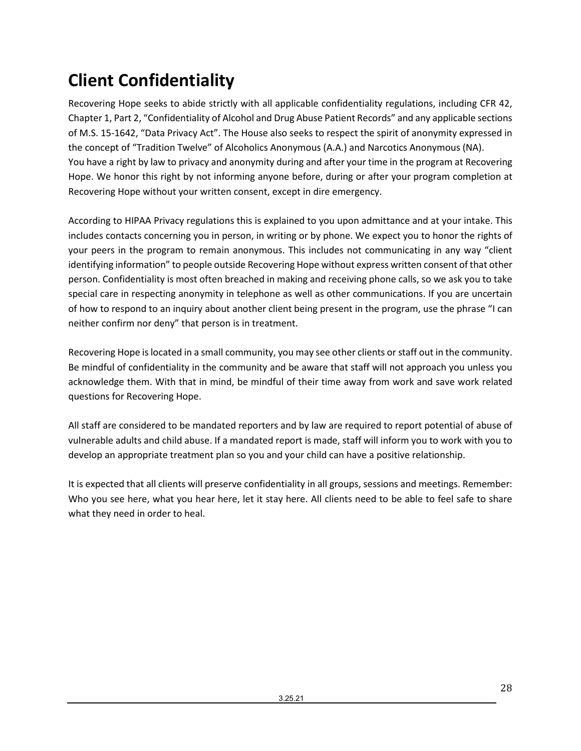# Client Confidentiality

Recovering Hope seeks to abide strictly with all applicable confidentiality regulations, including CFR 42, Chapter 1, Part 2, "Confidentiality of Alcohol and Drug Abuse Patient Records" and any applicable sections of M.S. 15-1642, "Data Privacy Act". The House also seeks to respect the spirit of anonymity expressed in the concept of "Tradition Twelve" of Alcoholics Anonymous (A.A.) and Narcotics Anonymous (NA).
You have a right by law to privacy and anonymity during and after your time in the program at Recovering Hope. We honor this right by not informing anyone before, during or after your program completion at Recovering Hope without your written consent, except in dire emergency.

According to HIPAA Privacy regulations this is explained to you upon admittance and at your intake. This includes contacts concerning you in person, in writing or by phone. We expect you to honor the rights of your peers in the program to remain anonymous. This includes not communicating in any way "client identifying information" to people outside Recovering Hope without express written consent of that other person. Confidentiality is most often breached in making and receiving phone calls, so we ask you to take special care in respecting anonymity in telephone as well as other communications. If you are uncertain of how to respond to an inquiry about another client being present in the program, use the phrase "I can neither confirm nor deny" that person is in treatment.

Recovering Hope is located in a small community, you may see other clients or staff out in the community. Be mindful of confidentiality in the community and be aware that staff will not approach you unless you acknowledge them. With that in mind, be mindful of their time away from work and save work related questions for Recovering Hope.

All staff are considered to be mandated reporters and by law are required to report potential of abuse of vulnerable adults and child abuse. If a mandated report is made, staff will inform you to work with you to develop an appropriate treatment plan so you and your child can have a positive relationship.

It is expected that all clients will preserve confidentiality in all groups, sessions and meetings. Remember: Who you see here, what you hear here, let it stay here. All clients need to be able to feel safe to share what they need in order to heal.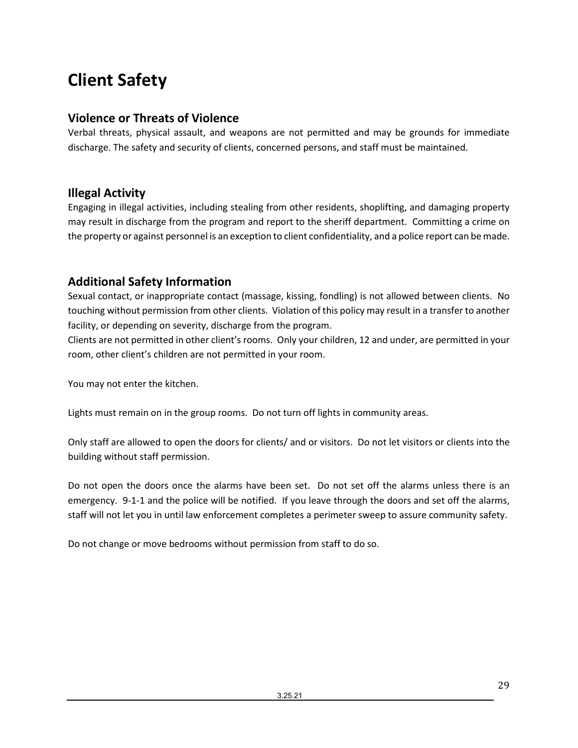# Client Safety

## Violence or Threats of Violence

Verbal threats, physical assault, and weapons are not permitted and may be grounds for immediate discharge. The safety and security of clients, concerned persons, and staff must be maintained.

## Illegal Activity

Engaging in illegal activities, including stealing from other residents, shoplifting, and damaging property may result in discharge from the program and report to the sheriff department. Committing a crime on the property or against personnel is an exception to client confidentiality, and a police report can be made.

## Additional Safety Information

Sexual contact, or inappropriate contact (massage, kissing, fondling) is not allowed between clients. No touching without permission from other clients. Violation of this policy may result in a transfer to another facility, or depending on severity, discharge from the program.

Clients are not permitted in other client's rooms. Only your children, 12 and under, are permitted in your room, other client's children are not permitted in your room.

You may not enter the kitchen.

Lights must remain on in the group rooms. Do not turn off lights in community areas.

Only staff are allowed to open the doors for clients/ and or visitors. Do not let visitors or clients into the building without staff permission.

Do not open the doors once the alarms have been set. Do not set off the alarms unless there is an emergency. 9-1-1 and the police will be notified. If you leave through the doors and set off the alarms, staff will not let you in until law enforcement completes a perimeter sweep to assure community safety.

Do not change or move bedrooms without permission from staff to do so.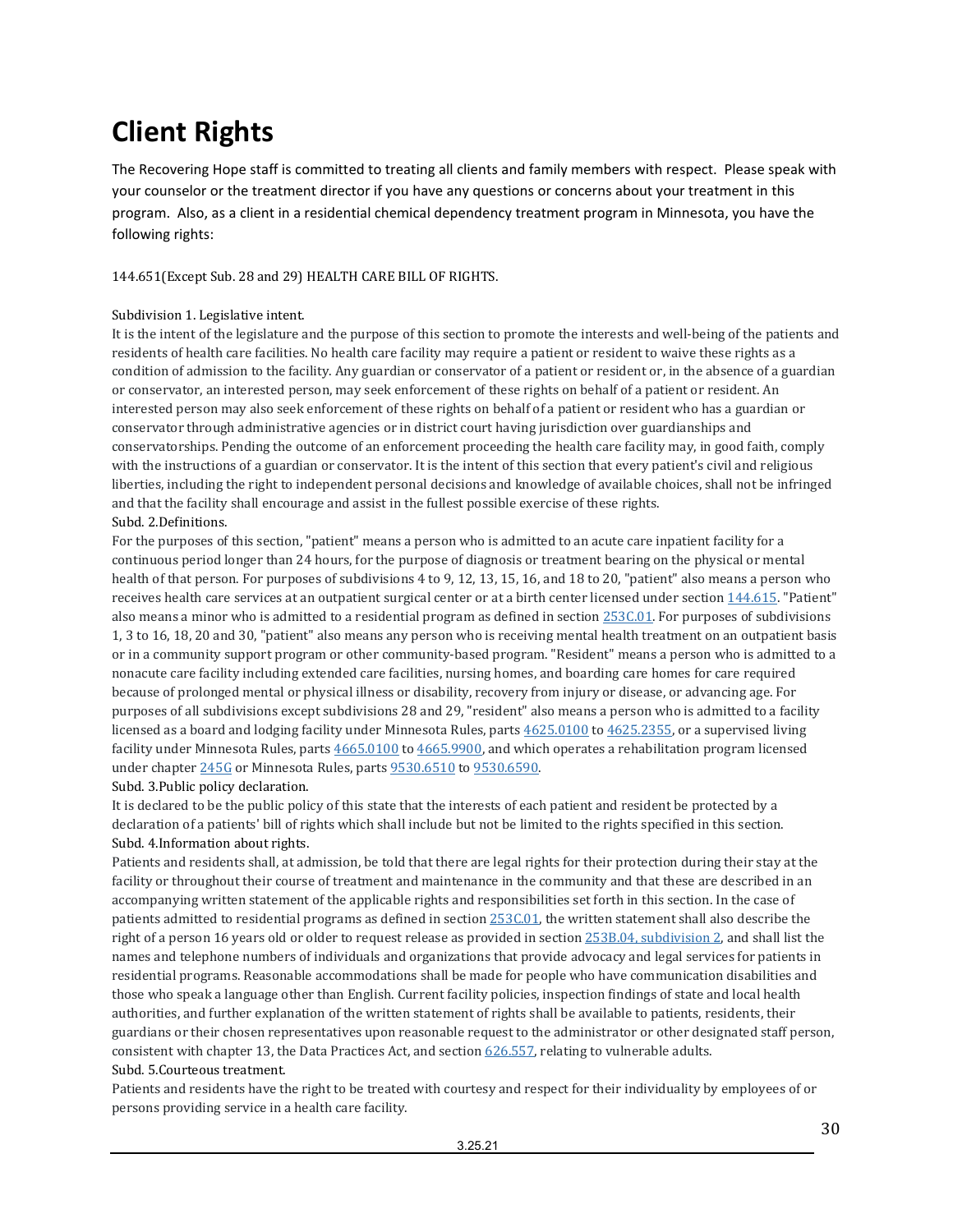# Client Rights

The Recovering Hope staff is committed to treating all clients and family members with respect. Please speak with your counselor or the treatment director if you have any questions or concerns about your treatment in this program. Also, as a client in a residential chemical dependency treatment program in Minnesota, you have the following rights:

144.651(Except Sub. 28 and 29) HEALTH CARE BILL OF RIGHTS.

Subdivision 1. Legislative intent.

It is the intent of the legislature and the purpose of this section to promote the interests and well-being of the patients and residents of health care facilities. No health care facility may require a patient or resident to waive these rights as a condition of admission to the facility. Any guardian or conservator of a patient or resident or, in the absence of a guardian or conservator, an interested person, may seek enforcement of these rights on behalf of a patient or resident. An interested person may also seek enforcement of these rights on behalf of a patient or resident who has a guardian or conservator through administrative agencies or in district court having jurisdiction over guardianships and conservatorships. Pending the outcome of an enforcement proceeding the health care facility may, in good faith, comply with the instructions of a guardian or conservator. It is the intent of this section that every patient's civil and religious liberties, including the right to independent personal decisions and knowledge of available choices, shall not be infringed and that the facility shall encourage and assist in the fullest possible exercise of these rights.

Subd. 2.Definitions.

For the purposes of this section, "patient" means a person who is admitted to an acute care inpatient facility for a continuous period longer than 24 hours, for the purpose of diagnosis or treatment bearing on the physical or mental health of that person. For purposes of subdivisions 4 to 9, 12, 13, 15, 16, and 18 to 20, "patient" also means a person who receives health care services at an outpatient surgical center or at a birth center licensed under section 144.615. "Patient" also means a minor who is admitted to a residential program as defined in section 253C.01. For purposes of subdivisions 1, 3 to 16, 18, 20 and 30, "patient" also means any person who is receiving mental health treatment on an outpatient basis or in a community support program or other community-based program. "Resident" means a person who is admitted to a nonacute care facility including extended care facilities, nursing homes, and boarding care homes for care required because of prolonged mental or physical illness or disability, recovery from injury or disease, or advancing age. For purposes of all subdivisions except subdivisions 28 and 29, "resident" also means a person who is admitted to a facility licensed as a board and lodging facility under Minnesota Rules, parts 4625.0100 to 4625.2355, or a supervised living facility under Minnesota Rules, parts 4665.0100 to 4665.9900, and which operates a rehabilitation program licensed under chapter 245G or Minnesota Rules, parts 9530.6510 to 9530.6590.

Subd. 3.Public policy declaration.

It is declared to be the public policy of this state that the interests of each patient and resident be protected by a declaration of a patients' bill of rights which shall include but not be limited to the rights specified in this section.

Subd. 4.Information about rights.

Patients and residents shall, at admission, be told that there are legal rights for their protection during their stay at the facility or throughout their course of treatment and maintenance in the community and that these are described in an accompanying written statement of the applicable rights and responsibilities set forth in this section. In the case of patients admitted to residential programs as defined in section 253C.01, the written statement shall also describe the right of a person 16 years old or older to request release as provided in section 253B.04, subdivision 2, and shall list the names and telephone numbers of individuals and organizations that provide advocacy and legal services for patients in residential programs. Reasonable accommodations shall be made for people who have communication disabilities and those who speak a language other than English. Current facility policies, inspection findings of state and local health authorities, and further explanation of the written statement of rights shall be available to patients, residents, their guardians or their chosen representatives upon reasonable request to the administrator or other designated staff person, consistent with chapter 13, the Data Practices Act, and section 626.557, relating to vulnerable adults.

Subd. 5.Courteous treatment.

Patients and residents have the right to be treated with courtesy and respect for their individuality by employees of or persons providing service in a health care facility.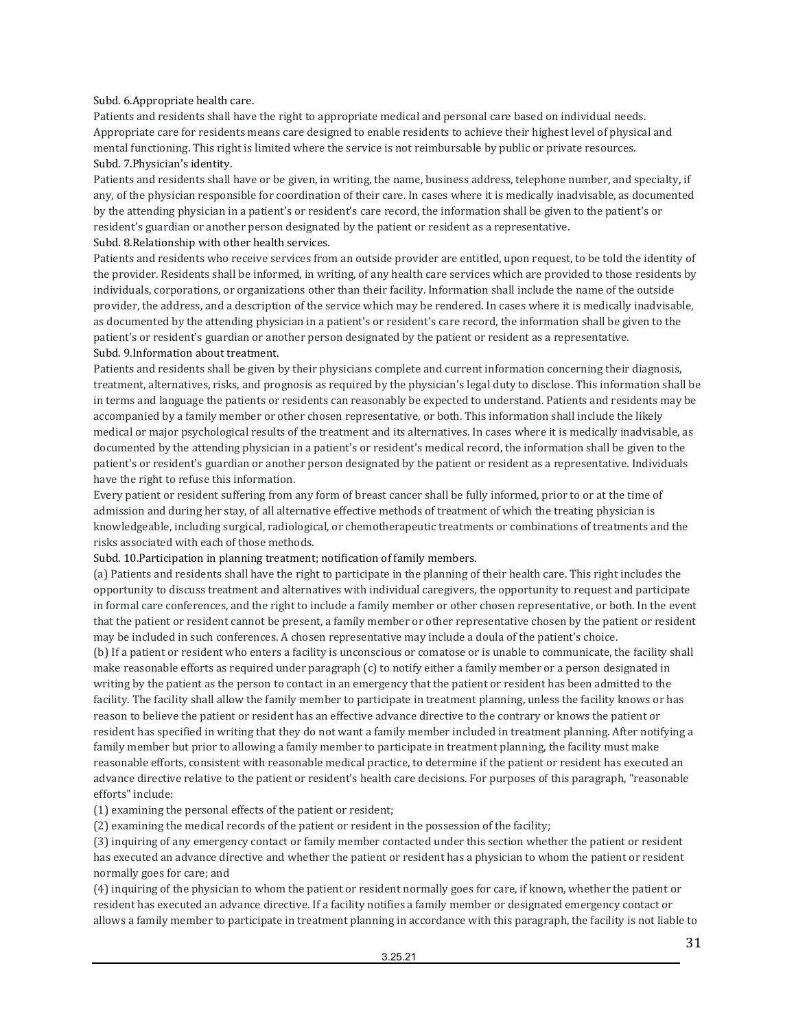Subd. 6.Appropriate health care.

Patients and residents shall have the right to appropriate medical and personal care based on individual needs. Appropriate care for residents means care designed to enable residents to achieve their highest level of physical and mental functioning. This right is limited where the service is not reimbursable by public or private resources.

Subd. 7.Physician's identity.

Patients and residents shall have or be given, in writing, the name, business address, telephone number, and specialty, if any, of the physician responsible for coordination of their care. In cases where it is medically inadvisable, as documented by the attending physician in a patient's or resident's care record, the information shall be given to the patient's or resident's guardian or another person designated by the patient or resident as a representative.

Subd. 8.Relationship with other health services.

Patients and residents who receive services from an outside provider are entitled, upon request, to be told the identity of the provider. Residents shall be informed, in writing, of any health care services which are provided to those residents by individuals, corporations, or organizations other than their facility. Information shall include the name of the outside provider, the address, and a description of the service which may be rendered. In cases where it is medically inadvisable, as documented by the attending physician in a patient's or resident's care record, the information shall be given to the patient's or resident's guardian or another person designated by the patient or resident as a representative.

Subd. 9.Information about treatment.

Patients and residents shall be given by their physicians complete and current information concerning their diagnosis, treatment, alternatives, risks, and prognosis as required by the physician's legal duty to disclose. This information shall be in terms and language the patients or residents can reasonably be expected to understand. Patients and residents may be accompanied by a family member or other chosen representative, or both. This information shall include the likely medical or major psychological results of the treatment and its alternatives. In cases where it is medically inadvisable, as documented by the attending physician in a patient's or resident's medical record, the information shall be given to the patient's or resident's guardian or another person designated by the patient or resident as a representative. Individuals have the right to refuse this information.

Every patient or resident suffering from any form of breast cancer shall be fully informed, prior to or at the time of admission and during her stay, of all alternative effective methods of treatment of which the treating physician is knowledgeable, including surgical, radiological, or chemotherapeutic treatments or combinations of treatments and the risks associated with each of those methods.

Subd. 10.Participation in planning treatment; notification of family members.

(a) Patients and residents shall have the right to participate in the planning of their health care. This right includes the opportunity to discuss treatment and alternatives with individual caregivers, the opportunity to request and participate in formal care conferences, and the right to include a family member or other chosen representative, or both. In the event that the patient or resident cannot be present, a family member or other representative chosen by the patient or resident may be included in such conferences. A chosen representative may include a doula of the patient's choice.

(b) If a patient or resident who enters a facility is unconscious or comatose or is unable to communicate, the facility shall make reasonable efforts as required under paragraph (c) to notify either a family member or a person designated in writing by the patient as the person to contact in an emergency that the patient or resident has been admitted to the facility. The facility shall allow the family member to participate in treatment planning, unless the facility knows or has reason to believe the patient or resident has an effective advance directive to the contrary or knows the patient or resident has specified in writing that they do not want a family member included in treatment planning. After notifying a family member but prior to allowing a family member to participate in treatment planning, the facility must make reasonable efforts, consistent with reasonable medical practice, to determine if the patient or resident has executed an advance directive relative to the patient or resident's health care decisions. For purposes of this paragraph, "reasonable efforts" include:

(1) examining the personal effects of the patient or resident;

(2) examining the medical records of the patient or resident in the possession of the facility;

(3) inquiring of any emergency contact or family member contacted under this section whether the patient or resident has executed an advance directive and whether the patient or resident has a physician to whom the patient or resident normally goes for care; and

(4) inquiring of the physician to whom the patient or resident normally goes for care, if known, whether the patient or resident has executed an advance directive. If a facility notifies a family member or designated emergency contact or allows a family member to participate in treatment planning in accordance with this paragraph, the facility is not liable to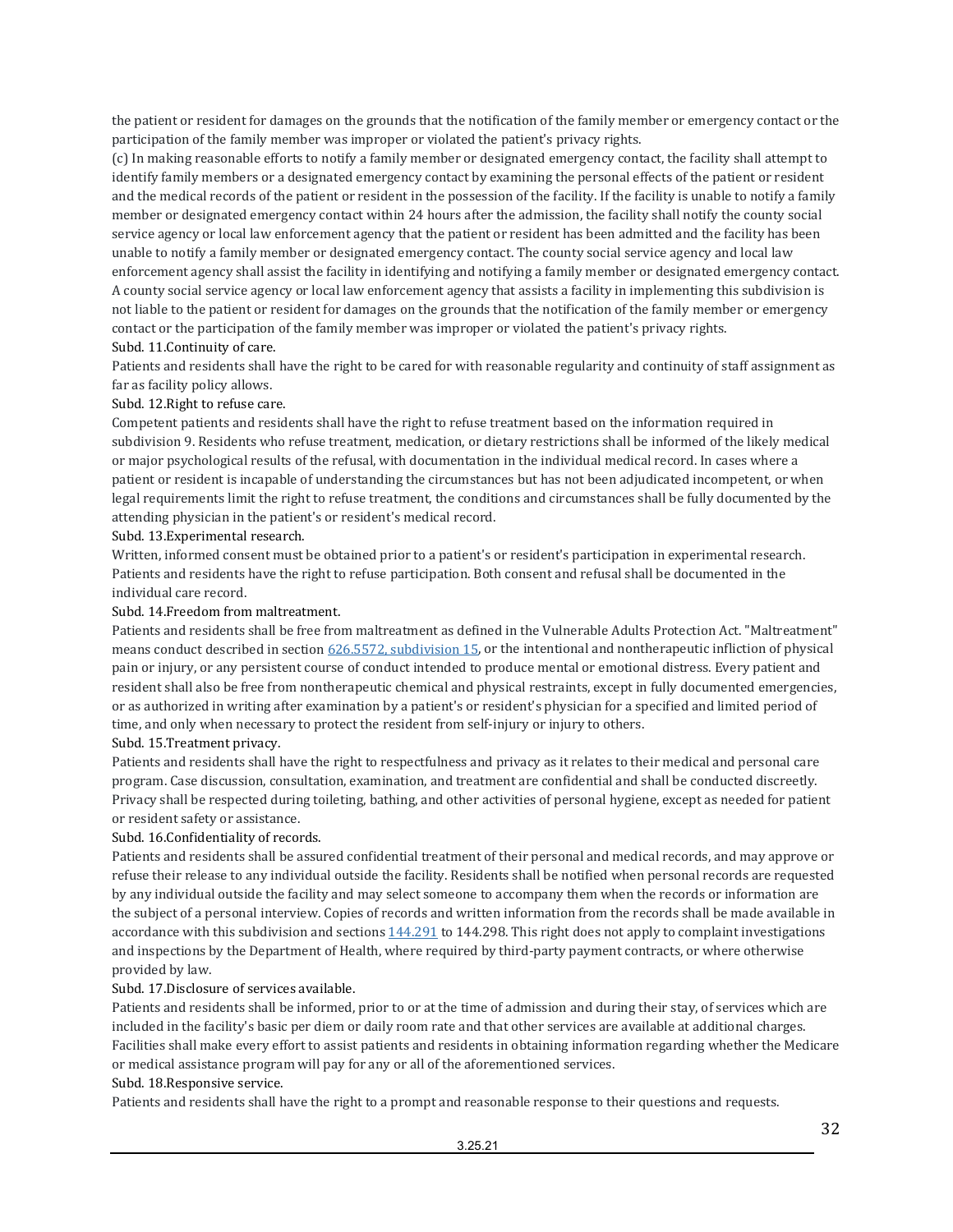the patient or resident for damages on the grounds that the notification of the family member or emergency contact or the participation of the family member was improper or violated the patient's privacy rights.

(c) In making reasonable efforts to notify a family member or designated emergency contact, the facility shall attempt to identify family members or a designated emergency contact by examining the personal effects of the patient or resident and the medical records of the patient or resident in the possession of the facility. If the facility is unable to notify a family member or designated emergency contact within 24 hours after the admission, the facility shall notify the county social service agency or local law enforcement agency that the patient or resident has been admitted and the facility has been unable to notify a family member or designated emergency contact. The county social service agency and local law enforcement agency shall assist the facility in identifying and notifying a family member or designated emergency contact. A county social service agency or local law enforcement agency that assists a facility in implementing this subdivision is not liable to the patient or resident for damages on the grounds that the notification of the family member or emergency contact or the participation of the family member was improper or violated the patient's privacy rights.

Subd. 11.Continuity of care.

Patients and residents shall have the right to be cared for with reasonable regularity and continuity of staff assignment as far as facility policy allows.

Subd. 12.Right to refuse care.

Competent patients and residents shall have the right to refuse treatment based on the information required in subdivision 9. Residents who refuse treatment, medication, or dietary restrictions shall be informed of the likely medical or major psychological results of the refusal, with documentation in the individual medical record. In cases where a patient or resident is incapable of understanding the circumstances but has not been adjudicated incompetent, or when legal requirements limit the right to refuse treatment, the conditions and circumstances shall be fully documented by the attending physician in the patient's or resident's medical record.

Subd. 13.Experimental research.

Written, informed consent must be obtained prior to a patient's or resident's participation in experimental research. Patients and residents have the right to refuse participation. Both consent and refusal shall be documented in the individual care record.

Subd. 14.Freedom from maltreatment.

Patients and residents shall be free from maltreatment as defined in the Vulnerable Adults Protection Act. "Maltreatment" means conduct described in section 626.5572, subdivision 15, or the intentional and nontherapeutic infliction of physical pain or injury, or any persistent course of conduct intended to produce mental or emotional distress. Every patient and resident shall also be free from nontherapeutic chemical and physical restraints, except in fully documented emergencies, or as authorized in writing after examination by a patient's or resident's physician for a specified and limited period of time, and only when necessary to protect the resident from self-injury or injury to others.

Subd. 15.Treatment privacy.

Patients and residents shall have the right to respectfulness and privacy as it relates to their medical and personal care program. Case discussion, consultation, examination, and treatment are confidential and shall be conducted discreetly. Privacy shall be respected during toileting, bathing, and other activities of personal hygiene, except as needed for patient or resident safety or assistance.

Subd. 16.Confidentiality of records.

Patients and residents shall be assured confidential treatment of their personal and medical records, and may approve or refuse their release to any individual outside the facility. Residents shall be notified when personal records are requested by any individual outside the facility and may select someone to accompany them when the records or information are the subject of a personal interview. Copies of records and written information from the records shall be made available in accordance with this subdivision and sections 144.291 to 144.298. This right does not apply to complaint investigations and inspections by the Department of Health, where required by third-party payment contracts, or where otherwise provided by law.

Subd. 17.Disclosure of services available.

Patients and residents shall be informed, prior to or at the time of admission and during their stay, of services which are included in the facility's basic per diem or daily room rate and that other services are available at additional charges. Facilities shall make every effort to assist patients and residents in obtaining information regarding whether the Medicare or medical assistance program will pay for any or all of the aforementioned services.

Subd. 18.Responsive service.

Patients and residents shall have the right to a prompt and reasonable response to their questions and requests.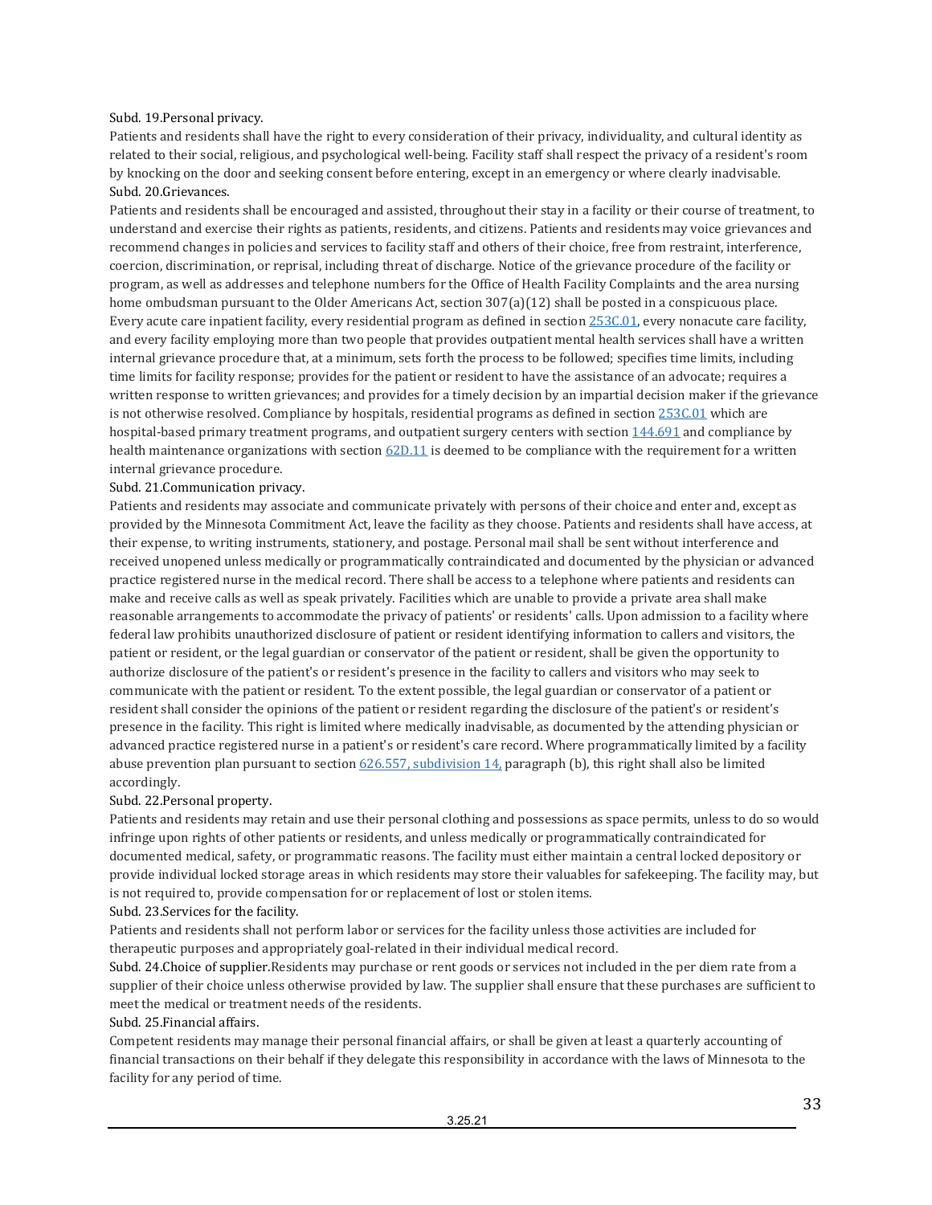Subd. 19.Personal privacy.

Patients and residents shall have the right to every consideration of their privacy, individuality, and cultural identity as related to their social, religious, and psychological well-being. Facility staff shall respect the privacy of a resident's room by knocking on the door and seeking consent before entering, except in an emergency or where clearly inadvisable.

Subd. 20.Grievances.

Patients and residents shall be encouraged and assisted, throughout their stay in a facility or their course of treatment, to understand and exercise their rights as patients, residents, and citizens. Patients and residents may voice grievances and recommend changes in policies and services to facility staff and others of their choice, free from restraint, interference, coercion, discrimination, or reprisal, including threat of discharge. Notice of the grievance procedure of the facility or program, as well as addresses and telephone numbers for the Office of Health Facility Complaints and the area nursing home ombudsman pursuant to the Older Americans Act, section 307(a)(12) shall be posted in a conspicuous place. Every acute care inpatient facility, every residential program as defined in section 253C.01, every nonacute care facility, and every facility employing more than two people that provides outpatient mental health services shall have a written internal grievance procedure that, at a minimum, sets forth the process to be followed; specifies time limits, including time limits for facility response; provides for the patient or resident to have the assistance of an advocate; requires a written response to written grievances; and provides for a timely decision by an impartial decision maker if the grievance is not otherwise resolved. Compliance by hospitals, residential programs as defined in section 253C.01 which are hospital-based primary treatment programs, and outpatient surgery centers with section 144.691 and compliance by health maintenance organizations with section 62D.11 is deemed to be compliance with the requirement for a written internal grievance procedure.

Subd. 21.Communication privacy.

Patients and residents may associate and communicate privately with persons of their choice and enter and, except as provided by the Minnesota Commitment Act, leave the facility as they choose. Patients and residents shall have access, at their expense, to writing instruments, stationery, and postage. Personal mail shall be sent without interference and received unopened unless medically or programmatically contraindicated and documented by the physician or advanced practice registered nurse in the medical record. There shall be access to a telephone where patients and residents can make and receive calls as well as speak privately. Facilities which are unable to provide a private area shall make reasonable arrangements to accommodate the privacy of patients' or residents' calls. Upon admission to a facility where federal law prohibits unauthorized disclosure of patient or resident identifying information to callers and visitors, the patient or resident, or the legal guardian or conservator of the patient or resident, shall be given the opportunity to authorize disclosure of the patient's or resident's presence in the facility to callers and visitors who may seek to communicate with the patient or resident. To the extent possible, the legal guardian or conservator of a patient or resident shall consider the opinions of the patient or resident regarding the disclosure of the patient's or resident's presence in the facility. This right is limited where medically inadvisable, as documented by the attending physician or advanced practice registered nurse in a patient's or resident's care record. Where programmatically limited by a facility abuse prevention plan pursuant to section 626.557, subdivision 14, paragraph (b), this right shall also be limited accordingly.

Subd. 22.Personal property.

Patients and residents may retain and use their personal clothing and possessions as space permits, unless to do so would infringe upon rights of other patients or residents, and unless medically or programmatically contraindicated for documented medical, safety, or programmatic reasons. The facility must either maintain a central locked depository or provide individual locked storage areas in which residents may store their valuables for safekeeping. The facility may, but is not required to, provide compensation for or replacement of lost or stolen items.

Subd. 23.Services for the facility.

Patients and residents shall not perform labor or services for the facility unless those activities are included for therapeutic purposes and appropriately goal-related in their individual medical record.

Subd. 24.Choice of supplier.Residents may purchase or rent goods or services not included in the per diem rate from a supplier of their choice unless otherwise provided by law. The supplier shall ensure that these purchases are sufficient to meet the medical or treatment needs of the residents.

Subd. 25.Financial affairs.

Competent residents may manage their personal financial affairs, or shall be given at least a quarterly accounting of financial transactions on their behalf if they delegate this responsibility in accordance with the laws of Minnesota to the facility for any period of time.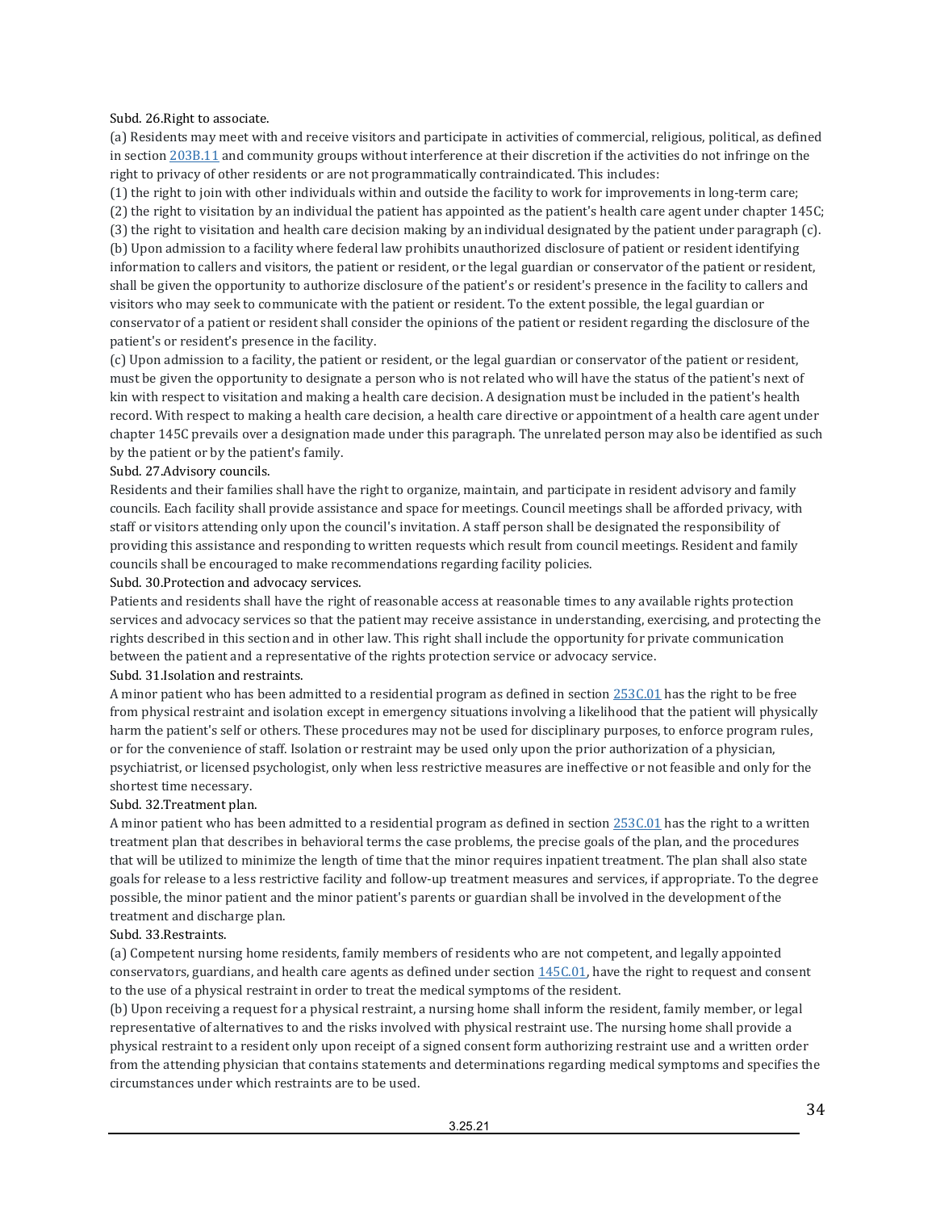Subd. 26.Right to associate.

(a) Residents may meet with and receive visitors and participate in activities of commercial, religious, political, as defined in section 203B.11 and community groups without interference at their discretion if the activities do not infringe on the right to privacy of other residents or are not programmatically contraindicated. This includes:

(1) the right to join with other individuals within and outside the facility to work for improvements in long-term care;

(2) the right to visitation by an individual the patient has appointed as the patient's health care agent under chapter 145C;

(3) the right to visitation and health care decision making by an individual designated by the patient under paragraph (c).

(b) Upon admission to a facility where federal law prohibits unauthorized disclosure of patient or resident identifying information to callers and visitors, the patient or resident, or the legal guardian or conservator of the patient or resident, shall be given the opportunity to authorize disclosure of the patient's or resident's presence in the facility to callers and visitors who may seek to communicate with the patient or resident. To the extent possible, the legal guardian or conservator of a patient or resident shall consider the opinions of the patient or resident regarding the disclosure of the patient's or resident's presence in the facility.

(c) Upon admission to a facility, the patient or resident, or the legal guardian or conservator of the patient or resident, must be given the opportunity to designate a person who is not related who will have the status of the patient's next of kin with respect to visitation and making a health care decision. A designation must be included in the patient's health record. With respect to making a health care decision, a health care directive or appointment of a health care agent under chapter 145C prevails over a designation made under this paragraph. The unrelated person may also be identified as such by the patient or by the patient's family.

Subd. 27.Advisory councils.

Residents and their families shall have the right to organize, maintain, and participate in resident advisory and family councils. Each facility shall provide assistance and space for meetings. Council meetings shall be afforded privacy, with staff or visitors attending only upon the council's invitation. A staff person shall be designated the responsibility of providing this assistance and responding to written requests which result from council meetings. Resident and family councils shall be encouraged to make recommendations regarding facility policies.

Subd. 30.Protection and advocacy services.

Patients and residents shall have the right of reasonable access at reasonable times to any available rights protection services and advocacy services so that the patient may receive assistance in understanding, exercising, and protecting the rights described in this section and in other law. This right shall include the opportunity for private communication between the patient and a representative of the rights protection service or advocacy service.

Subd. 31.Isolation and restraints.

A minor patient who has been admitted to a residential program as defined in section 253C.01 has the right to be free from physical restraint and isolation except in emergency situations involving a likelihood that the patient will physically harm the patient's self or others. These procedures may not be used for disciplinary purposes, to enforce program rules, or for the convenience of staff. Isolation or restraint may be used only upon the prior authorization of a physician, psychiatrist, or licensed psychologist, only when less restrictive measures are ineffective or not feasible and only for the shortest time necessary.

Subd. 32.Treatment plan.

A minor patient who has been admitted to a residential program as defined in section 253C.01 has the right to a written treatment plan that describes in behavioral terms the case problems, the precise goals of the plan, and the procedures that will be utilized to minimize the length of time that the minor requires inpatient treatment. The plan shall also state goals for release to a less restrictive facility and follow-up treatment measures and services, if appropriate. To the degree possible, the minor patient and the minor patient's parents or guardian shall be involved in the development of the treatment and discharge plan.

Subd. 33.Restraints.

(a) Competent nursing home residents, family members of residents who are not competent, and legally appointed conservators, guardians, and health care agents as defined under section 145C.01, have the right to request and consent to the use of a physical restraint in order to treat the medical symptoms of the resident.

(b) Upon receiving a request for a physical restraint, a nursing home shall inform the resident, family member, or legal representative of alternatives to and the risks involved with physical restraint use. The nursing home shall provide a physical restraint to a resident only upon receipt of a signed consent form authorizing restraint use and a written order from the attending physician that contains statements and determinations regarding medical symptoms and specifies the circumstances under which restraints are to be used.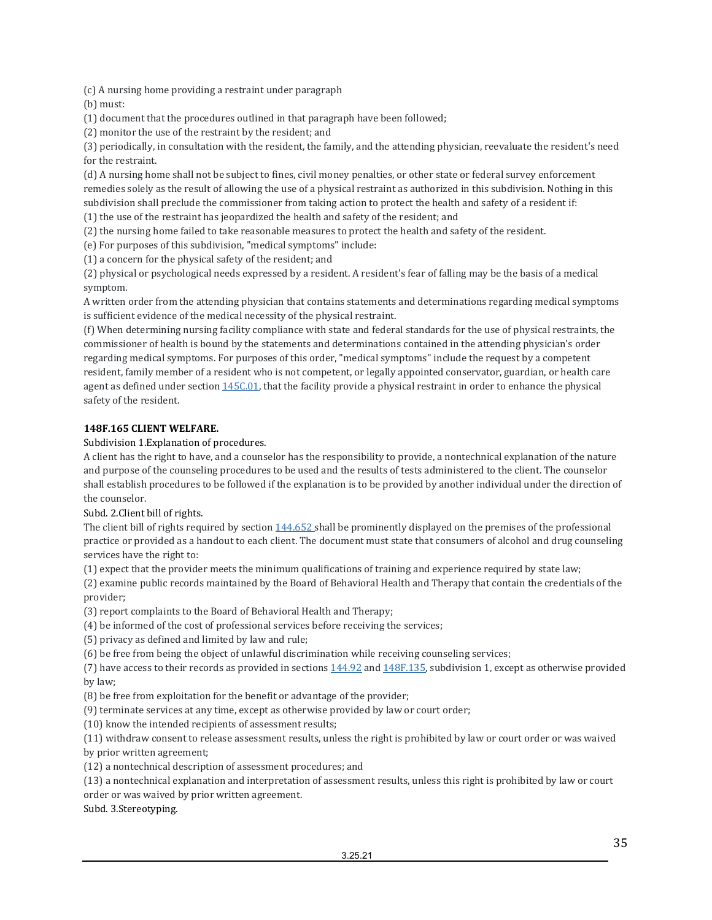(c) A nursing home providing a restraint under paragraph
(b) must:

(1) document that the procedures outlined in that paragraph have been followed;

(2) monitor the use of the restraint by the resident; and

(3) periodically, in consultation with the resident, the family, and the attending physician, reevaluate the resident's need for the restraint.

(d) A nursing home shall not be subject to fines, civil money penalties, or other state or federal survey enforcement remedies solely as the result of allowing the use of a physical restraint as authorized in this subdivision. Nothing in this subdivision shall preclude the commissioner from taking action to protect the health and safety of a resident if:

(1) the use of the restraint has jeopardized the health and safety of the resident; and

(2) the nursing home failed to take reasonable measures to protect the health and safety of the resident.

(e) For purposes of this subdivision, "medical symptoms" include:

(1) a concern for the physical safety of the resident; and

(2) physical or psychological needs expressed by a resident. A resident's fear of falling may be the basis of a medical symptom.

A written order from the attending physician that contains statements and determinations regarding medical symptoms is sufficient evidence of the medical necessity of the physical restraint.

(f) When determining nursing facility compliance with state and federal standards for the use of physical restraints, the commissioner of health is bound by the statements and determinations contained in the attending physician's order regarding medical symptoms. For purposes of this order, "medical symptoms" include the request by a competent resident, family member of a resident who is not competent, or legally appointed conservator, guardian, or health care agent as defined under section 145C.01, that the facility provide a physical restraint in order to enhance the physical safety of the resident.

**148F.165 CLIENT WELFARE.**

Subdivision 1.Explanation of procedures.

A client has the right to have, and a counselor has the responsibility to provide, a nontechnical explanation of the nature and purpose of the counseling procedures to be used and the results of tests administered to the client. The counselor shall establish procedures to be followed if the explanation is to be provided by another individual under the direction of the counselor.

Subd. 2.Client bill of rights.

The client bill of rights required by section 144.652 shall be prominently displayed on the premises of the professional practice or provided as a handout to each client. The document must state that consumers of alcohol and drug counseling services have the right to:

(1) expect that the provider meets the minimum qualifications of training and experience required by state law;

(2) examine public records maintained by the Board of Behavioral Health and Therapy that contain the credentials of the provider;

(3) report complaints to the Board of Behavioral Health and Therapy;

(4) be informed of the cost of professional services before receiving the services;

(5) privacy as defined and limited by law and rule;

(6) be free from being the object of unlawful discrimination while receiving counseling services;

(7) have access to their records as provided in sections 144.92 and 148F.135, subdivision 1, except as otherwise provided by law;

(8) be free from exploitation for the benefit or advantage of the provider;

(9) terminate services at any time, except as otherwise provided by law or court order;

(10) know the intended recipients of assessment results;

(11) withdraw consent to release assessment results, unless the right is prohibited by law or court order or was waived by prior written agreement;

(12) a nontechnical description of assessment procedures; and

(13) a nontechnical explanation and interpretation of assessment results, unless this right is prohibited by law or court order or was waived by prior written agreement.

Subd. 3.Stereotyping.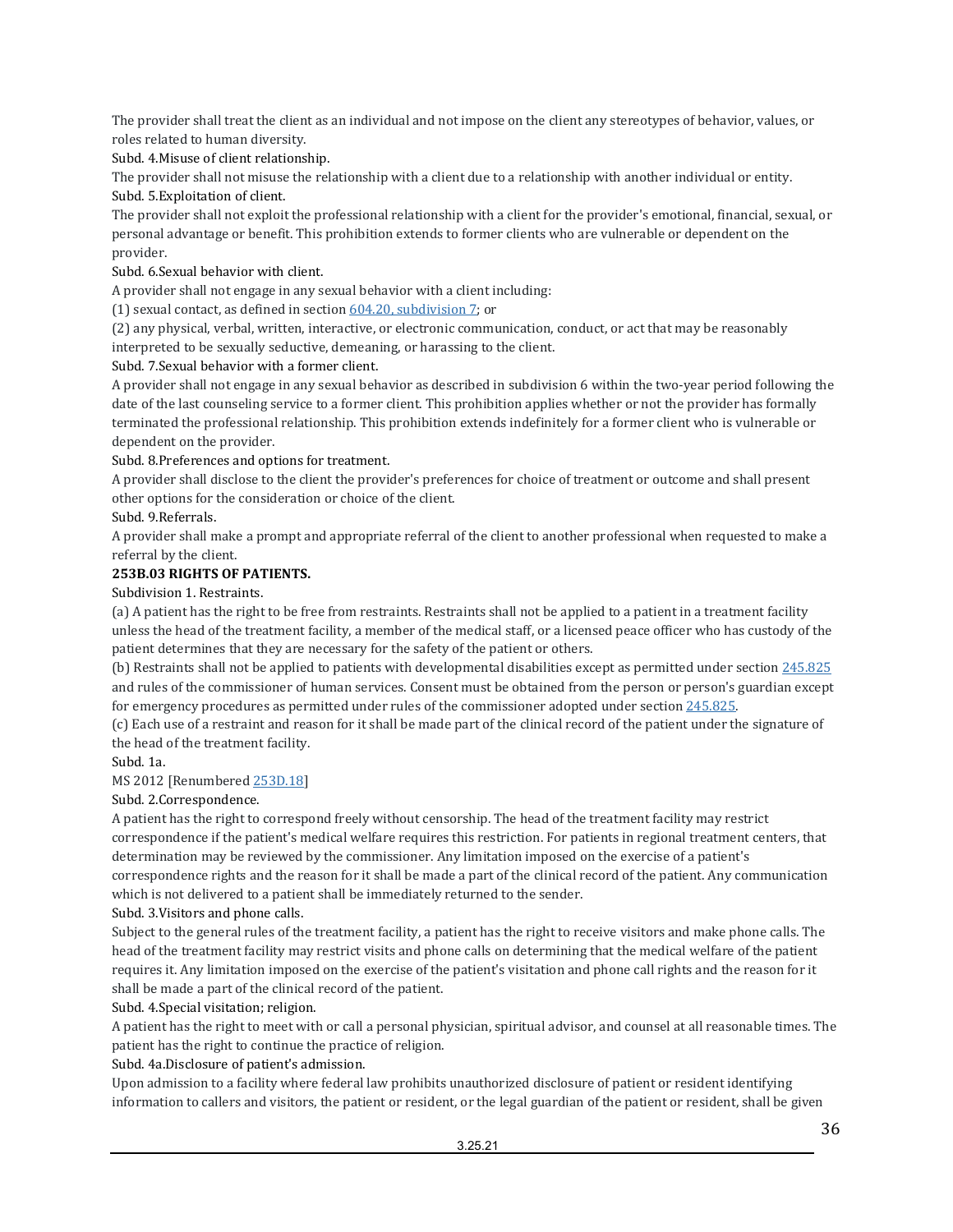The provider shall treat the client as an individual and not impose on the client any stereotypes of behavior, values, or roles related to human diversity.

Subd. 4.Misuse of client relationship.

The provider shall not misuse the relationship with a client due to a relationship with another individual or entity.

Subd. 5.Exploitation of client.

The provider shall not exploit the professional relationship with a client for the provider's emotional, financial, sexual, or personal advantage or benefit. This prohibition extends to former clients who are vulnerable or dependent on the provider.

Subd. 6.Sexual behavior with client.

A provider shall not engage in any sexual behavior with a client including:

(1) sexual contact, as defined in section 604.20, subdivision 7; or

(2) any physical, verbal, written, interactive, or electronic communication, conduct, or act that may be reasonably interpreted to be sexually seductive, demeaning, or harassing to the client.

Subd. 7.Sexual behavior with a former client.

A provider shall not engage in any sexual behavior as described in subdivision 6 within the two-year period following the date of the last counseling service to a former client. This prohibition applies whether or not the provider has formally terminated the professional relationship. This prohibition extends indefinitely for a former client who is vulnerable or dependent on the provider.

Subd. 8.Preferences and options for treatment.

A provider shall disclose to the client the provider's preferences for choice of treatment or outcome and shall present other options for the consideration or choice of the client.

Subd. 9.Referrals.

A provider shall make a prompt and appropriate referral of the client to another professional when requested to make a referral by the client.

**253B.03 RIGHTS OF PATIENTS.**

Subdivision 1. Restraints.

(a) A patient has the right to be free from restraints. Restraints shall not be applied to a patient in a treatment facility unless the head of the treatment facility, a member of the medical staff, or a licensed peace officer who has custody of the patient determines that they are necessary for the safety of the patient or others.

(b) Restraints shall not be applied to patients with developmental disabilities except as permitted under section 245.825 and rules of the commissioner of human services. Consent must be obtained from the person or person's guardian except for emergency procedures as permitted under rules of the commissioner adopted under section 245.825.

(c) Each use of a restraint and reason for it shall be made part of the clinical record of the patient under the signature of the head of the treatment facility.

Subd. 1a.

MS 2012 [Renumbered 253D.18]

Subd. 2.Correspondence.

A patient has the right to correspond freely without censorship. The head of the treatment facility may restrict correspondence if the patient's medical welfare requires this restriction. For patients in regional treatment centers, that determination may be reviewed by the commissioner. Any limitation imposed on the exercise of a patient's correspondence rights and the reason for it shall be made a part of the clinical record of the patient. Any communication which is not delivered to a patient shall be immediately returned to the sender.

Subd. 3.Visitors and phone calls.

Subject to the general rules of the treatment facility, a patient has the right to receive visitors and make phone calls. The head of the treatment facility may restrict visits and phone calls on determining that the medical welfare of the patient requires it. Any limitation imposed on the exercise of the patient's visitation and phone call rights and the reason for it shall be made a part of the clinical record of the patient.

Subd. 4.Special visitation; religion.

A patient has the right to meet with or call a personal physician, spiritual advisor, and counsel at all reasonable times. The patient has the right to continue the practice of religion.

Subd. 4a.Disclosure of patient's admission.

Upon admission to a facility where federal law prohibits unauthorized disclosure of patient or resident identifying information to callers and visitors, the patient or resident, or the legal guardian of the patient or resident, shall be given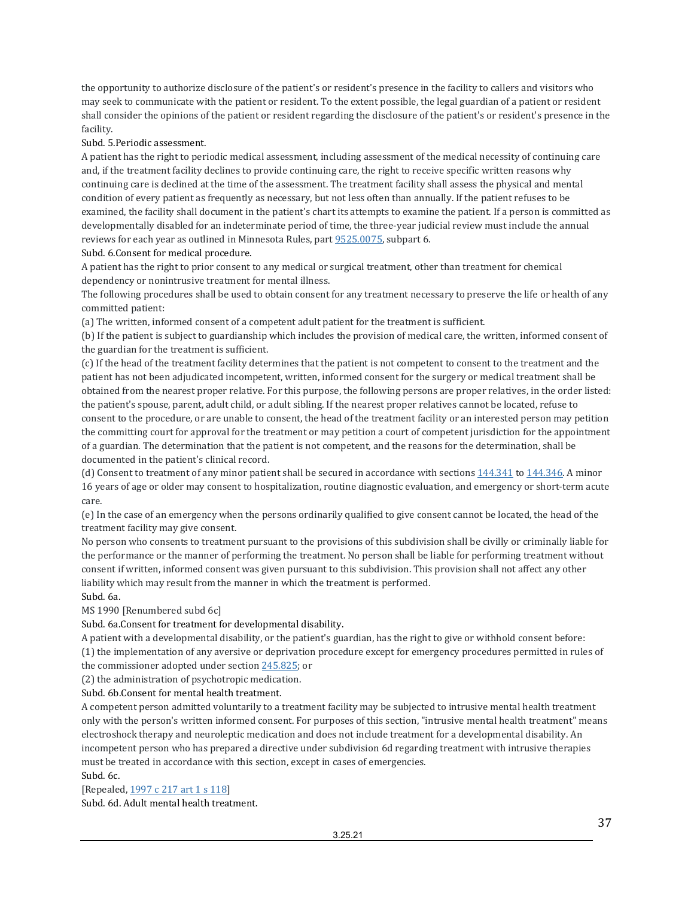the opportunity to authorize disclosure of the patient's or resident's presence in the facility to callers and visitors who may seek to communicate with the patient or resident. To the extent possible, the legal guardian of a patient or resident shall consider the opinions of the patient or resident regarding the disclosure of the patient's or resident's presence in the facility.

Subd. 5.Periodic assessment.

A patient has the right to periodic medical assessment, including assessment of the medical necessity of continuing care and, if the treatment facility declines to provide continuing care, the right to receive specific written reasons why continuing care is declined at the time of the assessment. The treatment facility shall assess the physical and mental condition of every patient as frequently as necessary, but not less often than annually. If the patient refuses to be examined, the facility shall document in the patient's chart its attempts to examine the patient. If a person is committed as developmentally disabled for an indeterminate period of time, the three-year judicial review must include the annual reviews for each year as outlined in Minnesota Rules, part 9525.0075, subpart 6.

Subd. 6.Consent for medical procedure.

A patient has the right to prior consent to any medical or surgical treatment, other than treatment for chemical dependency or nonintrusive treatment for mental illness.

The following procedures shall be used to obtain consent for any treatment necessary to preserve the life or health of any committed patient:

(a) The written, informed consent of a competent adult patient for the treatment is sufficient.

(b) If the patient is subject to guardianship which includes the provision of medical care, the written, informed consent of the guardian for the treatment is sufficient.

(c) If the head of the treatment facility determines that the patient is not competent to consent to the treatment and the patient has not been adjudicated incompetent, written, informed consent for the surgery or medical treatment shall be obtained from the nearest proper relative. For this purpose, the following persons are proper relatives, in the order listed: the patient's spouse, parent, adult child, or adult sibling. If the nearest proper relatives cannot be located, refuse to consent to the procedure, or are unable to consent, the head of the treatment facility or an interested person may petition the committing court for approval for the treatment or may petition a court of competent jurisdiction for the appointment of a guardian. The determination that the patient is not competent, and the reasons for the determination, shall be documented in the patient's clinical record.

(d) Consent to treatment of any minor patient shall be secured in accordance with sections 144.341 to 144.346. A minor 16 years of age or older may consent to hospitalization, routine diagnostic evaluation, and emergency or short-term acute care.

(e) In the case of an emergency when the persons ordinarily qualified to give consent cannot be located, the head of the treatment facility may give consent.

No person who consents to treatment pursuant to the provisions of this subdivision shall be civilly or criminally liable for the performance or the manner of performing the treatment. No person shall be liable for performing treatment without consent if written, informed consent was given pursuant to this subdivision. This provision shall not affect any other liability which may result from the manner in which the treatment is performed.

Subd. 6a.

MS 1990 [Renumbered subd 6c]

Subd. 6a.Consent for treatment for developmental disability.

A patient with a developmental disability, or the patient's guardian, has the right to give or withhold consent before:

(1) the implementation of any aversive or deprivation procedure except for emergency procedures permitted in rules of the commissioner adopted under section 245.825; or

(2) the administration of psychotropic medication.

Subd. 6b.Consent for mental health treatment.

A competent person admitted voluntarily to a treatment facility may be subjected to intrusive mental health treatment only with the person's written informed consent. For purposes of this section, "intrusive mental health treatment" means electroshock therapy and neuroleptic medication and does not include treatment for a developmental disability. An incompetent person who has prepared a directive under subdivision 6d regarding treatment with intrusive therapies must be treated in accordance with this section, except in cases of emergencies.

Subd. 6c.

[Repealed, 1997 c 217 art 1 s 118]

Subd. 6d. Adult mental health treatment.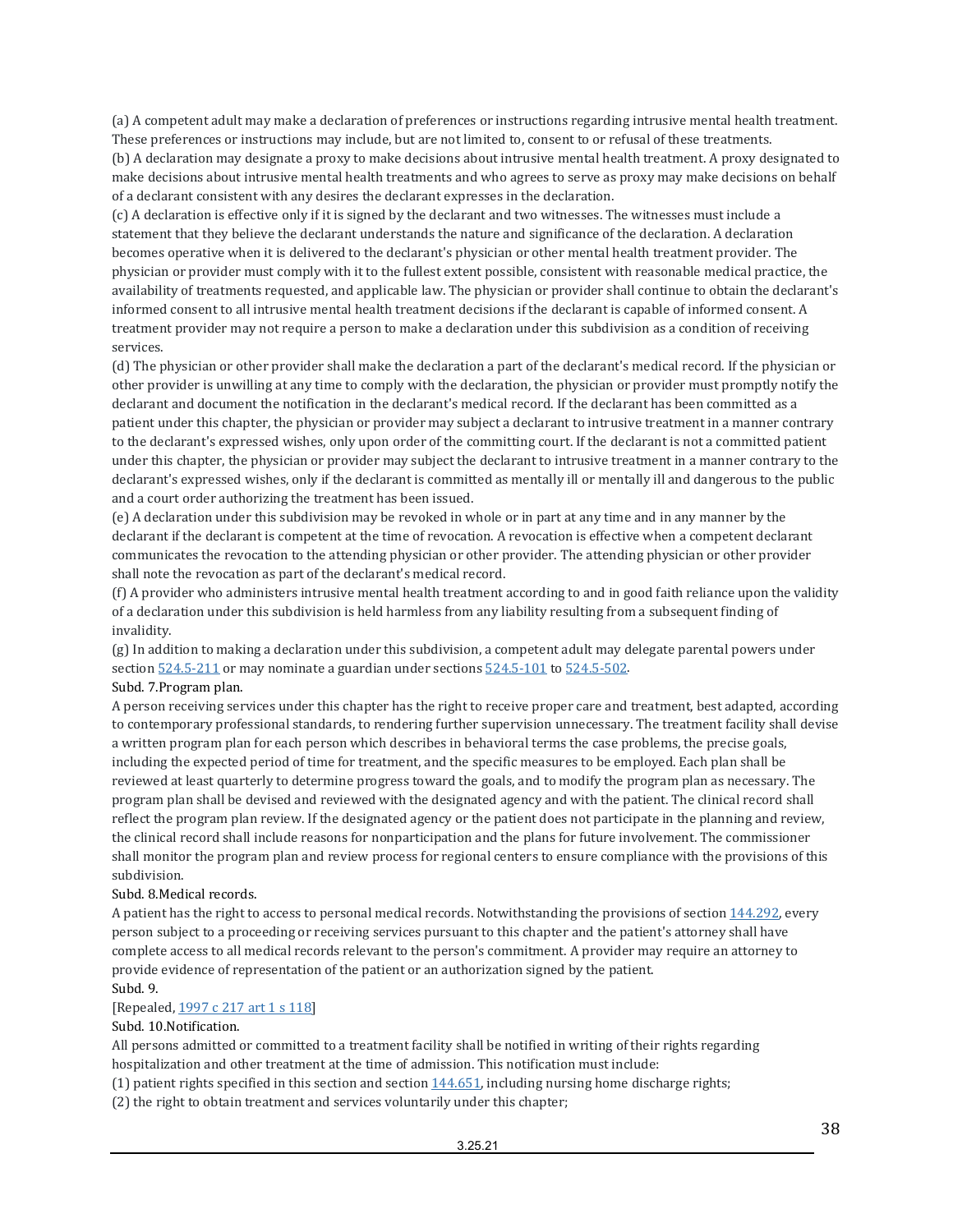(a) A competent adult may make a declaration of preferences or instructions regarding intrusive mental health treatment. These preferences or instructions may include, but are not limited to, consent to or refusal of these treatments.

(b) A declaration may designate a proxy to make decisions about intrusive mental health treatment. A proxy designated to make decisions about intrusive mental health treatments and who agrees to serve as proxy may make decisions on behalf of a declarant consistent with any desires the declarant expresses in the declaration.

(c) A declaration is effective only if it is signed by the declarant and two witnesses. The witnesses must include a statement that they believe the declarant understands the nature and significance of the declaration. A declaration becomes operative when it is delivered to the declarant's physician or other mental health treatment provider. The physician or provider must comply with it to the fullest extent possible, consistent with reasonable medical practice, the availability of treatments requested, and applicable law. The physician or provider shall continue to obtain the declarant's informed consent to all intrusive mental health treatment decisions if the declarant is capable of informed consent. A treatment provider may not require a person to make a declaration under this subdivision as a condition of receiving services.

(d) The physician or other provider shall make the declaration a part of the declarant's medical record. If the physician or other provider is unwilling at any time to comply with the declaration, the physician or provider must promptly notify the declarant and document the notification in the declarant's medical record. If the declarant has been committed as a patient under this chapter, the physician or provider may subject a declarant to intrusive treatment in a manner contrary to the declarant's expressed wishes, only upon order of the committing court. If the declarant is not a committed patient under this chapter, the physician or provider may subject the declarant to intrusive treatment in a manner contrary to the declarant's expressed wishes, only if the declarant is committed as mentally ill or mentally ill and dangerous to the public and a court order authorizing the treatment has been issued.

(e) A declaration under this subdivision may be revoked in whole or in part at any time and in any manner by the declarant if the declarant is competent at the time of revocation. A revocation is effective when a competent declarant communicates the revocation to the attending physician or other provider. The attending physician or other provider shall note the revocation as part of the declarant's medical record.

(f) A provider who administers intrusive mental health treatment according to and in good faith reliance upon the validity of a declaration under this subdivision is held harmless from any liability resulting from a subsequent finding of invalidity.

(g) In addition to making a declaration under this subdivision, a competent adult may delegate parental powers under section 524.5-211 or may nominate a guardian under sections 524.5-101 to 524.5-502.

Subd. 7.Program plan.

A person receiving services under this chapter has the right to receive proper care and treatment, best adapted, according to contemporary professional standards, to rendering further supervision unnecessary. The treatment facility shall devise a written program plan for each person which describes in behavioral terms the case problems, the precise goals, including the expected period of time for treatment, and the specific measures to be employed. Each plan shall be reviewed at least quarterly to determine progress toward the goals, and to modify the program plan as necessary. The program plan shall be devised and reviewed with the designated agency and with the patient. The clinical record shall reflect the program plan review. If the designated agency or the patient does not participate in the planning and review, the clinical record shall include reasons for nonparticipation and the plans for future involvement. The commissioner shall monitor the program plan and review process for regional centers to ensure compliance with the provisions of this subdivision.

Subd. 8.Medical records.

A patient has the right to access to personal medical records. Notwithstanding the provisions of section 144.292, every person subject to a proceeding or receiving services pursuant to this chapter and the patient's attorney shall have complete access to all medical records relevant to the person's commitment. A provider may require an attorney to provide evidence of representation of the patient or an authorization signed by the patient.

Subd. 9.

[Repealed, 1997 c 217 art 1 s 118]

Subd. 10.Notification.

All persons admitted or committed to a treatment facility shall be notified in writing of their rights regarding hospitalization and other treatment at the time of admission. This notification must include:

(1) patient rights specified in this section and section 144.651, including nursing home discharge rights;

(2) the right to obtain treatment and services voluntarily under this chapter;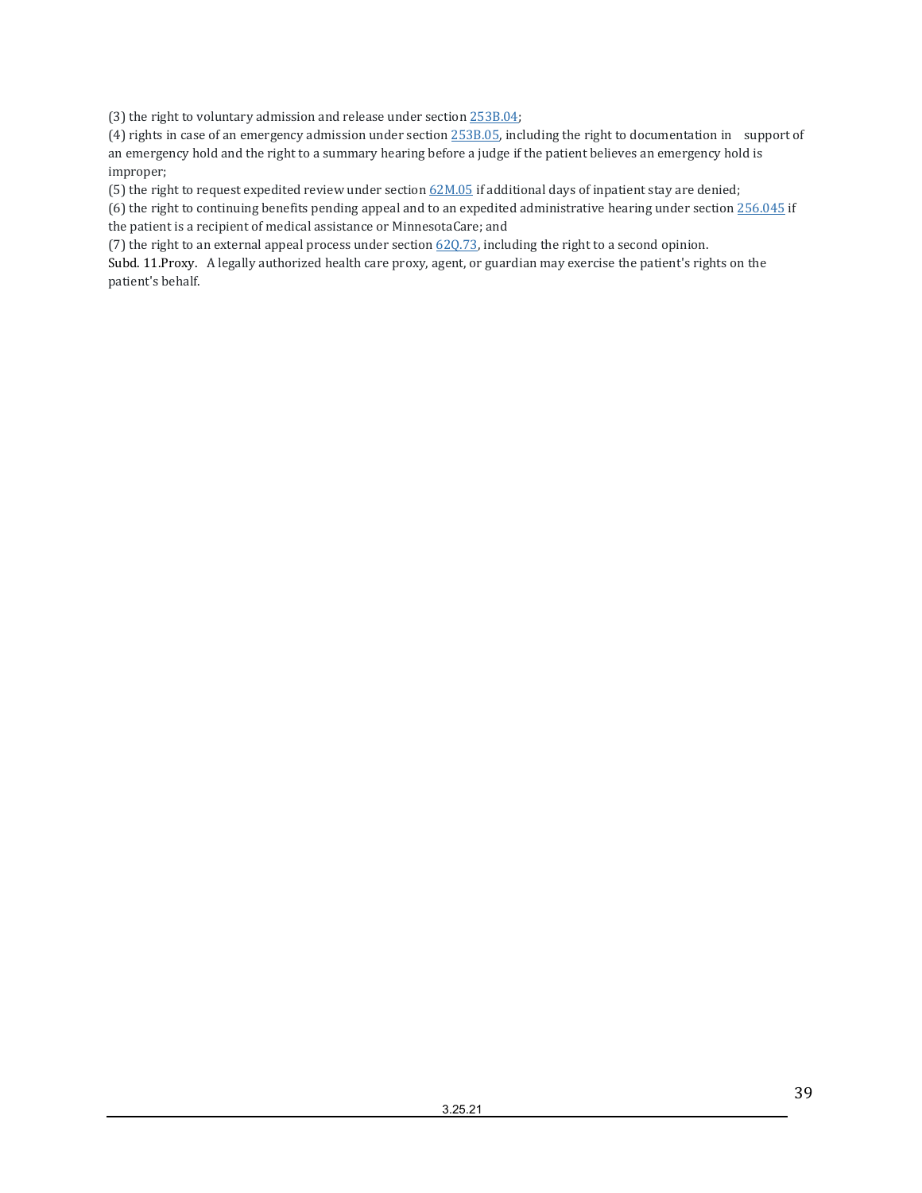(3) the right to voluntary admission and release under section 253B.04;

(4) rights in case of an emergency admission under section 253B.05, including the right to documentation in support of an emergency hold and the right to a summary hearing before a judge if the patient believes an emergency hold is improper;

(5) the right to request expedited review under section 62M.05 if additional days of inpatient stay are denied;

(6) the right to continuing benefits pending appeal and to an expedited administrative hearing under section 256.045 if the patient is a recipient of medical assistance or MinnesotaCare; and

(7) the right to an external appeal process under section 62Q.73, including the right to a second opinion.

Subd. 11.Proxy. A legally authorized health care proxy, agent, or guardian may exercise the patient's rights on the patient's behalf.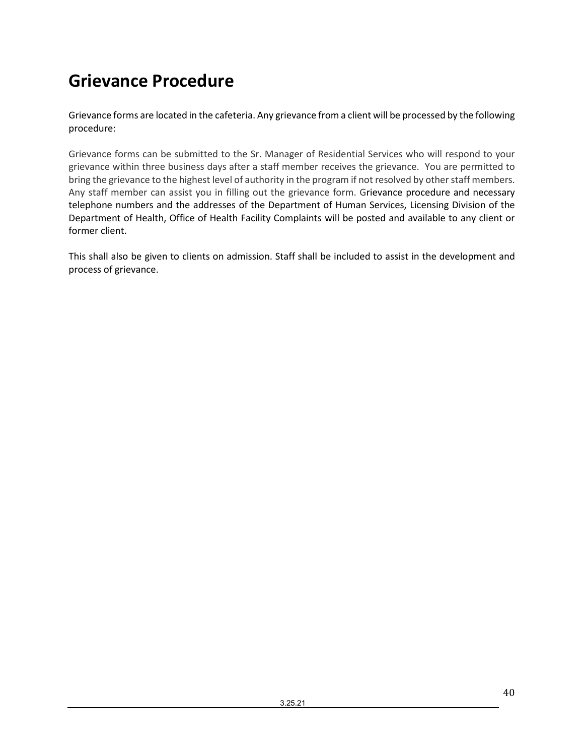# Grievance Procedure

Grievance forms are located in the cafeteria. Any grievance from a client will be processed by the following procedure:

Grievance forms can be submitted to the Sr. Manager of Residential Services who will respond to your grievance within three business days after a staff member receives the grievance. You are permitted to bring the grievance to the highest level of authority in the program if not resolved by other staff members. Any staff member can assist you in filling out the grievance form. Grievance procedure and necessary telephone numbers and the addresses of the Department of Human Services, Licensing Division of the Department of Health, Office of Health Facility Complaints will be posted and available to any client or former client.

This shall also be given to clients on admission. Staff shall be included to assist in the development and process of grievance.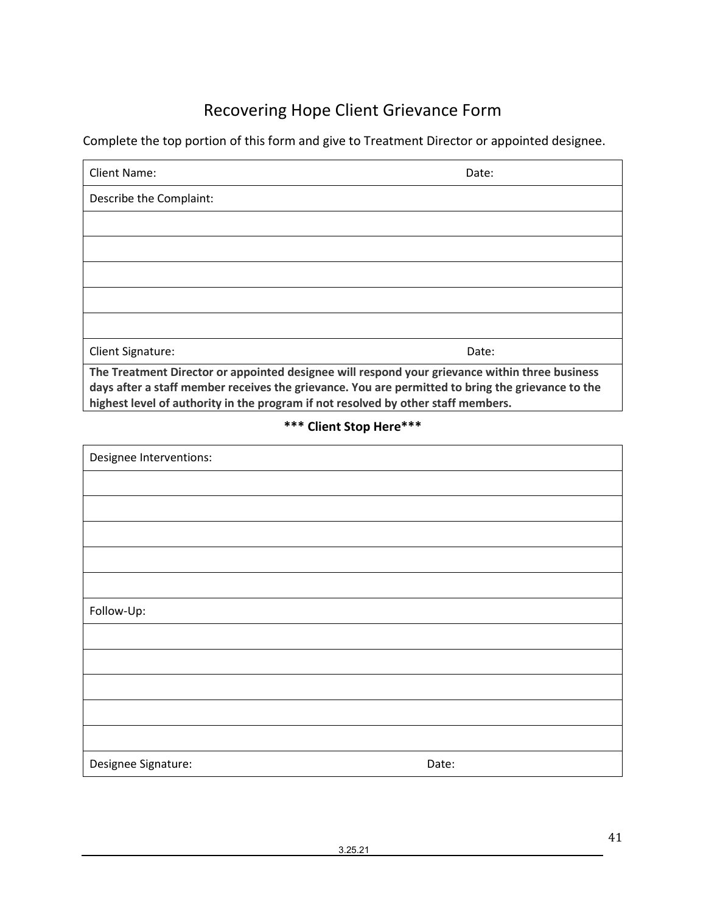# Recovering Hope Client Grievance Form

Complete the top portion of this form and give to Treatment Director or appointed designee.

| Client Name: | Date: |
|---|---|
| Describe the Complaint: | |
| | |
| | |
| | |
| | |
| | |
| Client Signature: | Date: |
| **The Treatment Director or appointed designee will respond your grievance within three business days after a staff member receives the grievance. You are permitted to bring the grievance to the highest level of authority in the program if not resolved by other staff members.** | |

**\*\*\* Client Stop Here\*\*\***

| Designee Interventions: | |
|---|---|
| | |
| | |
| | |
| | |
| | |
| Follow-Up: | |
| | |
| | |
| | |
| | |
| | |
| Designee Signature: | Date: |

3.25.21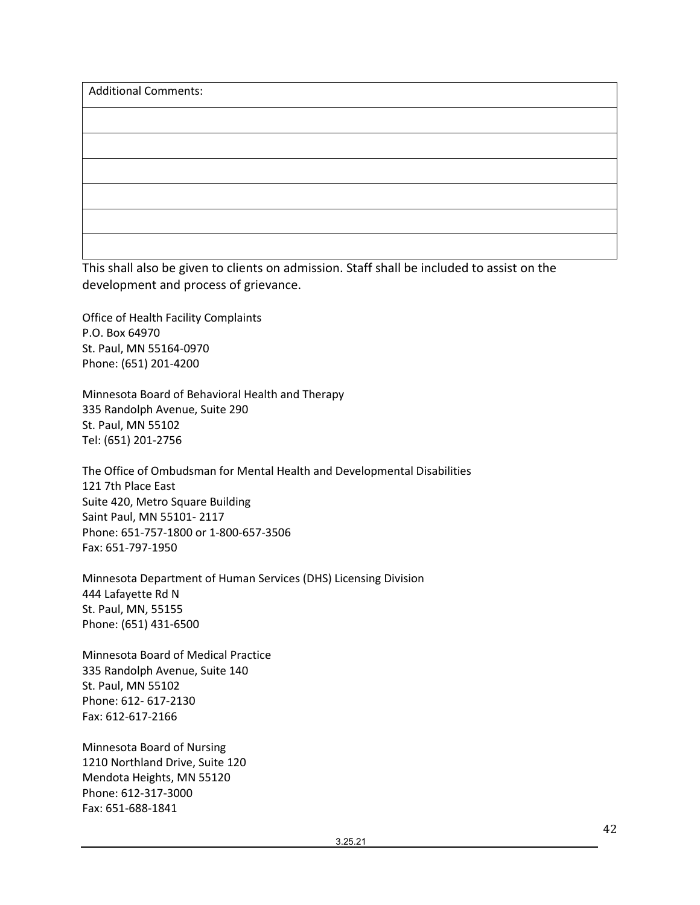| Additional Comments: |
| --- |
| |
| |
| |
| |
| |
| |

This shall also be given to clients on admission. Staff shall be included to assist on the development and process of grievance.

Office of Health Facility Complaints
P.O. Box 64970
St. Paul, MN 55164-0970
Phone: (651) 201-4200

Minnesota Board of Behavioral Health and Therapy
335 Randolph Avenue, Suite 290
St. Paul, MN 55102
Tel: (651) 201-2756

The Office of Ombudsman for Mental Health and Developmental Disabilities
121 7th Place East
Suite 420, Metro Square Building
Saint Paul, MN 55101- 2117
Phone: 651-757-1800 or 1-800-657-3506
Fax: 651-797-1950

Minnesota Department of Human Services (DHS) Licensing Division
444 Lafayette Rd N
St. Paul, MN, 55155
Phone: (651) 431-6500

Minnesota Board of Medical Practice
335 Randolph Avenue, Suite 140
St. Paul, MN 55102
Phone: 612- 617-2130
Fax: 612-617-2166

Minnesota Board of Nursing
1210 Northland Drive, Suite 120
Mendota Heights, MN 55120
Phone: 612-317-3000
Fax: 651-688-1841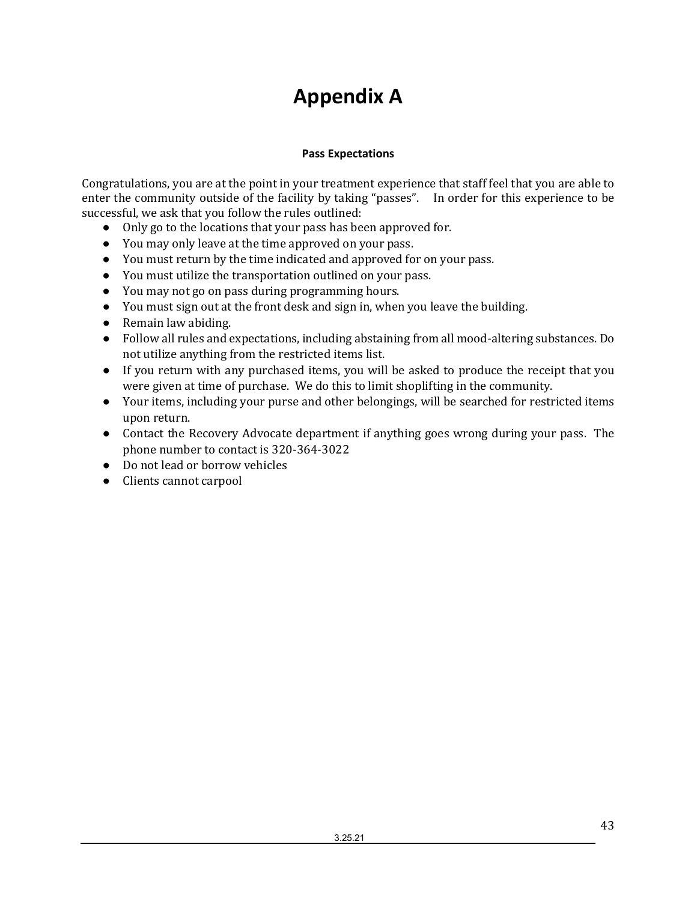# Appendix A

**Pass Expectations**

Congratulations, you are at the point in your treatment experience that staff feel that you are able to enter the community outside of the facility by taking "passes". In order for this experience to be successful, we ask that you follow the rules outlined:

- Only go to the locations that your pass has been approved for.
- You may only leave at the time approved on your pass.
- You must return by the time indicated and approved for on your pass.
- You must utilize the transportation outlined on your pass.
- You may not go on pass during programming hours.
- You must sign out at the front desk and sign in, when you leave the building.
- Remain law abiding.
- Follow all rules and expectations, including abstaining from all mood-altering substances. Do not utilize anything from the restricted items list.
- If you return with any purchased items, you will be asked to produce the receipt that you were given at time of purchase. We do this to limit shoplifting in the community.
- Your items, including your purse and other belongings, will be searched for restricted items upon return.
- Contact the Recovery Advocate department if anything goes wrong during your pass. The phone number to contact is 320-364-3022
- Do not lead or borrow vehicles
- Clients cannot carpool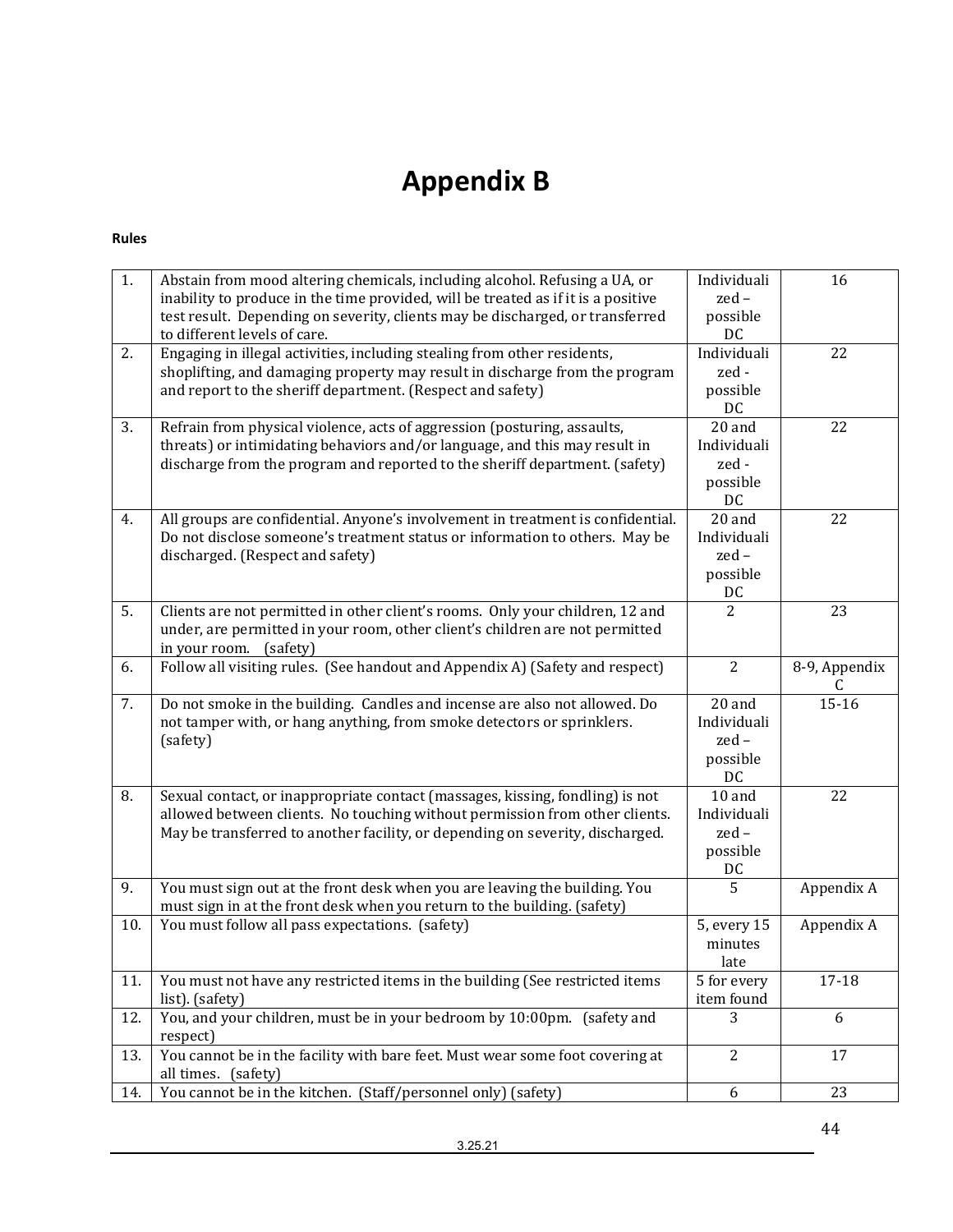# Appendix B

**Rules**

| | | | |
|---|---|---|---|
| 1. | Abstain from mood altering chemicals, including alcohol. Refusing a UA, or inability to produce in the time provided, will be treated as if it is a positive test result. Depending on severity, clients may be discharged, or transferred to different levels of care. | Individualized – possible DC | 16 |
| 2. | Engaging in illegal activities, including stealing from other residents, shoplifting, and damaging property may result in discharge from the program and report to the sheriff department. (Respect and safety) | Individualized - possible DC | 22 |
| 3. | Refrain from physical violence, acts of aggression (posturing, assaults, threats) or intimidating behaviors and/or language, and this may result in discharge from the program and reported to the sheriff department. (safety) | 20 and Individualized - possible DC | 22 |
| 4. | All groups are confidential. Anyone's involvement in treatment is confidential. Do not disclose someone's treatment status or information to others. May be discharged. (Respect and safety) | 20 and Individualized – possible DC | 22 |
| 5. | Clients are not permitted in other client's rooms. Only your children, 12 and under, are permitted in your room, other client's children are not permitted in your room. (safety) | 2 | 23 |
| 6. | Follow all visiting rules. (See handout and Appendix A) (Safety and respect) | 2 | 8-9, Appendix C |
| 7. | Do not smoke in the building. Candles and incense are also not allowed. Do not tamper with, or hang anything, from smoke detectors or sprinklers. (safety) | 20 and Individualized – possible DC | 15-16 |
| 8. | Sexual contact, or inappropriate contact (massages, kissing, fondling) is not allowed between clients. No touching without permission from other clients. May be transferred to another facility, or depending on severity, discharged. | 10 and Individualized – possible DC | 22 |
| 9. | You must sign out at the front desk when you are leaving the building. You must sign in at the front desk when you return to the building. (safety) | 5 | Appendix A |
| 10. | You must follow all pass expectations. (safety) | 5, every 15 minutes late | Appendix A |
| 11. | You must not have any restricted items in the building (See restricted items list). (safety) | 5 for every item found | 17-18 |
| 12. | You, and your children, must be in your bedroom by 10:00pm. (safety and respect) | 3 | 6 |
| 13. | You cannot be in the facility with bare feet. Must wear some foot covering at all times. (safety) | 2 | 17 |
| 14. | You cannot be in the kitchen. (Staff/personnel only) (safety) | 6 | 23 |

3.25.21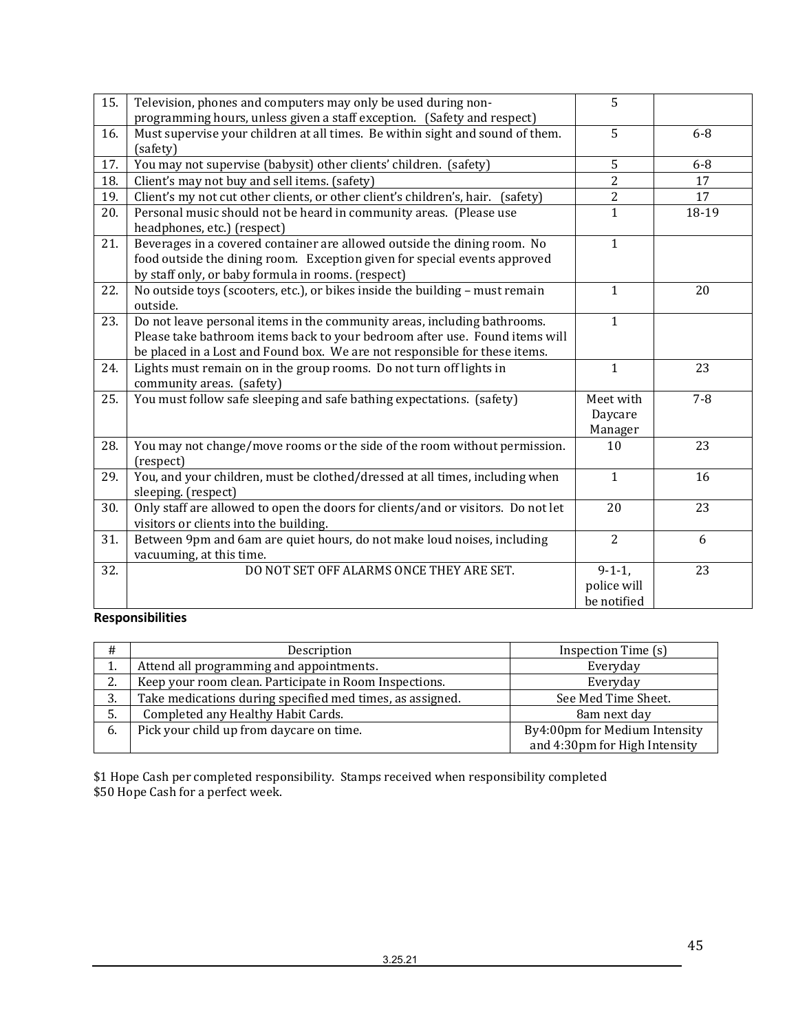| 15. | Television, phones and computers may only be used during non-programming hours, unless given a staff exception. (Safety and respect) | 5 | |
|---|---|---|---|
| 16. | Must supervise your children at all times. Be within sight and sound of them. (safety) | 5 | 6-8 |
| 17. | You may not supervise (babysit) other clients' children. (safety) | 5 | 6-8 |
| 18. | Client's may not buy and sell items. (safety) | 2 | 17 |
| 19. | Client's my not cut other clients, or other client's children's, hair. (safety) | 2 | 17 |
| 20. | Personal music should not be heard in community areas. (Please use headphones, etc.) (respect) | 1 | 18-19 |
| 21. | Beverages in a covered container are allowed outside the dining room. No food outside the dining room. Exception given for special events approved by staff only, or baby formula in rooms. (respect) | 1 | |
| 22. | No outside toys (scooters, etc.), or bikes inside the building – must remain outside. | 1 | 20 |
| 23. | Do not leave personal items in the community areas, including bathrooms. Please take bathroom items back to your bedroom after use. Found items will be placed in a Lost and Found box. We are not responsible for these items. | 1 | |
| 24. | Lights must remain on in the group rooms. Do not turn off lights in community areas. (safety) | 1 | 23 |
| 25. | You must follow safe sleeping and safe bathing expectations. (safety) | Meet with Daycare Manager | 7-8 |
| 28. | You may not change/move rooms or the side of the room without permission. (respect) | 10 | 23 |
| 29. | You, and your children, must be clothed/dressed at all times, including when sleeping. (respect) | 1 | 16 |
| 30. | Only staff are allowed to open the doors for clients/and or visitors. Do not let visitors or clients into the building. | 20 | 23 |
| 31. | Between 9pm and 6am are quiet hours, do not make loud noises, including vacuuming, at this time. | 2 | 6 |
| 32. | DO NOT SET OFF ALARMS ONCE THEY ARE SET. | 9-1-1, police will be notified | 23 |

**Responsibilities**

| # | Description | Inspection Time (s) |
|---|---|---|
| 1. | Attend all programming and appointments. | Everyday |
| 2. | Keep your room clean. Participate in Room Inspections. | Everyday |
| 3. | Take medications during specified med times, as assigned. | See Med Time Sheet. |
| 5. | Completed any Healthy Habit Cards. | 8am next day |
| 6. | Pick your child up from daycare on time. | By4:00pm for Medium Intensity and 4:30pm for High Intensity |

$1 Hope Cash per completed responsibility. Stamps received when responsibility completed
$50 Hope Cash for a perfect week.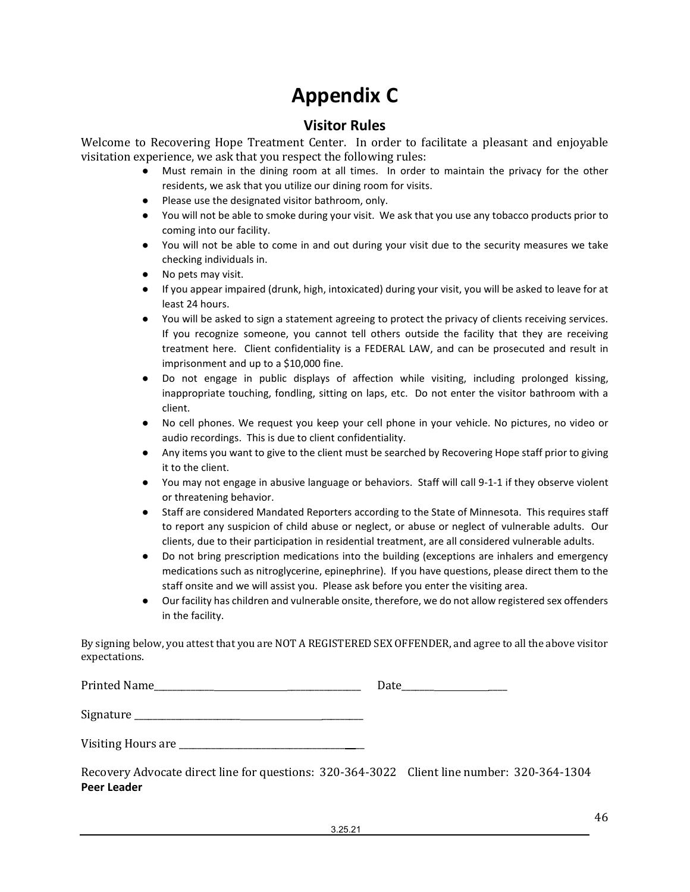# Appendix C

## Visitor Rules

Welcome to Recovering Hope Treatment Center. In order to facilitate a pleasant and enjoyable visitation experience, we ask that you respect the following rules:

- Must remain in the dining room at all times. In order to maintain the privacy for the other residents, we ask that you utilize our dining room for visits.
- Please use the designated visitor bathroom, only.
- You will not be able to smoke during your visit. We ask that you use any tobacco products prior to coming into our facility.
- You will not be able to come in and out during your visit due to the security measures we take checking individuals in.
- No pets may visit.
- If you appear impaired (drunk, high, intoxicated) during your visit, you will be asked to leave for at least 24 hours.
- You will be asked to sign a statement agreeing to protect the privacy of clients receiving services. If you recognize someone, you cannot tell others outside the facility that they are receiving treatment here. Client confidentiality is a FEDERAL LAW, and can be prosecuted and result in imprisonment and up to a $10,000 fine.
- Do not engage in public displays of affection while visiting, including prolonged kissing, inappropriate touching, fondling, sitting on laps, etc. Do not enter the visitor bathroom with a client.
- No cell phones. We request you keep your cell phone in your vehicle. No pictures, no video or audio recordings. This is due to client confidentiality.
- Any items you want to give to the client must be searched by Recovering Hope staff prior to giving it to the client.
- You may not engage in abusive language or behaviors. Staff will call 9-1-1 if they observe violent or threatening behavior.
- Staff are considered Mandated Reporters according to the State of Minnesota. This requires staff to report any suspicion of child abuse or neglect, or abuse or neglect of vulnerable adults. Our clients, due to their participation in residential treatment, are all considered vulnerable adults.
- Do not bring prescription medications into the building (exceptions are inhalers and emergency medications such as nitroglycerine, epinephrine). If you have questions, please direct them to the staff onsite and we will assist you. Please ask before you enter the visiting area.
- Our facility has children and vulnerable onsite, therefore, we do not allow registered sex offenders in the facility.

By signing below, you attest that you are NOT A REGISTERED SEX OFFENDER, and agree to all the above visitor expectations.

Printed Name_______________________________________ Date_______________________

Signature _______________________________________

Visiting Hours are _______________________________________

Recovery Advocate direct line for questions: 320-364-3022 Client line number: 320-364-1304

**Peer Leader**

3.25.21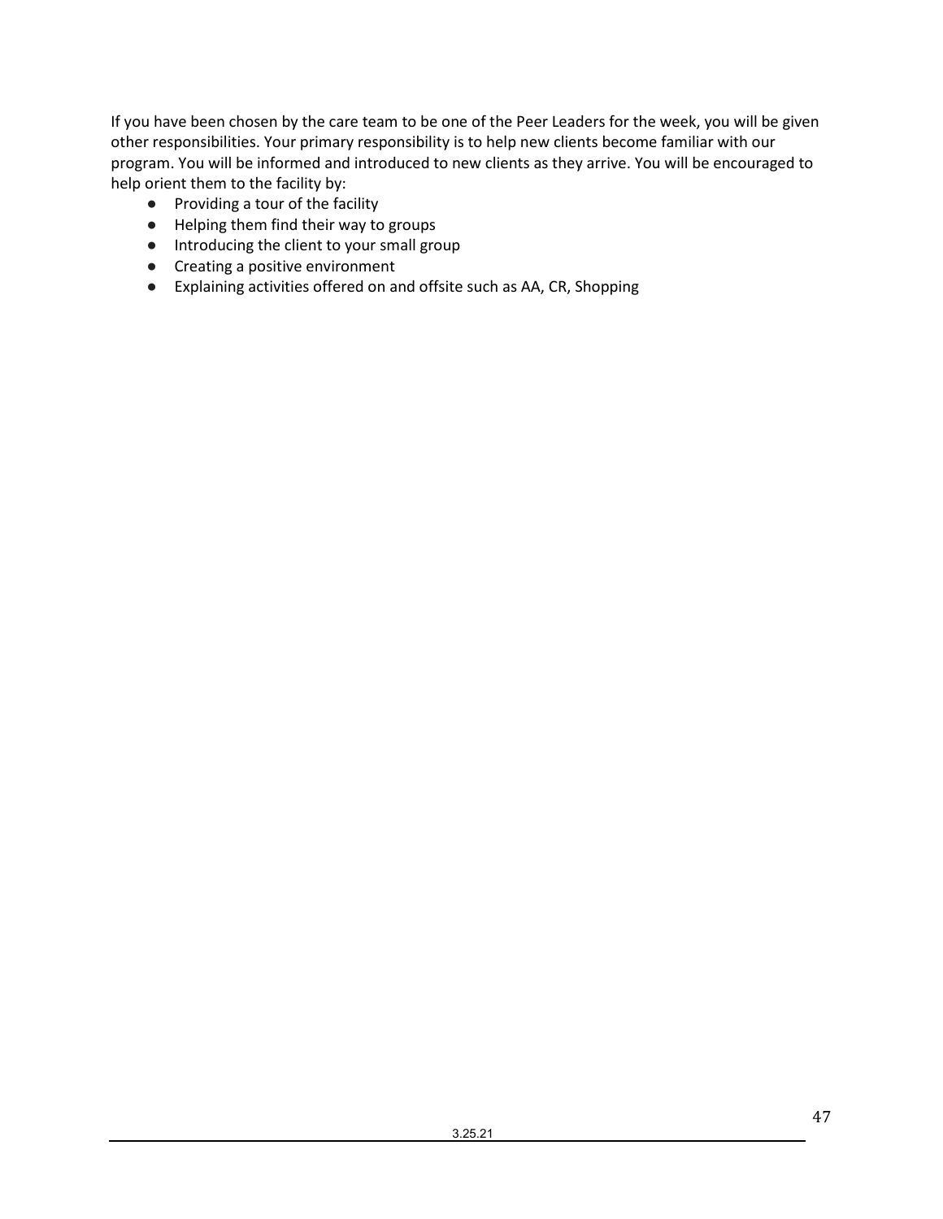If you have been chosen by the care team to be one of the Peer Leaders for the week, you will be given other responsibilities. Your primary responsibility is to help new clients become familiar with our program. You will be informed and introduced to new clients as they arrive. You will be encouraged to help orient them to the facility by:

- Providing a tour of the facility
- Helping them find their way to groups
- Introducing the client to your small group
- Creating a positive environment
- Explaining activities offered on and offsite such as AA, CR, Shopping